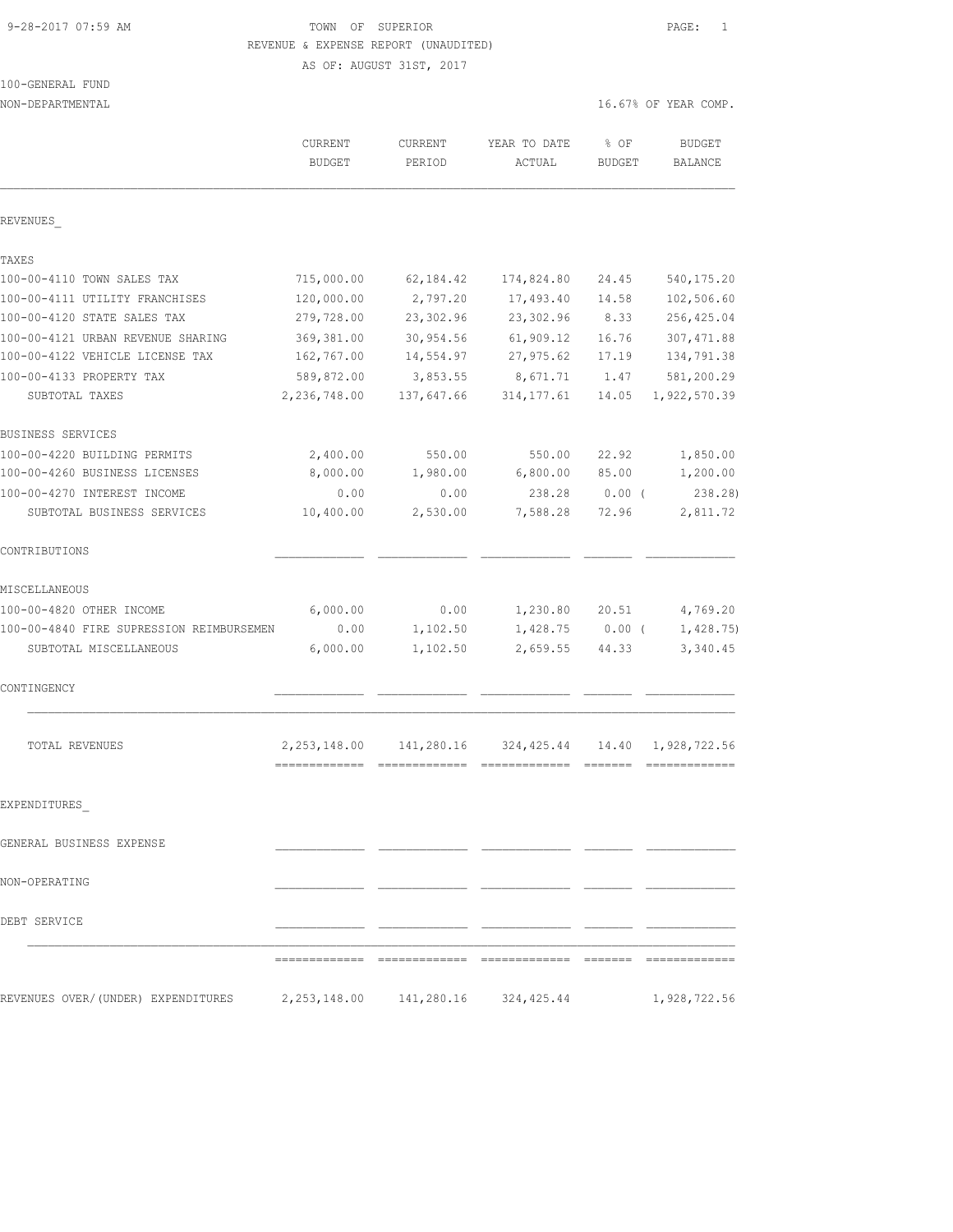9-28-2017 07:59 AM

# TOWN OF SUPERIOR

REVENUE & EXPENSE REPORT (UNAUDITED)

AS OF: AUGUST 31ST, 2017

100-GENERAL FUND

NON-DEPARTMENTAL

16.67% OF YEAR COMP.

| | CURRENT BUDGET | CURRENT PERIOD | YEAR TO DATE ACTUAL | % OF BUDGET | BUDGET BALANCE |
|---|---|---|---|---|---|
| **REVENUES_** | | | | | |
| TAXES | | | | | |
| 100-00-4110 TOWN SALES TAX | 715,000.00 | 62,184.42 | 174,824.80 | 24.45 | 540,175.20 |
| 100-00-4111 UTILITY FRANCHISES | 120,000.00 | 2,797.20 | 17,493.40 | 14.58 | 102,506.60 |
| 100-00-4120 STATE SALES TAX | 279,728.00 | 23,302.96 | 23,302.96 | 8.33 | 256,425.04 |
| 100-00-4121 URBAN REVENUE SHARING | 369,381.00 | 30,954.56 | 61,909.12 | 16.76 | 307,471.88 |
| 100-00-4122 VEHICLE LICENSE TAX | 162,767.00 | 14,554.97 | 27,975.62 | 17.19 | 134,791.38 |
| 100-00-4133 PROPERTY TAX | 589,872.00 | 3,853.55 | 8,671.71 | 1.47 | 581,200.29 |
| SUBTOTAL TAXES | 2,236,748.00 | 137,647.66 | 314,177.61 | 14.05 | 1,922,570.39 |
| BUSINESS SERVICES | | | | | |
| 100-00-4220 BUILDING PERMITS | 2,400.00 | 550.00 | 550.00 | 22.92 | 1,850.00 |
| 100-00-4260 BUSINESS LICENSES | 8,000.00 | 1,980.00 | 6,800.00 | 85.00 | 1,200.00 |
| 100-00-4270 INTEREST INCOME | 0.00 | 0.00 | 238.28 | 0.00 | ( 238.28) |
| SUBTOTAL BUSINESS SERVICES | 10,400.00 | 2,530.00 | 7,588.28 | 72.96 | 2,811.72 |
| CONTRIBUTIONS | | | | | |
| MISCELLANEOUS | | | | | |
| 100-00-4820 OTHER INCOME | 6,000.00 | 0.00 | 1,230.80 | 20.51 | 4,769.20 |
| 100-00-4840 FIRE SUPRESSION REIMBURSEMEN | 0.00 | 1,102.50 | 1,428.75 | 0.00 | ( 1,428.75) |
| SUBTOTAL MISCELLANEOUS | 6,000.00 | 1,102.50 | 2,659.55 | 44.33 | 3,340.45 |
| CONTINGENCY | | | | | |
| TOTAL REVENUES | 2,253,148.00 | 141,280.16 | 324,425.44 | 14.40 | 1,928,722.56 |
| **EXPENDITURES_** | | | | | |
| GENERAL BUSINESS EXPENSE | | | | | |
| NON-OPERATING | | | | | |
| DEBT SERVICE | | | | | |
| REVENUES OVER/(UNDER) EXPENDITURES | 2,253,148.00 | 141,280.16 | 324,425.44 | | 1,928,722.56 |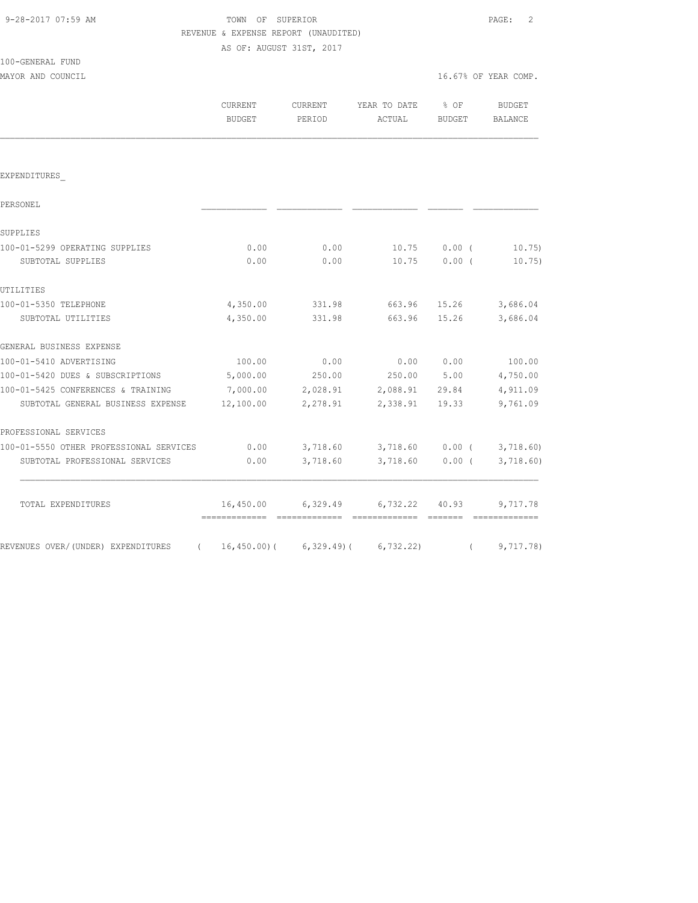TOWN OF SUPERIOR

REVENUE & EXPENSE REPORT (UNAUDITED)

AS OF: AUGUST 31ST, 2017

100-GENERAL FUND

MAYOR AND COUNCIL

16.67% OF YEAR COMP.

| | CURRENT BUDGET | CURRENT PERIOD | YEAR TO DATE ACTUAL | % OF BUDGET | BUDGET BALANCE |
|---|---|---|---|---|---|
| EXPENDITURES_ | | | | | |
| PERSONEL | | | | | |
| SUPPLIES | | | | | |
| 100-01-5299 OPERATING SUPPLIES | 0.00 | 0.00 | 10.75 | 0.00 ( | 10.75) |
| SUBTOTAL SUPPLIES | 0.00 | 0.00 | 10.75 | 0.00 ( | 10.75) |
| UTILITIES | | | | | |
| 100-01-5350 TELEPHONE | 4,350.00 | 331.98 | 663.96 | 15.26 | 3,686.04 |
| SUBTOTAL UTILITIES | 4,350.00 | 331.98 | 663.96 | 15.26 | 3,686.04 |
| GENERAL BUSINESS EXPENSE | | | | | |
| 100-01-5410 ADVERTISING | 100.00 | 0.00 | 0.00 | 0.00 | 100.00 |
| 100-01-5420 DUES & SUBSCRIPTIONS | 5,000.00 | 250.00 | 250.00 | 5.00 | 4,750.00 |
| 100-01-5425 CONFERENCES & TRAINING | 7,000.00 | 2,028.91 | 2,088.91 | 29.84 | 4,911.09 |
| SUBTOTAL GENERAL BUSINESS EXPENSE | 12,100.00 | 2,278.91 | 2,338.91 | 19.33 | 9,761.09 |
| PROFESSIONAL SERVICES | | | | | |
| 100-01-5550 OTHER PROFESSIONAL SERVICES | 0.00 | 3,718.60 | 3,718.60 | 0.00 ( | 3,718.60) |
| SUBTOTAL PROFESSIONAL SERVICES | 0.00 | 3,718.60 | 3,718.60 | 0.00 ( | 3,718.60) |
| TOTAL EXPENDITURES | 16,450.00 | 6,329.49 | 6,732.22 | 40.93 | 9,717.78 |
| REVENUES OVER/(UNDER) EXPENDITURES | ( 16,450.00)( | 6,329.49)( | 6,732.22) | ( | 9,717.78) |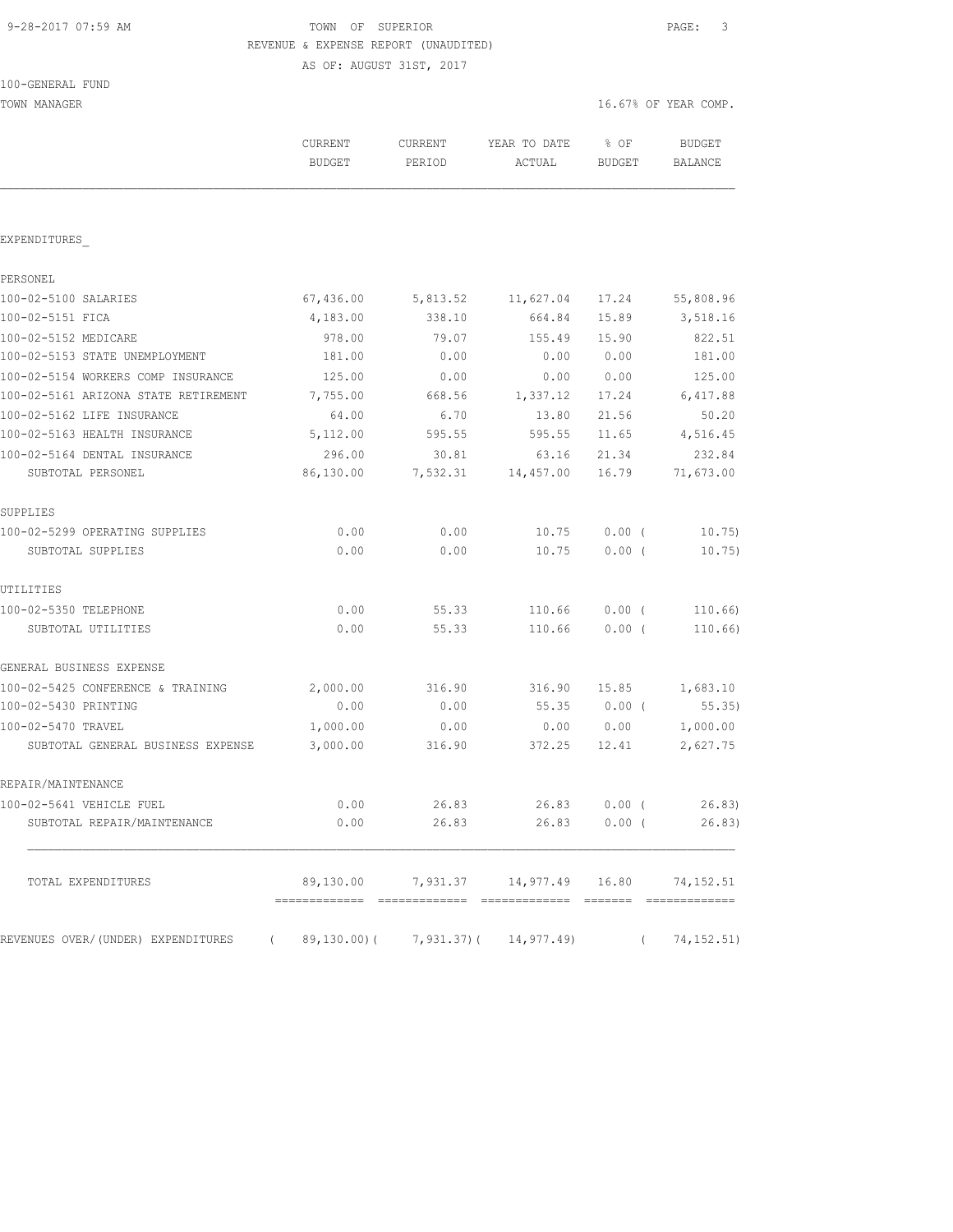TOWN OF SUPERIOR

REVENUE & EXPENSE REPORT (UNAUDITED)

AS OF: AUGUST 31ST, 2017

100-GENERAL FUND

TOWN MANAGER — 16.67% OF YEAR COMP.

| | CURRENT BUDGET | CURRENT PERIOD | YEAR TO DATE ACTUAL | % OF BUDGET | BUDGET BALANCE |
|---|---|---|---|---|---|
| EXPENDITURES_ | | | | | |
| PERSONEL | | | | | |
| 100-02-5100 SALARIES | 67,436.00 | 5,813.52 | 11,627.04 | 17.24 | 55,808.96 |
| 100-02-5151 FICA | 4,183.00 | 338.10 | 664.84 | 15.89 | 3,518.16 |
| 100-02-5152 MEDICARE | 978.00 | 79.07 | 155.49 | 15.90 | 822.51 |
| 100-02-5153 STATE UNEMPLOYMENT | 181.00 | 0.00 | 0.00 | 0.00 | 181.00 |
| 100-02-5154 WORKERS COMP INSURANCE | 125.00 | 0.00 | 0.00 | 0.00 | 125.00 |
| 100-02-5161 ARIZONA STATE RETIREMENT | 7,755.00 | 668.56 | 1,337.12 | 17.24 | 6,417.88 |
| 100-02-5162 LIFE INSURANCE | 64.00 | 6.70 | 13.80 | 21.56 | 50.20 |
| 100-02-5163 HEALTH INSURANCE | 5,112.00 | 595.55 | 595.55 | 11.65 | 4,516.45 |
| 100-02-5164 DENTAL INSURANCE | 296.00 | 30.81 | 63.16 | 21.34 | 232.84 |
| SUBTOTAL PERSONEL | 86,130.00 | 7,532.31 | 14,457.00 | 16.79 | 71,673.00 |
| SUPPLIES | | | | | |
| 100-02-5299 OPERATING SUPPLIES | 0.00 | 0.00 | 10.75 | 0.00 | ( 10.75) |
| SUBTOTAL SUPPLIES | 0.00 | 0.00 | 10.75 | 0.00 | ( 10.75) |
| UTILITIES | | | | | |
| 100-02-5350 TELEPHONE | 0.00 | 55.33 | 110.66 | 0.00 | ( 110.66) |
| SUBTOTAL UTILITIES | 0.00 | 55.33 | 110.66 | 0.00 | ( 110.66) |
| GENERAL BUSINESS EXPENSE | | | | | |
| 100-02-5425 CONFERENCE & TRAINING | 2,000.00 | 316.90 | 316.90 | 15.85 | 1,683.10 |
| 100-02-5430 PRINTING | 0.00 | 0.00 | 55.35 | 0.00 | ( 55.35) |
| 100-02-5470 TRAVEL | 1,000.00 | 0.00 | 0.00 | 0.00 | 1,000.00 |
| SUBTOTAL GENERAL BUSINESS EXPENSE | 3,000.00 | 316.90 | 372.25 | 12.41 | 2,627.75 |
| REPAIR/MAINTENANCE | | | | | |
| 100-02-5641 VEHICLE FUEL | 0.00 | 26.83 | 26.83 | 0.00 | ( 26.83) |
| SUBTOTAL REPAIR/MAINTENANCE | 0.00 | 26.83 | 26.83 | 0.00 | ( 26.83) |
| TOTAL EXPENDITURES | 89,130.00 | 7,931.37 | 14,977.49 | 16.80 | 74,152.51 |
| REVENUES OVER/(UNDER) EXPENDITURES | ( 89,130.00) | ( 7,931.37) | ( 14,977.49) | | ( 74,152.51) |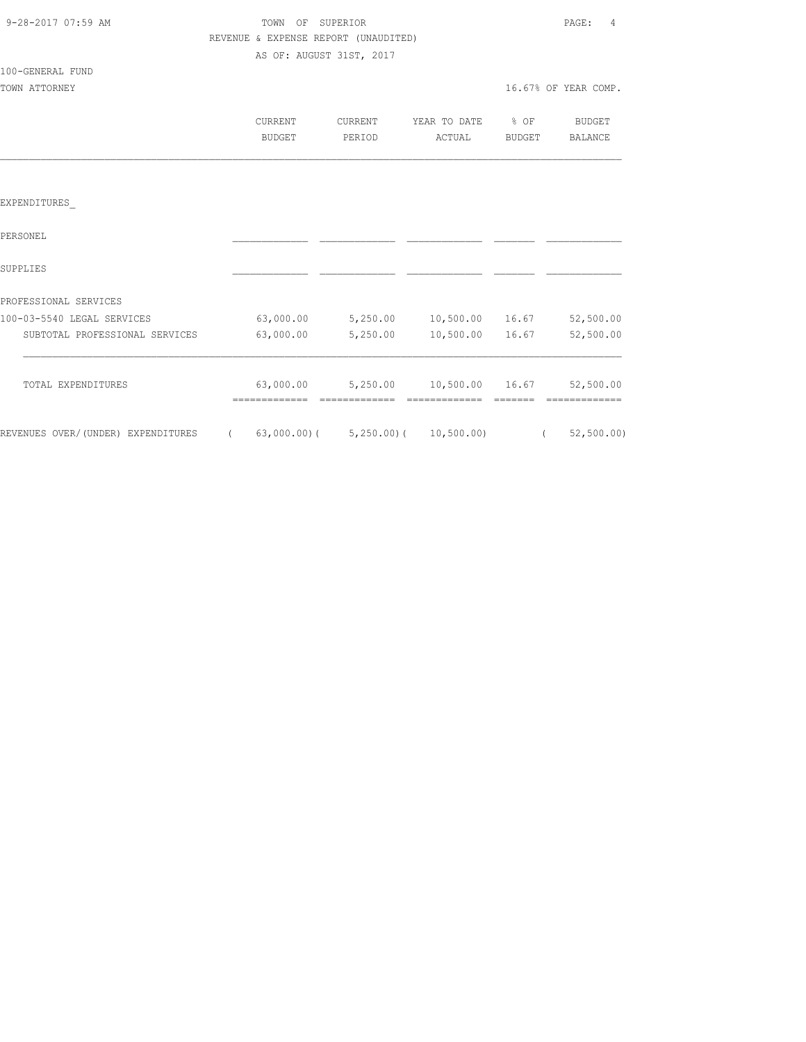TOWN OF SUPERIOR

REVENUE & EXPENSE REPORT (UNAUDITED)

AS OF: AUGUST 31ST, 2017

100-GENERAL FUND

TOWN ATTORNEY — 16.67% OF YEAR COMP.

| | CURRENT BUDGET | CURRENT PERIOD | YEAR TO DATE ACTUAL | % OF BUDGET | BUDGET BALANCE |
|---|---|---|---|---|---|
| EXPENDITURES_ | | | | | |
| PERSONEL | | | | | |
| SUPPLIES | | | | | |
| PROFESSIONAL SERVICES | | | | | |
| 100-03-5540 LEGAL SERVICES | 63,000.00 | 5,250.00 | 10,500.00 | 16.67 | 52,500.00 |
| SUBTOTAL PROFESSIONAL SERVICES | 63,000.00 | 5,250.00 | 10,500.00 | 16.67 | 52,500.00 |
| TOTAL EXPENDITURES | 63,000.00 | 5,250.00 | 10,500.00 | 16.67 | 52,500.00 |
| REVENUES OVER/(UNDER) EXPENDITURES | ( 63,000.00) | ( 5,250.00) | ( 10,500.00) | | ( 52,500.00) |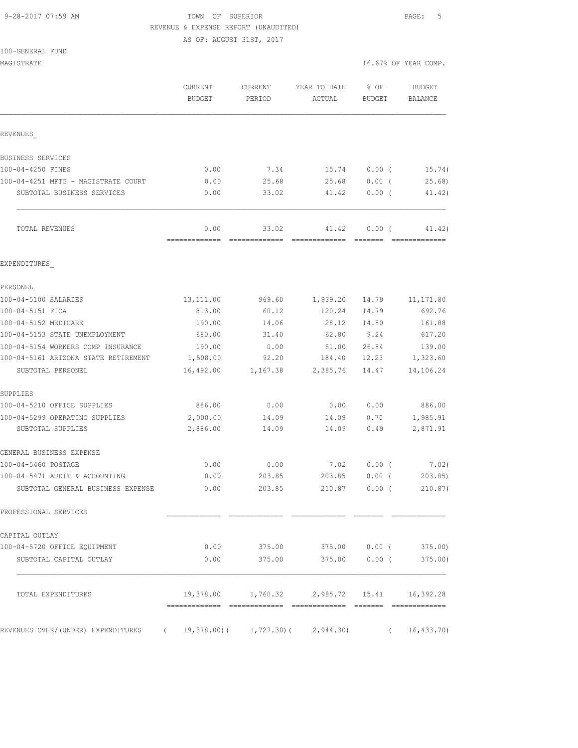9-28-2017 07:59 AM

TOWN OF SUPERIOR

REVENUE & EXPENSE REPORT (UNAUDITED)

AS OF: AUGUST 31ST, 2017

100-GENERAL FUND

MAGISTRATE

16.67% OF YEAR COMP.

| | CURRENT BUDGET | CURRENT PERIOD | YEAR TO DATE ACTUAL | % OF BUDGET | BUDGET BALANCE |
|---|---|---|---|---|---|
| REVENUES_ | | | | | |
| BUSINESS SERVICES | | | | | |
| 100-04-4250 FINES | 0.00 | 7.34 | 15.74 | 0.00 ( | 15.74) |
| 100-04-4251 MFTG - MAGISTRATE COURT | 0.00 | 25.68 | 25.68 | 0.00 ( | 25.68) |
| SUBTOTAL BUSINESS SERVICES | 0.00 | 33.02 | 41.42 | 0.00 ( | 41.42) |
| TOTAL REVENUES | 0.00 | 33.02 | 41.42 | 0.00 ( | 41.42) |
| EXPENDITURES_ | | | | | |
| PERSONEL | | | | | |
| 100-04-5100 SALARIES | 13,111.00 | 969.60 | 1,939.20 | 14.79 | 11,171.80 |
| 100-04-5151 FICA | 813.00 | 60.12 | 120.24 | 14.79 | 692.76 |
| 100-04-5152 MEDICARE | 190.00 | 14.06 | 28.12 | 14.80 | 161.88 |
| 100-04-5153 STATE UNEMPLOYMENT | 680.00 | 31.40 | 62.80 | 9.24 | 617.20 |
| 100-04-5154 WORKERS COMP INSURANCE | 190.00 | 0.00 | 51.00 | 26.84 | 139.00 |
| 100-04-5161 ARIZONA STATE RETIREMENT | 1,508.00 | 92.20 | 184.40 | 12.23 | 1,323.60 |
| SUBTOTAL PERSONEL | 16,492.00 | 1,167.38 | 2,385.76 | 14.47 | 14,106.24 |
| SUPPLIES | | | | | |
| 100-04-5210 OFFICE SUPPLIES | 886.00 | 0.00 | 0.00 | 0.00 | 886.00 |
| 100-04-5299 OPERATING SUPPLIES | 2,000.00 | 14.09 | 14.09 | 0.70 | 1,985.91 |
| SUBTOTAL SUPPLIES | 2,886.00 | 14.09 | 14.09 | 0.49 | 2,871.91 |
| GENERAL BUSINESS EXPENSE | | | | | |
| 100-04-5460 POSTAGE | 0.00 | 0.00 | 7.02 | 0.00 ( | 7.02) |
| 100-04-5471 AUDIT & ACCOUNTING | 0.00 | 203.85 | 203.85 | 0.00 ( | 203.85) |
| SUBTOTAL GENERAL BUSINESS EXPENSE | 0.00 | 203.85 | 210.87 | 0.00 ( | 210.87) |
| PROFESSIONAL SERVICES | | | | | |
| CAPITAL OUTLAY | | | | | |
| 100-04-5720 OFFICE EQUIPMENT | 0.00 | 375.00 | 375.00 | 0.00 ( | 375.00) |
| SUBTOTAL CAPITAL OUTLAY | 0.00 | 375.00 | 375.00 | 0.00 ( | 375.00) |
| TOTAL EXPENDITURES | 19,378.00 | 1,760.32 | 2,985.72 | 15.41 | 16,392.28 |
| REVENUES OVER/(UNDER) EXPENDITURES | ( 19,378.00)( | 1,727.30)( | 2,944.30) | ( | 16,433.70) |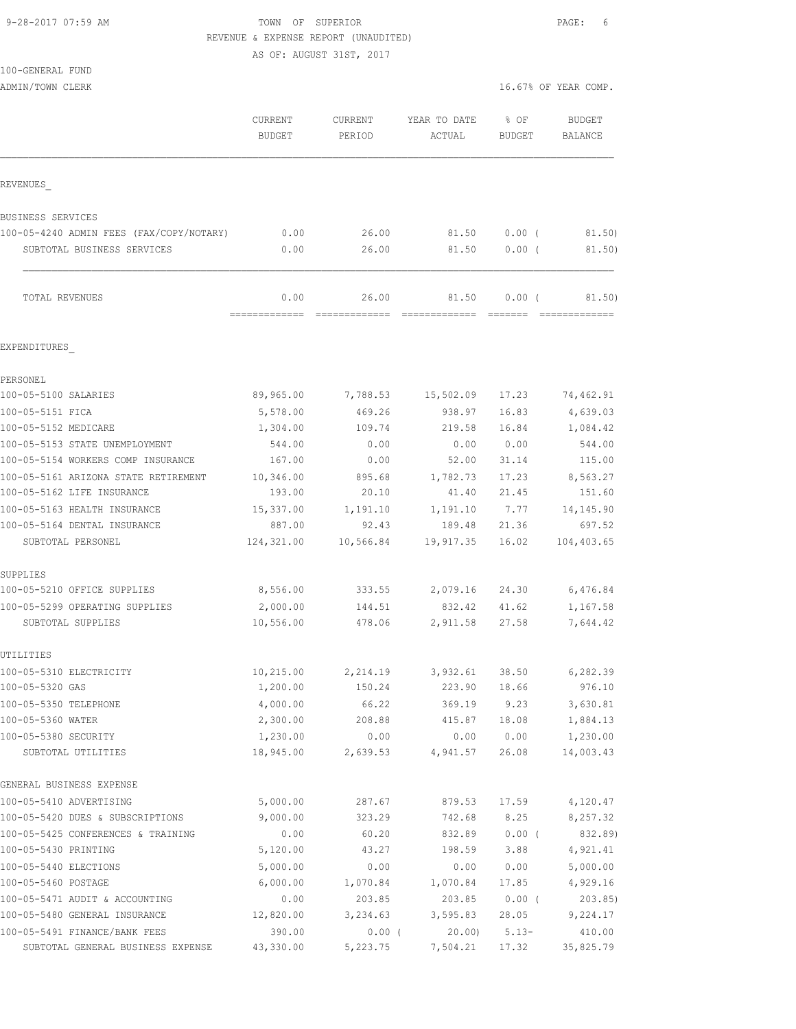9-28-2017 07:59 AM TOWN OF SUPERIOR

REVENUE & EXPENSE REPORT (UNAUDITED)

AS OF: AUGUST 31ST, 2017

100-GENERAL FUND

ADMIN/TOWN CLERK 16.67% OF YEAR COMP.

| | CURRENT BUDGET | CURRENT PERIOD | YEAR TO DATE ACTUAL | % OF BUDGET | BUDGET BALANCE |
|---|---|---|---|---|---|
| REVENUES_ | | | | | |
| BUSINESS SERVICES | | | | | |
| 100-05-4240 ADMIN FEES (FAX/COPY/NOTARY) | 0.00 | 26.00 | 81.50 | 0.00 ( | 81.50) |
| SUBTOTAL BUSINESS SERVICES | 0.00 | 26.00 | 81.50 | 0.00 ( | 81.50) |
| TOTAL REVENUES | 0.00 | 26.00 | 81.50 | 0.00 ( | 81.50) |
| EXPENDITURES_ | | | | | |
| PERSONEL | | | | | |
| 100-05-5100 SALARIES | 89,965.00 | 7,788.53 | 15,502.09 | 17.23 | 74,462.91 |
| 100-05-5151 FICA | 5,578.00 | 469.26 | 938.97 | 16.83 | 4,639.03 |
| 100-05-5152 MEDICARE | 1,304.00 | 109.74 | 219.58 | 16.84 | 1,084.42 |
| 100-05-5153 STATE UNEMPLOYMENT | 544.00 | 0.00 | 0.00 | 0.00 | 544.00 |
| 100-05-5154 WORKERS COMP INSURANCE | 167.00 | 0.00 | 52.00 | 31.14 | 115.00 |
| 100-05-5161 ARIZONA STATE RETIREMENT | 10,346.00 | 895.68 | 1,782.73 | 17.23 | 8,563.27 |
| 100-05-5162 LIFE INSURANCE | 193.00 | 20.10 | 41.40 | 21.45 | 151.60 |
| 100-05-5163 HEALTH INSURANCE | 15,337.00 | 1,191.10 | 1,191.10 | 7.77 | 14,145.90 |
| 100-05-5164 DENTAL INSURANCE | 887.00 | 92.43 | 189.48 | 21.36 | 697.52 |
| SUBTOTAL PERSONEL | 124,321.00 | 10,566.84 | 19,917.35 | 16.02 | 104,403.65 |
| SUPPLIES | | | | | |
| 100-05-5210 OFFICE SUPPLIES | 8,556.00 | 333.55 | 2,079.16 | 24.30 | 6,476.84 |
| 100-05-5299 OPERATING SUPPLIES | 2,000.00 | 144.51 | 832.42 | 41.62 | 1,167.58 |
| SUBTOTAL SUPPLIES | 10,556.00 | 478.06 | 2,911.58 | 27.58 | 7,644.42 |
| UTILITIES | | | | | |
| 100-05-5310 ELECTRICITY | 10,215.00 | 2,214.19 | 3,932.61 | 38.50 | 6,282.39 |
| 100-05-5320 GAS | 1,200.00 | 150.24 | 223.90 | 18.66 | 976.10 |
| 100-05-5350 TELEPHONE | 4,000.00 | 66.22 | 369.19 | 9.23 | 3,630.81 |
| 100-05-5360 WATER | 2,300.00 | 208.88 | 415.87 | 18.08 | 1,884.13 |
| 100-05-5380 SECURITY | 1,230.00 | 0.00 | 0.00 | 0.00 | 1,230.00 |
| SUBTOTAL UTILITIES | 18,945.00 | 2,639.53 | 4,941.57 | 26.08 | 14,003.43 |
| GENERAL BUSINESS EXPENSE | | | | | |
| 100-05-5410 ADVERTISING | 5,000.00 | 287.67 | 879.53 | 17.59 | 4,120.47 |
| 100-05-5420 DUES & SUBSCRIPTIONS | 9,000.00 | 323.29 | 742.68 | 8.25 | 8,257.32 |
| 100-05-5425 CONFERENCES & TRAINING | 0.00 | 60.20 | 832.89 | 0.00 ( | 832.89) |
| 100-05-5430 PRINTING | 5,120.00 | 43.27 | 198.59 | 3.88 | 4,921.41 |
| 100-05-5440 ELECTIONS | 5,000.00 | 0.00 | 0.00 | 0.00 | 5,000.00 |
| 100-05-5460 POSTAGE | 6,000.00 | 1,070.84 | 1,070.84 | 17.85 | 4,929.16 |
| 100-05-5471 AUDIT & ACCOUNTING | 0.00 | 203.85 | 203.85 | 0.00 ( | 203.85) |
| 100-05-5480 GENERAL INSURANCE | 12,820.00 | 3,234.63 | 3,595.83 | 28.05 | 9,224.17 |
| 100-05-5491 FINANCE/BANK FEES | 390.00 | 0.00 ( | 20.00) | 5.13- | 410.00 |
| SUBTOTAL GENERAL BUSINESS EXPENSE | 43,330.00 | 5,223.75 | 7,504.21 | 17.32 | 35,825.79 |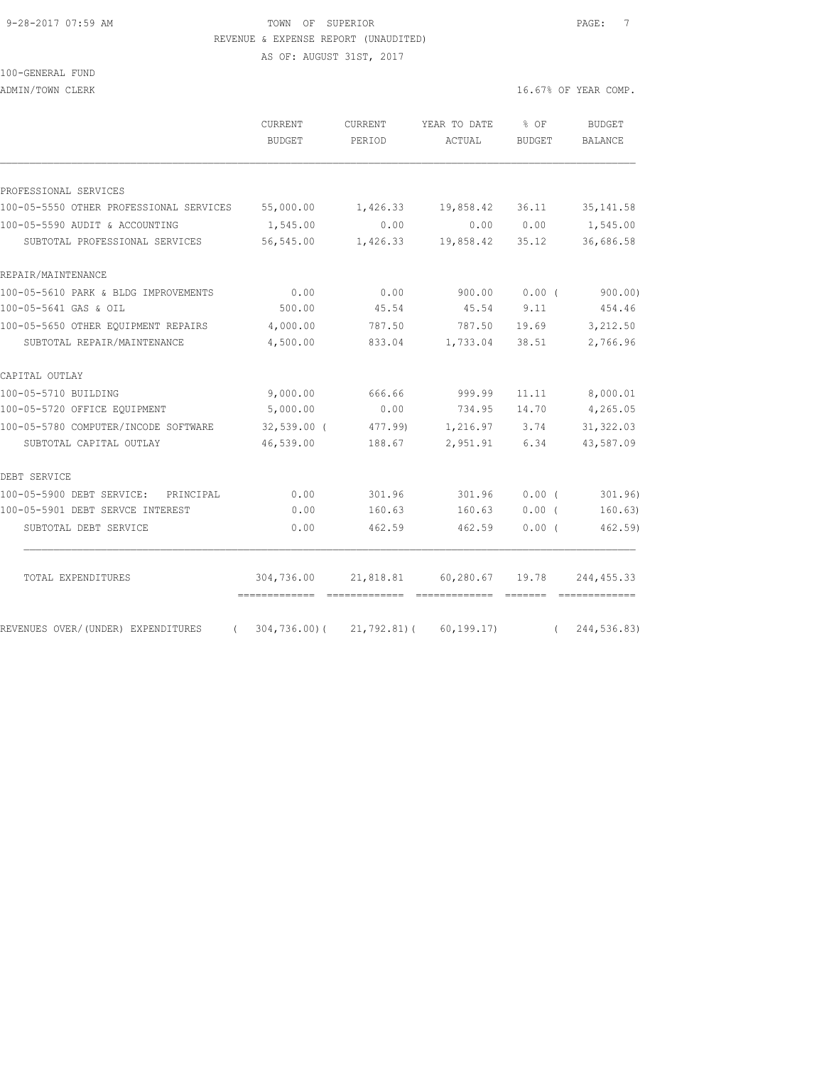TOWN OF SUPERIOR

REVENUE & EXPENSE REPORT (UNAUDITED)

AS OF: AUGUST 31ST, 2017

100-GENERAL FUND

ADMIN/TOWN CLERK — 16.67% OF YEAR COMP.

| | CURRENT BUDGET | CURRENT PERIOD | YEAR TO DATE ACTUAL | % OF BUDGET | BUDGET BALANCE |
|---|---|---|---|---|---|
| **PROFESSIONAL SERVICES** | | | | | |
| 100-05-5550 OTHER PROFESSIONAL SERVICES | 55,000.00 | 1,426.33 | 19,858.42 | 36.11 | 35,141.58 |
| 100-05-5590 AUDIT & ACCOUNTING | 1,545.00 | 0.00 | 0.00 | 0.00 | 1,545.00 |
| SUBTOTAL PROFESSIONAL SERVICES | 56,545.00 | 1,426.33 | 19,858.42 | 35.12 | 36,686.58 |
| **REPAIR/MAINTENANCE** | | | | | |
| 100-05-5610 PARK & BLDG IMPROVEMENTS | 0.00 | 0.00 | 900.00 | 0.00 ( | 900.00) |
| 100-05-5641 GAS & OIL | 500.00 | 45.54 | 45.54 | 9.11 | 454.46 |
| 100-05-5650 OTHER EQUIPMENT REPAIRS | 4,000.00 | 787.50 | 787.50 | 19.69 | 3,212.50 |
| SUBTOTAL REPAIR/MAINTENANCE | 4,500.00 | 833.04 | 1,733.04 | 38.51 | 2,766.96 |
| **CAPITAL OUTLAY** | | | | | |
| 100-05-5710 BUILDING | 9,000.00 | 666.66 | 999.99 | 11.11 | 8,000.01 |
| 100-05-5720 OFFICE EQUIPMENT | 5,000.00 | 0.00 | 734.95 | 14.70 | 4,265.05 |
| 100-05-5780 COMPUTER/INCODE SOFTWARE | 32,539.00 ( | 477.99) | 1,216.97 | 3.74 | 31,322.03 |
| SUBTOTAL CAPITAL OUTLAY | 46,539.00 | 188.67 | 2,951.91 | 6.34 | 43,587.09 |
| **DEBT SERVICE** | | | | | |
| 100-05-5900 DEBT SERVICE: PRINCIPAL | 0.00 | 301.96 | 301.96 | 0.00 ( | 301.96) |
| 100-05-5901 DEBT SERVCE INTEREST | 0.00 | 160.63 | 160.63 | 0.00 ( | 160.63) |
| SUBTOTAL DEBT SERVICE | 0.00 | 462.59 | 462.59 | 0.00 ( | 462.59) |
| TOTAL EXPENDITURES | 304,736.00 | 21,818.81 | 60,280.67 | 19.78 | 244,455.33 |
| REVENUES OVER/(UNDER) EXPENDITURES | ( 304,736.00)( | 21,792.81)( | 60,199.17) | ( | 244,536.83) |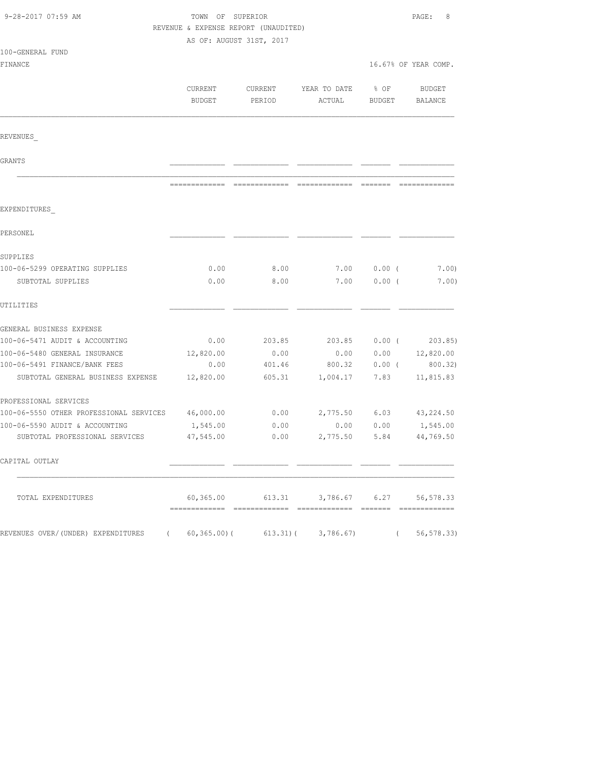TOWN OF SUPERIOR

REVENUE & EXPENSE REPORT (UNAUDITED)

AS OF: AUGUST 31ST, 2017

100-GENERAL FUND

FINANCE — 16.67% OF YEAR COMP.

| | CURRENT BUDGET | CURRENT PERIOD | YEAR TO DATE ACTUAL | % OF BUDGET | BUDGET BALANCE |
|---|---|---|---|---|---|
| **REVENUES_** | | | | | |
| GRANTS | | | | | |
| **EXPENDITURES_** | | | | | |
| PERSONEL | | | | | |
| SUPPLIES | | | | | |
| 100-06-5299 OPERATING SUPPLIES | 0.00 | 8.00 | 7.00 | 0.00 ( | 7.00) |
| SUBTOTAL SUPPLIES | 0.00 | 8.00 | 7.00 | 0.00 ( | 7.00) |
| UTILITIES | | | | | |
| GENERAL BUSINESS EXPENSE | | | | | |
| 100-06-5471 AUDIT & ACCOUNTING | 0.00 | 203.85 | 203.85 | 0.00 ( | 203.85) |
| 100-06-5480 GENERAL INSURANCE | 12,820.00 | 0.00 | 0.00 | 0.00 | 12,820.00 |
| 100-06-5491 FINANCE/BANK FEES | 0.00 | 401.46 | 800.32 | 0.00 ( | 800.32) |
| SUBTOTAL GENERAL BUSINESS EXPENSE | 12,820.00 | 605.31 | 1,004.17 | 7.83 | 11,815.83 |
| PROFESSIONAL SERVICES | | | | | |
| 100-06-5550 OTHER PROFESSIONAL SERVICES | 46,000.00 | 0.00 | 2,775.50 | 6.03 | 43,224.50 |
| 100-06-5590 AUDIT & ACCOUNTING | 1,545.00 | 0.00 | 0.00 | 0.00 | 1,545.00 |
| SUBTOTAL PROFESSIONAL SERVICES | 47,545.00 | 0.00 | 2,775.50 | 5.84 | 44,769.50 |
| CAPITAL OUTLAY | | | | | |
| TOTAL EXPENDITURES | 60,365.00 | 613.31 | 3,786.67 | 6.27 | 56,578.33 |
| REVENUES OVER/(UNDER) EXPENDITURES | ( 60,365.00)( | 613.31)( | 3,786.67) | ( | 56,578.33) |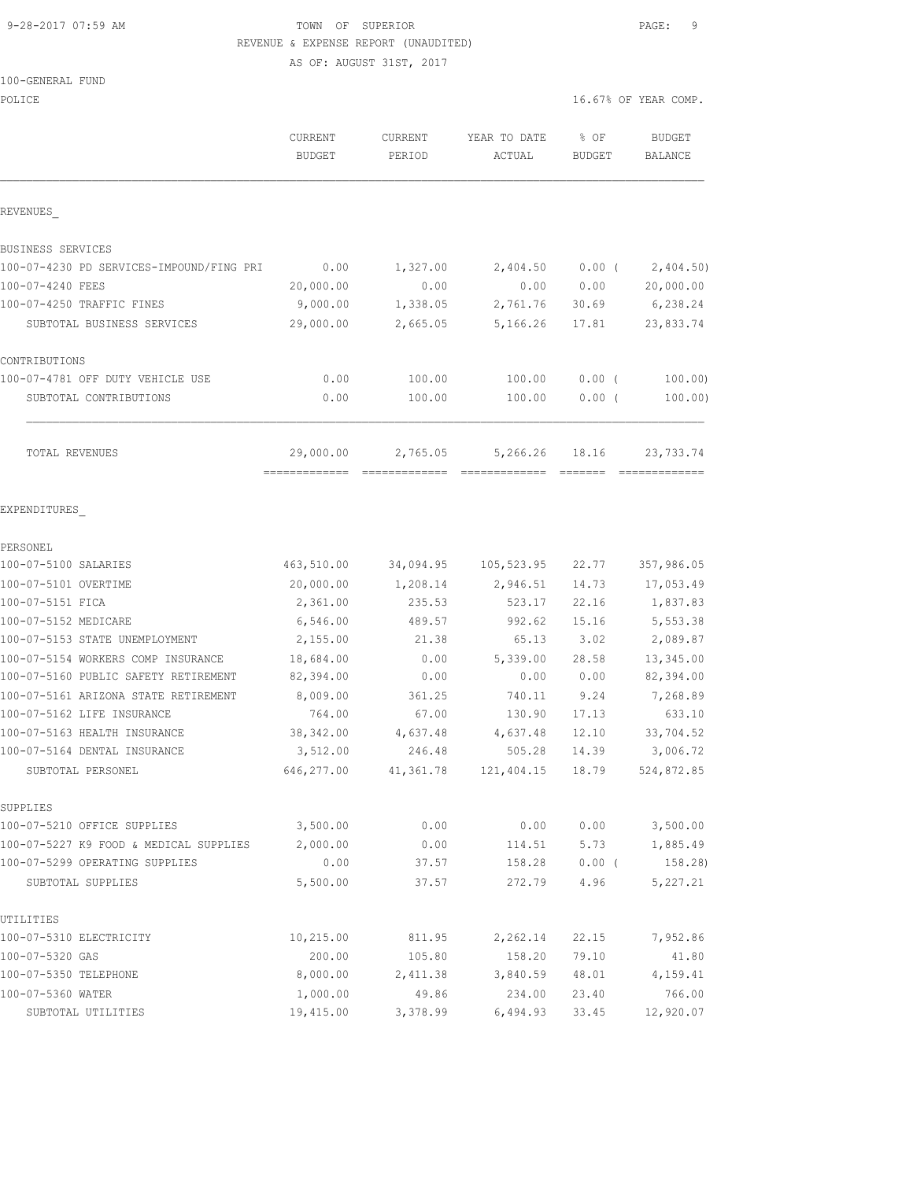9-28-2017 07:59 AM

TOWN OF SUPERIOR
REVENUE & EXPENSE REPORT (UNAUDITED)
AS OF: AUGUST 31ST, 2017

100-GENERAL FUND
POLICE

16.67% OF YEAR COMP.

| | CURRENT BUDGET | CURRENT PERIOD | YEAR TO DATE ACTUAL | % OF BUDGET | BUDGET BALANCE |
|---|---|---|---|---|---|
| **REVENUES** | | | | | |
| BUSINESS SERVICES | | | | | |
| 100-07-4230 PD SERVICES-IMPOUND/FING PRI | 0.00 | 1,327.00 | 2,404.50 | 0.00 ( | 2,404.50) |
| 100-07-4240 FEES | 20,000.00 | 0.00 | 0.00 | 0.00 | 20,000.00 |
| 100-07-4250 TRAFFIC FINES | 9,000.00 | 1,338.05 | 2,761.76 | 30.69 | 6,238.24 |
| SUBTOTAL BUSINESS SERVICES | 29,000.00 | 2,665.05 | 5,166.26 | 17.81 | 23,833.74 |
| CONTRIBUTIONS | | | | | |
| 100-07-4781 OFF DUTY VEHICLE USE | 0.00 | 100.00 | 100.00 | 0.00 ( | 100.00) |
| SUBTOTAL CONTRIBUTIONS | 0.00 | 100.00 | 100.00 | 0.00 ( | 100.00) |
| TOTAL REVENUES | 29,000.00 | 2,765.05 | 5,266.26 | 18.16 | 23,733.74 |
| **EXPENDITURES** | | | | | |
| PERSONEL | | | | | |
| 100-07-5100 SALARIES | 463,510.00 | 34,094.95 | 105,523.95 | 22.77 | 357,986.05 |
| 100-07-5101 OVERTIME | 20,000.00 | 1,208.14 | 2,946.51 | 14.73 | 17,053.49 |
| 100-07-5151 FICA | 2,361.00 | 235.53 | 523.17 | 22.16 | 1,837.83 |
| 100-07-5152 MEDICARE | 6,546.00 | 489.57 | 992.62 | 15.16 | 5,553.38 |
| 100-07-5153 STATE UNEMPLOYMENT | 2,155.00 | 21.38 | 65.13 | 3.02 | 2,089.87 |
| 100-07-5154 WORKERS COMP INSURANCE | 18,684.00 | 0.00 | 5,339.00 | 28.58 | 13,345.00 |
| 100-07-5160 PUBLIC SAFETY RETIREMENT | 82,394.00 | 0.00 | 0.00 | 0.00 | 82,394.00 |
| 100-07-5161 ARIZONA STATE RETIREMENT | 8,009.00 | 361.25 | 740.11 | 9.24 | 7,268.89 |
| 100-07-5162 LIFE INSURANCE | 764.00 | 67.00 | 130.90 | 17.13 | 633.10 |
| 100-07-5163 HEALTH INSURANCE | 38,342.00 | 4,637.48 | 4,637.48 | 12.10 | 33,704.52 |
| 100-07-5164 DENTAL INSURANCE | 3,512.00 | 246.48 | 505.28 | 14.39 | 3,006.72 |
| SUBTOTAL PERSONEL | 646,277.00 | 41,361.78 | 121,404.15 | 18.79 | 524,872.85 |
| SUPPLIES | | | | | |
| 100-07-5210 OFFICE SUPPLIES | 3,500.00 | 0.00 | 0.00 | 0.00 | 3,500.00 |
| 100-07-5227 K9 FOOD & MEDICAL SUPPLIES | 2,000.00 | 0.00 | 114.51 | 5.73 | 1,885.49 |
| 100-07-5299 OPERATING SUPPLIES | 0.00 | 37.57 | 158.28 | 0.00 ( | 158.28) |
| SUBTOTAL SUPPLIES | 5,500.00 | 37.57 | 272.79 | 4.96 | 5,227.21 |
| UTILITIES | | | | | |
| 100-07-5310 ELECTRICITY | 10,215.00 | 811.95 | 2,262.14 | 22.15 | 7,952.86 |
| 100-07-5320 GAS | 200.00 | 105.80 | 158.20 | 79.10 | 41.80 |
| 100-07-5350 TELEPHONE | 8,000.00 | 2,411.38 | 3,840.59 | 48.01 | 4,159.41 |
| 100-07-5360 WATER | 1,000.00 | 49.86 | 234.00 | 23.40 | 766.00 |
| SUBTOTAL UTILITIES | 19,415.00 | 3,378.99 | 6,494.93 | 33.45 | 12,920.07 |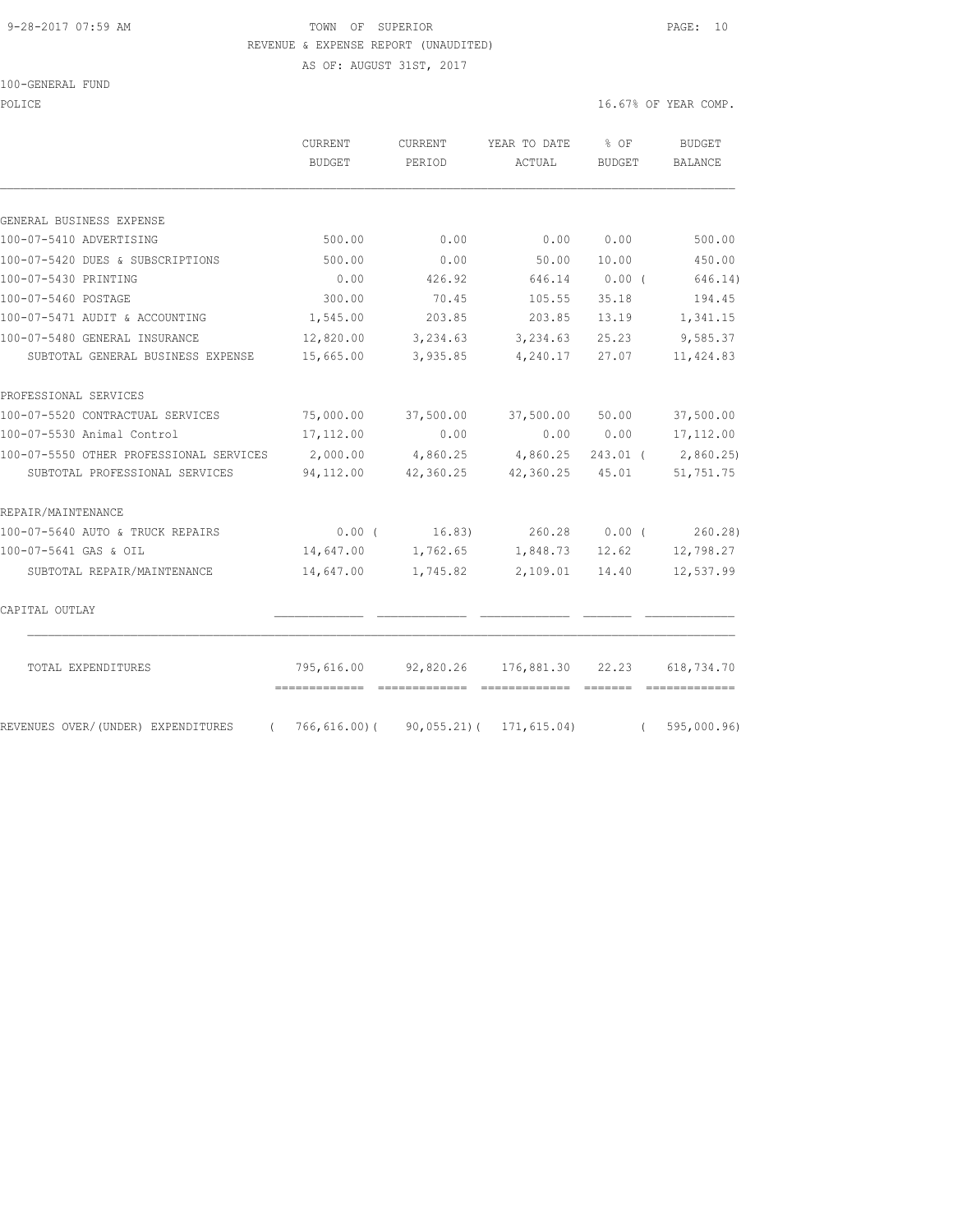9-28-2017 07:59 AM TOWN OF SUPERIOR

REVENUE & EXPENSE REPORT (UNAUDITED)

AS OF: AUGUST 31ST, 2017

100-GENERAL FUND

POLICE 16.67% OF YEAR COMP.

| | CURRENT BUDGET | CURRENT PERIOD | YEAR TO DATE ACTUAL | % OF BUDGET | BUDGET BALANCE |
|---|---|---|---|---|---|
| GENERAL BUSINESS EXPENSE | | | | | |
| 100-07-5410 ADVERTISING | 500.00 | 0.00 | 0.00 | 0.00 | 500.00 |
| 100-07-5420 DUES & SUBSCRIPTIONS | 500.00 | 0.00 | 50.00 | 10.00 | 450.00 |
| 100-07-5430 PRINTING | 0.00 | 426.92 | 646.14 | 0.00 ( | 646.14) |
| 100-07-5460 POSTAGE | 300.00 | 70.45 | 105.55 | 35.18 | 194.45 |
| 100-07-5471 AUDIT & ACCOUNTING | 1,545.00 | 203.85 | 203.85 | 13.19 | 1,341.15 |
| 100-07-5480 GENERAL INSURANCE | 12,820.00 | 3,234.63 | 3,234.63 | 25.23 | 9,585.37 |
| SUBTOTAL GENERAL BUSINESS EXPENSE | 15,665.00 | 3,935.85 | 4,240.17 | 27.07 | 11,424.83 |
| PROFESSIONAL SERVICES | | | | | |
| 100-07-5520 CONTRACTUAL SERVICES | 75,000.00 | 37,500.00 | 37,500.00 | 50.00 | 37,500.00 |
| 100-07-5530 Animal Control | 17,112.00 | 0.00 | 0.00 | 0.00 | 17,112.00 |
| 100-07-5550 OTHER PROFESSIONAL SERVICES | 2,000.00 | 4,860.25 | 4,860.25 | 243.01 ( | 2,860.25) |
| SUBTOTAL PROFESSIONAL SERVICES | 94,112.00 | 42,360.25 | 42,360.25 | 45.01 | 51,751.75 |
| REPAIR/MAINTENANCE | | | | | |
| 100-07-5640 AUTO & TRUCK REPAIRS | 0.00 ( | 16.83) | 260.28 | 0.00 ( | 260.28) |
| 100-07-5641 GAS & OIL | 14,647.00 | 1,762.65 | 1,848.73 | 12.62 | 12,798.27 |
| SUBTOTAL REPAIR/MAINTENANCE | 14,647.00 | 1,745.82 | 2,109.01 | 14.40 | 12,537.99 |
| CAPITAL OUTLAY | | | | | |
| TOTAL EXPENDITURES | 795,616.00 | 92,820.26 | 176,881.30 | 22.23 | 618,734.70 |
| REVENUES OVER/(UNDER) EXPENDITURES | ( 766,616.00)( | 90,055.21)( | 171,615.04) | | ( 595,000.96) |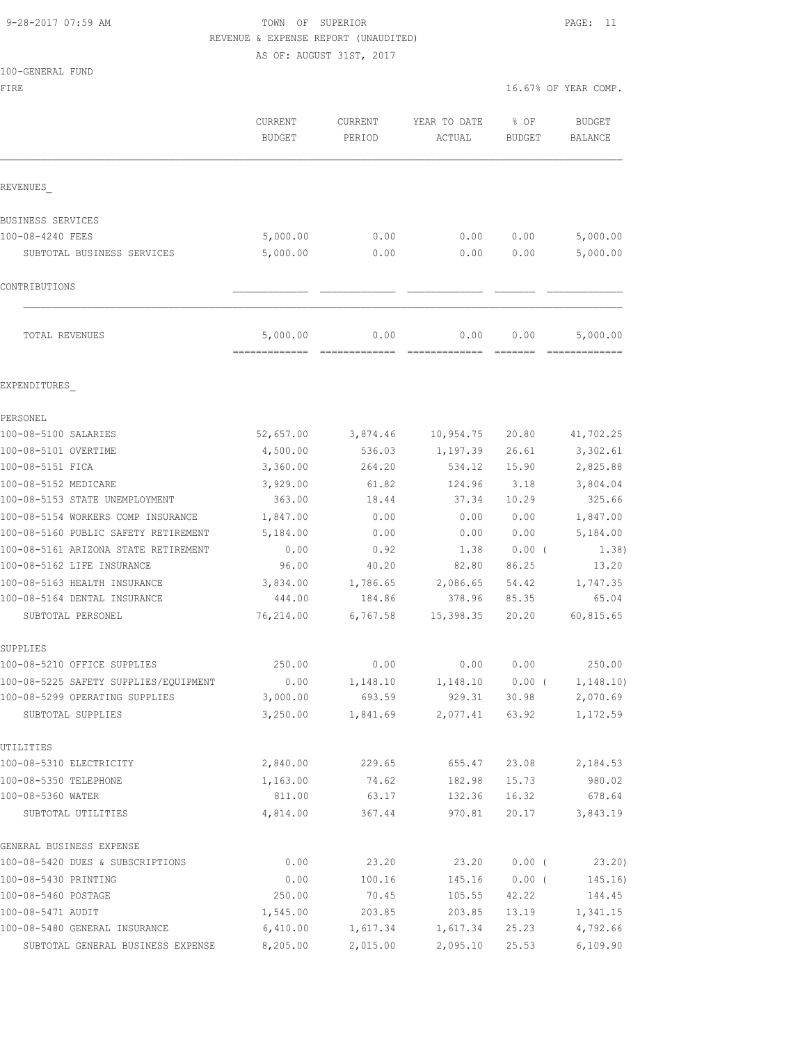9-28-2017 07:59 AM TOWN OF SUPERIOR

REVENUE & EXPENSE REPORT (UNAUDITED)

AS OF: AUGUST 31ST, 2017

100-GENERAL FUND

FIRE 16.67% OF YEAR COMP.

| | CURRENT BUDGET | CURRENT PERIOD | YEAR TO DATE ACTUAL | % OF BUDGET | BUDGET BALANCE |
|---|---|---|---|---|---|
| REVENUES_ | | | | | |
| BUSINESS SERVICES | | | | | |
| 100-08-4240 FEES | 5,000.00 | 0.00 | 0.00 | 0.00 | 5,000.00 |
| SUBTOTAL BUSINESS SERVICES | 5,000.00 | 0.00 | 0.00 | 0.00 | 5,000.00 |
| CONTRIBUTIONS | | | | | |
| TOTAL REVENUES | 5,000.00 | 0.00 | 0.00 | 0.00 | 5,000.00 |
| EXPENDITURES_ | | | | | |
| PERSONEL | | | | | |
| 100-08-5100 SALARIES | 52,657.00 | 3,874.46 | 10,954.75 | 20.80 | 41,702.25 |
| 100-08-5101 OVERTIME | 4,500.00 | 536.03 | 1,197.39 | 26.61 | 3,302.61 |
| 100-08-5151 FICA | 3,360.00 | 264.20 | 534.12 | 15.90 | 2,825.88 |
| 100-08-5152 MEDICARE | 3,929.00 | 61.82 | 124.96 | 3.18 | 3,804.04 |
| 100-08-5153 STATE UNEMPLOYMENT | 363.00 | 18.44 | 37.34 | 10.29 | 325.66 |
| 100-08-5154 WORKERS COMP INSURANCE | 1,847.00 | 0.00 | 0.00 | 0.00 | 1,847.00 |
| 100-08-5160 PUBLIC SAFETY RETIREMENT | 5,184.00 | 0.00 | 0.00 | 0.00 | 5,184.00 |
| 100-08-5161 ARIZONA STATE RETIREMENT | 0.00 | 0.92 | 1.38 | 0.00 ( | 1.38) |
| 100-08-5162 LIFE INSURANCE | 96.00 | 40.20 | 82.80 | 86.25 | 13.20 |
| 100-08-5163 HEALTH INSURANCE | 3,834.00 | 1,786.65 | 2,086.65 | 54.42 | 1,747.35 |
| 100-08-5164 DENTAL INSURANCE | 444.00 | 184.86 | 378.96 | 85.35 | 65.04 |
| SUBTOTAL PERSONEL | 76,214.00 | 6,767.58 | 15,398.35 | 20.20 | 60,815.65 |
| SUPPLIES | | | | | |
| 100-08-5210 OFFICE SUPPLIES | 250.00 | 0.00 | 0.00 | 0.00 | 250.00 |
| 100-08-5225 SAFETY SUPPLIES/EQUIPMENT | 0.00 | 1,148.10 | 1,148.10 | 0.00 ( | 1,148.10) |
| 100-08-5299 OPERATING SUPPLIES | 3,000.00 | 693.59 | 929.31 | 30.98 | 2,070.69 |
| SUBTOTAL SUPPLIES | 3,250.00 | 1,841.69 | 2,077.41 | 63.92 | 1,172.59 |
| UTILITIES | | | | | |
| 100-08-5310 ELECTRICITY | 2,840.00 | 229.65 | 655.47 | 23.08 | 2,184.53 |
| 100-08-5350 TELEPHONE | 1,163.00 | 74.62 | 182.98 | 15.73 | 980.02 |
| 100-08-5360 WATER | 811.00 | 63.17 | 132.36 | 16.32 | 678.64 |
| SUBTOTAL UTILITIES | 4,814.00 | 367.44 | 970.81 | 20.17 | 3,843.19 |
| GENERAL BUSINESS EXPENSE | | | | | |
| 100-08-5420 DUES & SUBSCRIPTIONS | 0.00 | 23.20 | 23.20 | 0.00 ( | 23.20) |
| 100-08-5430 PRINTING | 0.00 | 100.16 | 145.16 | 0.00 ( | 145.16) |
| 100-08-5460 POSTAGE | 250.00 | 70.45 | 105.55 | 42.22 | 144.45 |
| 100-08-5471 AUDIT | 1,545.00 | 203.85 | 203.85 | 13.19 | 1,341.15 |
| 100-08-5480 GENERAL INSURANCE | 6,410.00 | 1,617.34 | 1,617.34 | 25.23 | 4,792.66 |
| SUBTOTAL GENERAL BUSINESS EXPENSE | 8,205.00 | 2,015.00 | 2,095.10 | 25.53 | 6,109.90 |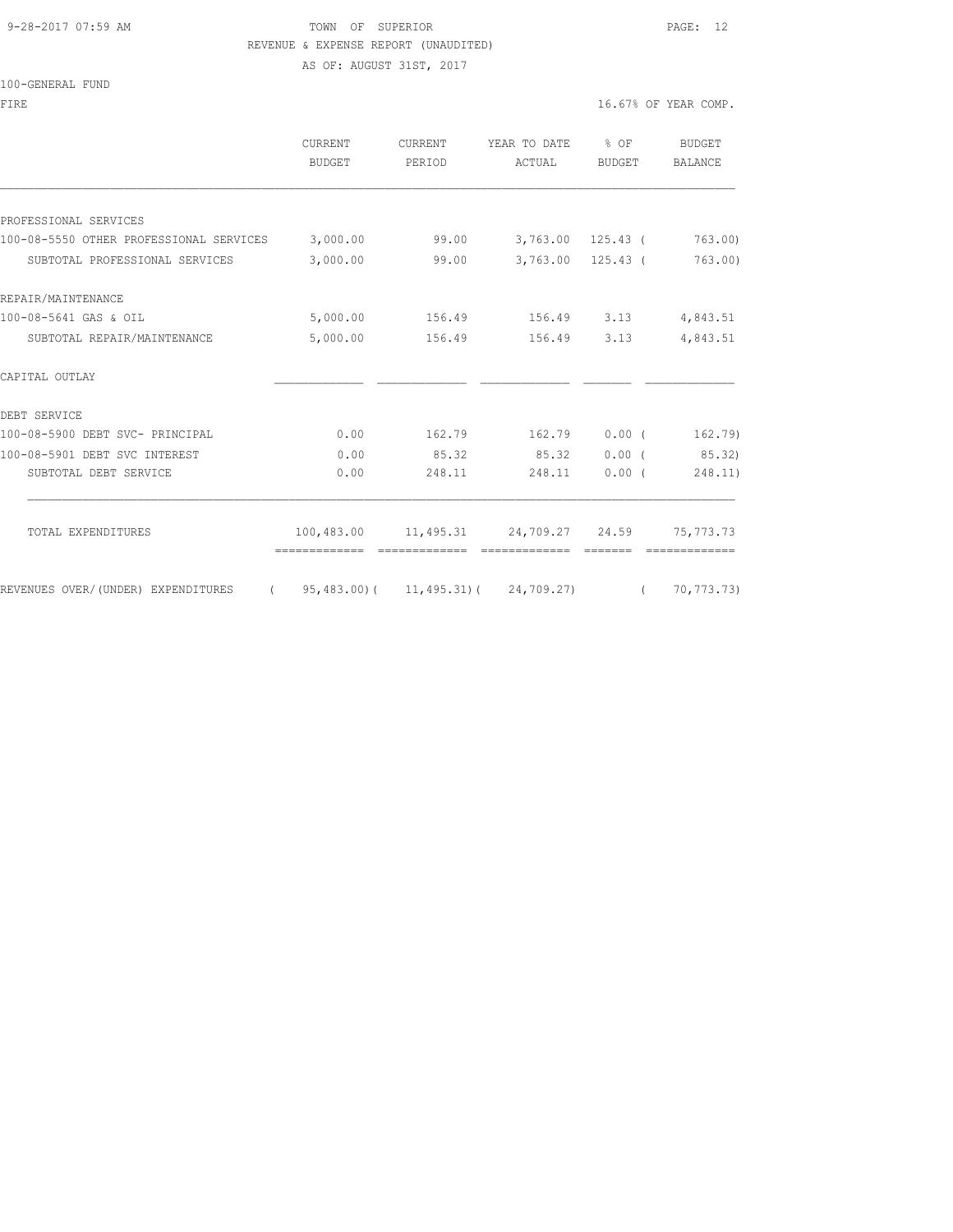9-28-2017 07:59 AM TOWN OF SUPERIOR

REVENUE & EXPENSE REPORT (UNAUDITED)

AS OF: AUGUST 31ST, 2017

100-GENERAL FUND

FIRE 16.67% OF YEAR COMP.

| | CURRENT BUDGET | CURRENT PERIOD | YEAR TO DATE ACTUAL | % OF BUDGET | BUDGET BALANCE |
|---|---|---|---|---|---|
| PROFESSIONAL SERVICES | | | | | |
| 100-08-5550 OTHER PROFESSIONAL SERVICES | 3,000.00 | 99.00 | 3,763.00 | 125.43 ( | 763.00) |
| SUBTOTAL PROFESSIONAL SERVICES | 3,000.00 | 99.00 | 3,763.00 | 125.43 ( | 763.00) |
| REPAIR/MAINTENANCE | | | | | |
| 100-08-5641 GAS & OIL | 5,000.00 | 156.49 | 156.49 | 3.13 | 4,843.51 |
| SUBTOTAL REPAIR/MAINTENANCE | 5,000.00 | 156.49 | 156.49 | 3.13 | 4,843.51 |
| CAPITAL OUTLAY | | | | | |
| DEBT SERVICE | | | | | |
| 100-08-5900 DEBT SVC- PRINCIPAL | 0.00 | 162.79 | 162.79 | 0.00 ( | 162.79) |
| 100-08-5901 DEBT SVC INTEREST | 0.00 | 85.32 | 85.32 | 0.00 ( | 85.32) |
| SUBTOTAL DEBT SERVICE | 0.00 | 248.11 | 248.11 | 0.00 ( | 248.11) |
| TOTAL EXPENDITURES | 100,483.00 | 11,495.31 | 24,709.27 | 24.59 | 75,773.73 |
| REVENUES OVER/(UNDER) EXPENDITURES | ( 95,483.00) | ( 11,495.31) | ( 24,709.27) | | ( 70,773.73) |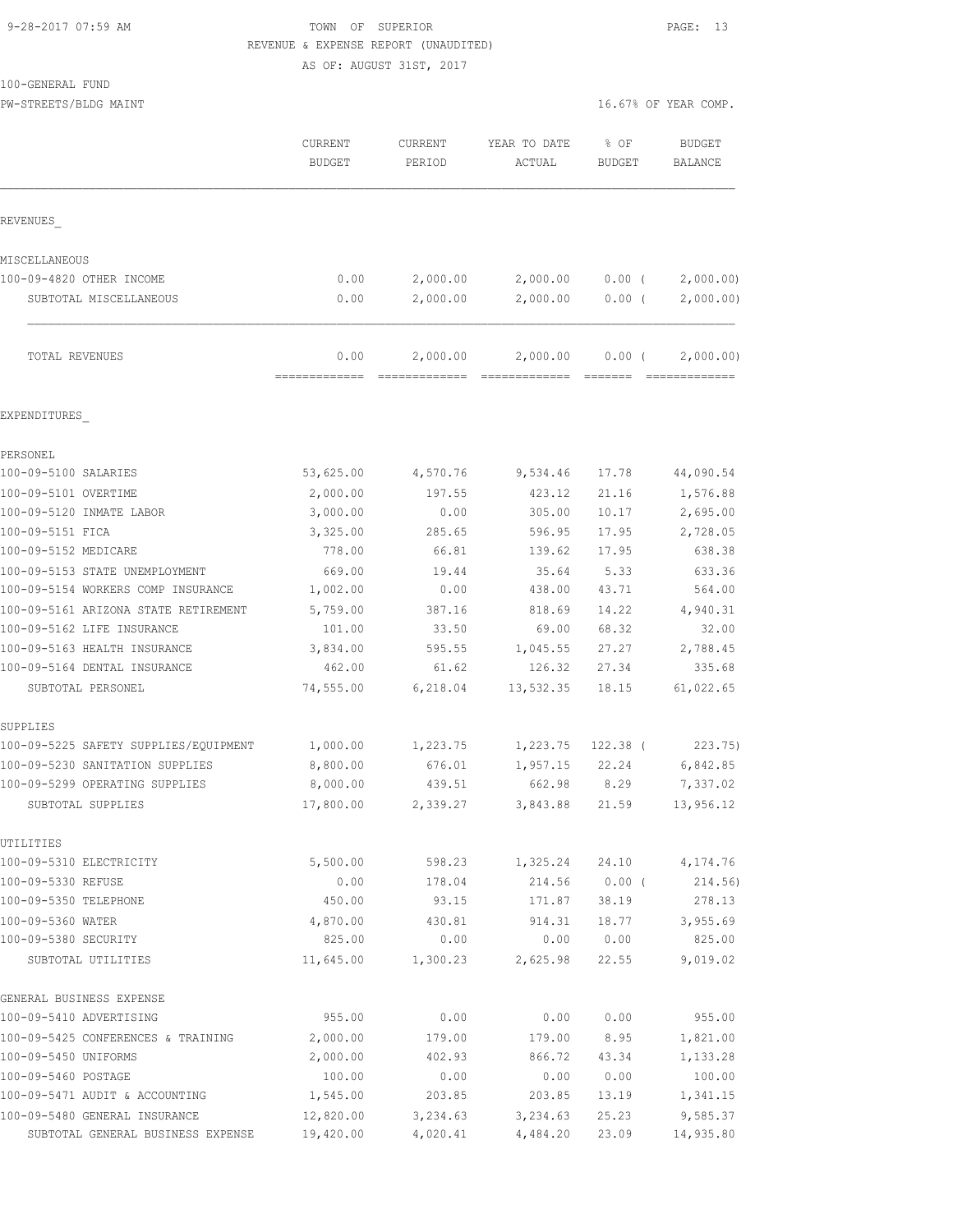9-28-2017 07:59 AM TOWN OF SUPERIOR

REVENUE & EXPENSE REPORT (UNAUDITED)

AS OF: AUGUST 31ST, 2017

100-GENERAL FUND

PW-STREETS/BLDG MAINT 16.67% OF YEAR COMP.

| | CURRENT BUDGET | CURRENT PERIOD | YEAR TO DATE ACTUAL | % OF BUDGET | BUDGET BALANCE |
|---|---|---|---|---|---|
| REVENUES_ | | | | | |
| MISCELLANEOUS | | | | | |
| 100-09-4820 OTHER INCOME | 0.00 | 2,000.00 | 2,000.00 | 0.00 ( | 2,000.00) |
| SUBTOTAL MISCELLANEOUS | 0.00 | 2,000.00 | 2,000.00 | 0.00 ( | 2,000.00) |
| TOTAL REVENUES | 0.00 | 2,000.00 | 2,000.00 | 0.00 ( | 2,000.00) |
| EXPENDITURES_ | | | | | |
| PERSONEL | | | | | |
| 100-09-5100 SALARIES | 53,625.00 | 4,570.76 | 9,534.46 | 17.78 | 44,090.54 |
| 100-09-5101 OVERTIME | 2,000.00 | 197.55 | 423.12 | 21.16 | 1,576.88 |
| 100-09-5120 INMATE LABOR | 3,000.00 | 0.00 | 305.00 | 10.17 | 2,695.00 |
| 100-09-5151 FICA | 3,325.00 | 285.65 | 596.95 | 17.95 | 2,728.05 |
| 100-09-5152 MEDICARE | 778.00 | 66.81 | 139.62 | 17.95 | 638.38 |
| 100-09-5153 STATE UNEMPLOYMENT | 669.00 | 19.44 | 35.64 | 5.33 | 633.36 |
| 100-09-5154 WORKERS COMP INSURANCE | 1,002.00 | 0.00 | 438.00 | 43.71 | 564.00 |
| 100-09-5161 ARIZONA STATE RETIREMENT | 5,759.00 | 387.16 | 818.69 | 14.22 | 4,940.31 |
| 100-09-5162 LIFE INSURANCE | 101.00 | 33.50 | 69.00 | 68.32 | 32.00 |
| 100-09-5163 HEALTH INSURANCE | 3,834.00 | 595.55 | 1,045.55 | 27.27 | 2,788.45 |
| 100-09-5164 DENTAL INSURANCE | 462.00 | 61.62 | 126.32 | 27.34 | 335.68 |
| SUBTOTAL PERSONEL | 74,555.00 | 6,218.04 | 13,532.35 | 18.15 | 61,022.65 |
| SUPPLIES | | | | | |
| 100-09-5225 SAFETY SUPPLIES/EQUIPMENT | 1,000.00 | 1,223.75 | 1,223.75 | 122.38 ( | 223.75) |
| 100-09-5230 SANITATION SUPPLIES | 8,800.00 | 676.01 | 1,957.15 | 22.24 | 6,842.85 |
| 100-09-5299 OPERATING SUPPLIES | 8,000.00 | 439.51 | 662.98 | 8.29 | 7,337.02 |
| SUBTOTAL SUPPLIES | 17,800.00 | 2,339.27 | 3,843.88 | 21.59 | 13,956.12 |
| UTILITIES | | | | | |
| 100-09-5310 ELECTRICITY | 5,500.00 | 598.23 | 1,325.24 | 24.10 | 4,174.76 |
| 100-09-5330 REFUSE | 0.00 | 178.04 | 214.56 | 0.00 ( | 214.56) |
| 100-09-5350 TELEPHONE | 450.00 | 93.15 | 171.87 | 38.19 | 278.13 |
| 100-09-5360 WATER | 4,870.00 | 430.81 | 914.31 | 18.77 | 3,955.69 |
| 100-09-5380 SECURITY | 825.00 | 0.00 | 0.00 | 0.00 | 825.00 |
| SUBTOTAL UTILITIES | 11,645.00 | 1,300.23 | 2,625.98 | 22.55 | 9,019.02 |
| GENERAL BUSINESS EXPENSE | | | | | |
| 100-09-5410 ADVERTISING | 955.00 | 0.00 | 0.00 | 0.00 | 955.00 |
| 100-09-5425 CONFERENCES & TRAINING | 2,000.00 | 179.00 | 179.00 | 8.95 | 1,821.00 |
| 100-09-5450 UNIFORMS | 2,000.00 | 402.93 | 866.72 | 43.34 | 1,133.28 |
| 100-09-5460 POSTAGE | 100.00 | 0.00 | 0.00 | 0.00 | 100.00 |
| 100-09-5471 AUDIT & ACCOUNTING | 1,545.00 | 203.85 | 203.85 | 13.19 | 1,341.15 |
| 100-09-5480 GENERAL INSURANCE | 12,820.00 | 3,234.63 | 3,234.63 | 25.23 | 9,585.37 |
| SUBTOTAL GENERAL BUSINESS EXPENSE | 19,420.00 | 4,020.41 | 4,484.20 | 23.09 | 14,935.80 |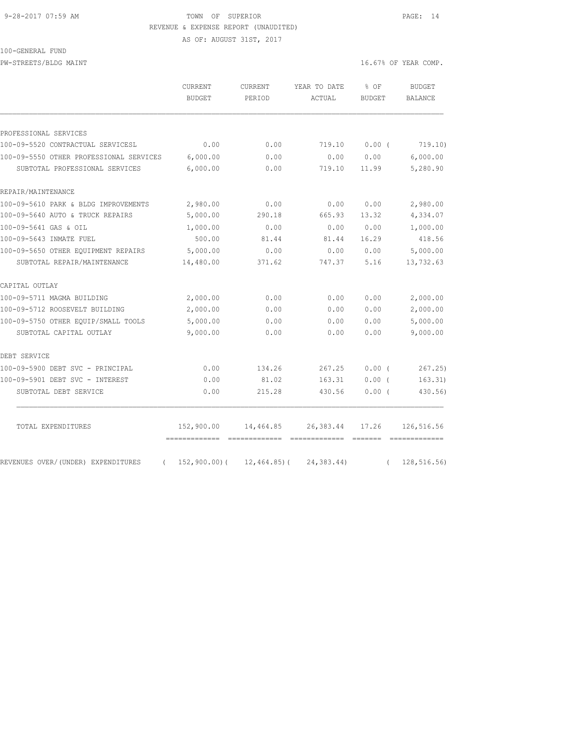9-28-2017 07:59 AM TOWN OF SUPERIOR

REVENUE & EXPENSE REPORT (UNAUDITED)

AS OF: AUGUST 31ST, 2017

100-GENERAL FUND

PW-STREETS/BLDG MAINT 16.67% OF YEAR COMP.

| | CURRENT BUDGET | CURRENT PERIOD | YEAR TO DATE ACTUAL | % OF BUDGET | BUDGET BALANCE |
|---|---|---|---|---|---|
| PROFESSIONAL SERVICES | | | | | |
| 100-09-5520 CONTRACTUAL SERVICESL | 0.00 | 0.00 | 719.10 | 0.00 ( | 719.10) |
| 100-09-5550 OTHER PROFESSIONAL SERVICES | 6,000.00 | 0.00 | 0.00 | 0.00 | 6,000.00 |
| SUBTOTAL PROFESSIONAL SERVICES | 6,000.00 | 0.00 | 719.10 | 11.99 | 5,280.90 |
| REPAIR/MAINTENANCE | | | | | |
| 100-09-5610 PARK & BLDG IMPROVEMENTS | 2,980.00 | 0.00 | 0.00 | 0.00 | 2,980.00 |
| 100-09-5640 AUTO & TRUCK REPAIRS | 5,000.00 | 290.18 | 665.93 | 13.32 | 4,334.07 |
| 100-09-5641 GAS & OIL | 1,000.00 | 0.00 | 0.00 | 0.00 | 1,000.00 |
| 100-09-5643 INMATE FUEL | 500.00 | 81.44 | 81.44 | 16.29 | 418.56 |
| 100-09-5650 OTHER EQUIPMENT REPAIRS | 5,000.00 | 0.00 | 0.00 | 0.00 | 5,000.00 |
| SUBTOTAL REPAIR/MAINTENANCE | 14,480.00 | 371.62 | 747.37 | 5.16 | 13,732.63 |
| CAPITAL OUTLAY | | | | | |
| 100-09-5711 MAGMA BUILDING | 2,000.00 | 0.00 | 0.00 | 0.00 | 2,000.00 |
| 100-09-5712 ROOSEVELT BUILDING | 2,000.00 | 0.00 | 0.00 | 0.00 | 2,000.00 |
| 100-09-5750 OTHER EQUIP/SMALL TOOLS | 5,000.00 | 0.00 | 0.00 | 0.00 | 5,000.00 |
| SUBTOTAL CAPITAL OUTLAY | 9,000.00 | 0.00 | 0.00 | 0.00 | 9,000.00 |
| DEBT SERVICE | | | | | |
| 100-09-5900 DEBT SVC - PRINCIPAL | 0.00 | 134.26 | 267.25 | 0.00 ( | 267.25) |
| 100-09-5901 DEBT SVC - INTEREST | 0.00 | 81.02 | 163.31 | 0.00 ( | 163.31) |
| SUBTOTAL DEBT SERVICE | 0.00 | 215.28 | 430.56 | 0.00 ( | 430.56) |
| TOTAL EXPENDITURES | 152,900.00 | 14,464.85 | 26,383.44 | 17.26 | 126,516.56 |
| REVENUES OVER/(UNDER) EXPENDITURES | ( 152,900.00)( | 12,464.85)( | 24,383.44) | ( | 128,516.56) |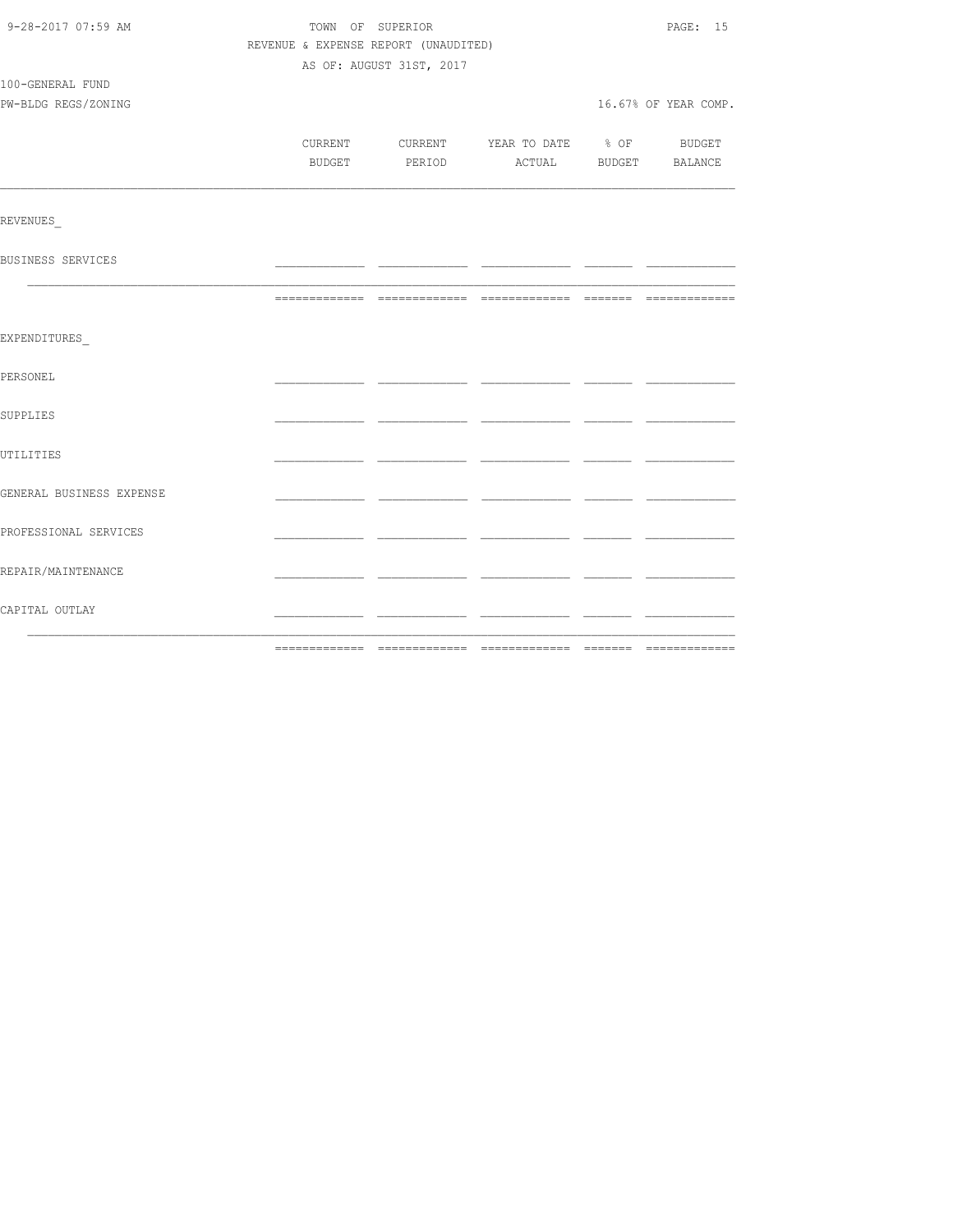TOWN OF SUPERIOR

REVENUE & EXPENSE REPORT (UNAUDITED)

AS OF: AUGUST 31ST, 2017

100-GENERAL FUND

PW-BLDG REGS/ZONING

16.67% OF YEAR COMP.

| | CURRENT BUDGET | CURRENT PERIOD | YEAR TO DATE ACTUAL | % OF BUDGET | BUDGET BALANCE |
|---|---|---|---|---|---|
| REVENUES_ | | | | | |
| BUSINESS SERVICES | | | | | |
| EXPENDITURES_ | | | | | |
| PERSONEL | | | | | |
| SUPPLIES | | | | | |
| UTILITIES | | | | | |
| GENERAL BUSINESS EXPENSE | | | | | |
| PROFESSIONAL SERVICES | | | | | |
| REPAIR/MAINTENANCE | | | | | |
| CAPITAL OUTLAY | | | | | |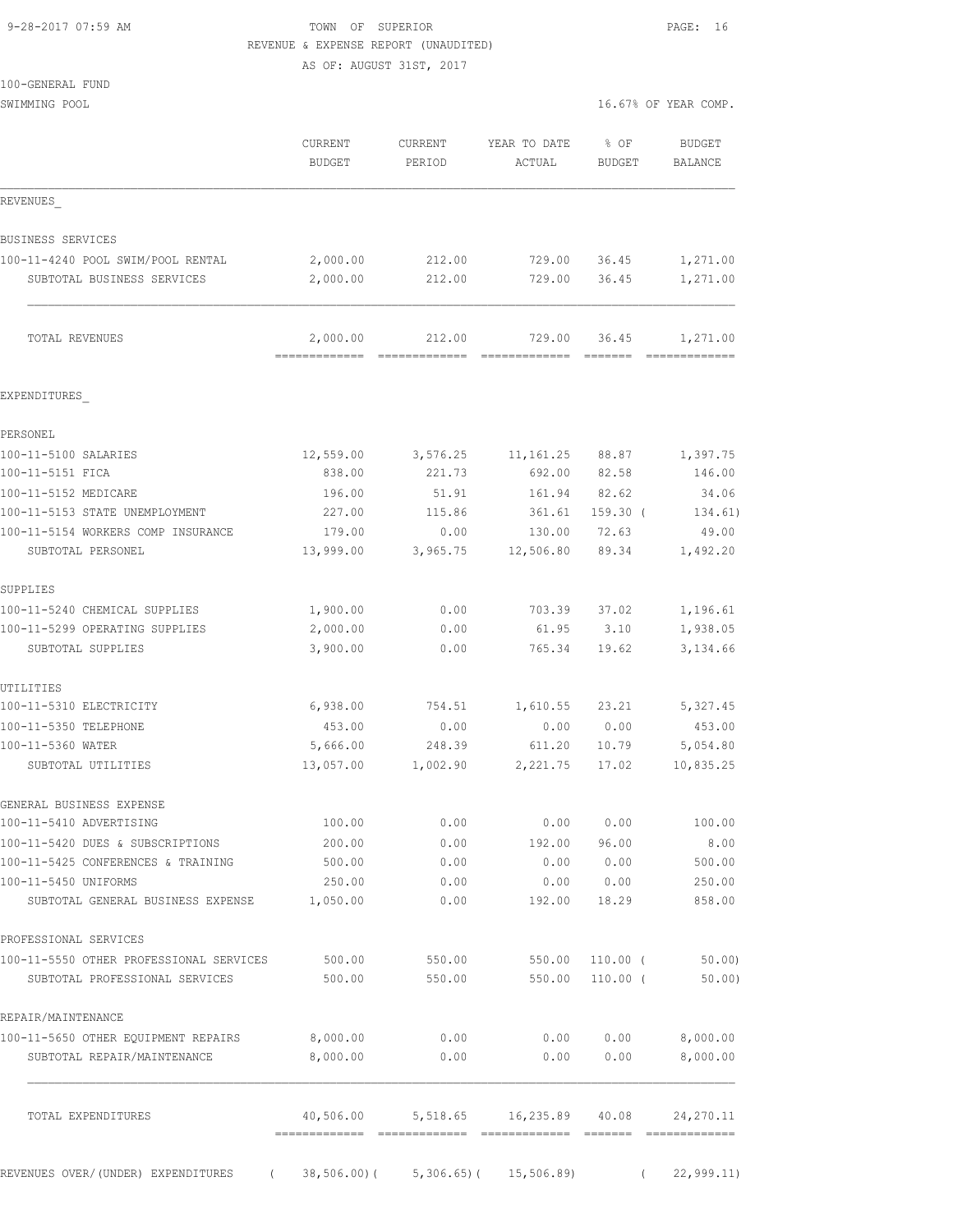9-28-2017 07:59 AM TOWN OF SUPERIOR

REVENUE & EXPENSE REPORT (UNAUDITED)

AS OF: AUGUST 31ST, 2017

100-GENERAL FUND

SWIMMING POOL 16.67% OF YEAR COMP.

| | CURRENT BUDGET | CURRENT PERIOD | YEAR TO DATE ACTUAL | % OF BUDGET | BUDGET BALANCE |
|---|---|---|---|---|---|
| REVENUES_ | | | | | |
| BUSINESS SERVICES | | | | | |
| 100-11-4240 POOL SWIM/POOL RENTAL | 2,000.00 | 212.00 | 729.00 | 36.45 | 1,271.00 |
| SUBTOTAL BUSINESS SERVICES | 2,000.00 | 212.00 | 729.00 | 36.45 | 1,271.00 |
| TOTAL REVENUES | 2,000.00 | 212.00 | 729.00 | 36.45 | 1,271.00 |
| EXPENDITURES_ | | | | | |
| PERSONEL | | | | | |
| 100-11-5100 SALARIES | 12,559.00 | 3,576.25 | 11,161.25 | 88.87 | 1,397.75 |
| 100-11-5151 FICA | 838.00 | 221.73 | 692.00 | 82.58 | 146.00 |
| 100-11-5152 MEDICARE | 196.00 | 51.91 | 161.94 | 82.62 | 34.06 |
| 100-11-5153 STATE UNEMPLOYMENT | 227.00 | 115.86 | 361.61 | 159.30 ( | 134.61) |
| 100-11-5154 WORKERS COMP INSURANCE | 179.00 | 0.00 | 130.00 | 72.63 | 49.00 |
| SUBTOTAL PERSONEL | 13,999.00 | 3,965.75 | 12,506.80 | 89.34 | 1,492.20 |
| SUPPLIES | | | | | |
| 100-11-5240 CHEMICAL SUPPLIES | 1,900.00 | 0.00 | 703.39 | 37.02 | 1,196.61 |
| 100-11-5299 OPERATING SUPPLIES | 2,000.00 | 0.00 | 61.95 | 3.10 | 1,938.05 |
| SUBTOTAL SUPPLIES | 3,900.00 | 0.00 | 765.34 | 19.62 | 3,134.66 |
| UTILITIES | | | | | |
| 100-11-5310 ELECTRICITY | 6,938.00 | 754.51 | 1,610.55 | 23.21 | 5,327.45 |
| 100-11-5350 TELEPHONE | 453.00 | 0.00 | 0.00 | 0.00 | 453.00 |
| 100-11-5360 WATER | 5,666.00 | 248.39 | 611.20 | 10.79 | 5,054.80 |
| SUBTOTAL UTILITIES | 13,057.00 | 1,002.90 | 2,221.75 | 17.02 | 10,835.25 |
| GENERAL BUSINESS EXPENSE | | | | | |
| 100-11-5410 ADVERTISING | 100.00 | 0.00 | 0.00 | 0.00 | 100.00 |
| 100-11-5420 DUES & SUBSCRIPTIONS | 200.00 | 0.00 | 192.00 | 96.00 | 8.00 |
| 100-11-5425 CONFERENCES & TRAINING | 500.00 | 0.00 | 0.00 | 0.00 | 500.00 |
| 100-11-5450 UNIFORMS | 250.00 | 0.00 | 0.00 | 0.00 | 250.00 |
| SUBTOTAL GENERAL BUSINESS EXPENSE | 1,050.00 | 0.00 | 192.00 | 18.29 | 858.00 |
| PROFESSIONAL SERVICES | | | | | |
| 100-11-5550 OTHER PROFESSIONAL SERVICES | 500.00 | 550.00 | 550.00 | 110.00 ( | 50.00) |
| SUBTOTAL PROFESSIONAL SERVICES | 500.00 | 550.00 | 550.00 | 110.00 ( | 50.00) |
| REPAIR/MAINTENANCE | | | | | |
| 100-11-5650 OTHER EQUIPMENT REPAIRS | 8,000.00 | 0.00 | 0.00 | 0.00 | 8,000.00 |
| SUBTOTAL REPAIR/MAINTENANCE | 8,000.00 | 0.00 | 0.00 | 0.00 | 8,000.00 |
| TOTAL EXPENDITURES | 40,506.00 | 5,518.65 | 16,235.89 | 40.08 | 24,270.11 |
| REVENUES OVER/(UNDER) EXPENDITURES | ( 38,506.00)( | 5,306.65)( | 15,506.89) | ( | 22,999.11) |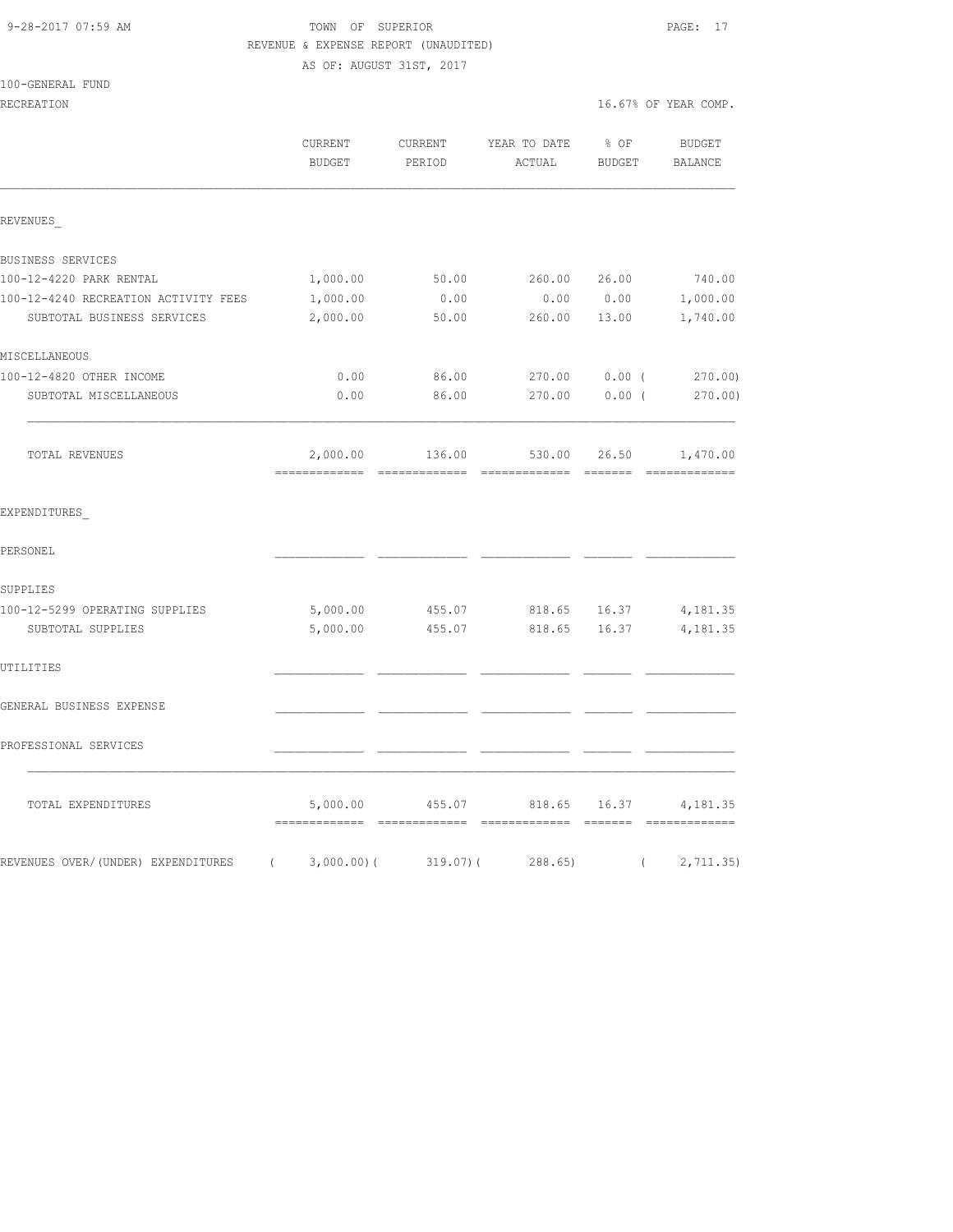TOWN OF SUPERIOR
REVENUE & EXPENSE REPORT (UNAUDITED)
AS OF: AUGUST 31ST, 2017

100-GENERAL FUND
RECREATION

16.67% OF YEAR COMP.

| | CURRENT BUDGET | CURRENT PERIOD | YEAR TO DATE ACTUAL | % OF BUDGET | BUDGET BALANCE |
|---|---|---|---|---|---|
| **REVENUES** | | | | | |
| BUSINESS SERVICES | | | | | |
| 100-12-4220 PARK RENTAL | 1,000.00 | 50.00 | 260.00 | 26.00 | 740.00 |
| 100-12-4240 RECREATION ACTIVITY FEES | 1,000.00 | 0.00 | 0.00 | 0.00 | 1,000.00 |
| SUBTOTAL BUSINESS SERVICES | 2,000.00 | 50.00 | 260.00 | 13.00 | 1,740.00 |
| MISCELLANEOUS | | | | | |
| 100-12-4820 OTHER INCOME | 0.00 | 86.00 | 270.00 | 0.00 | ( 270.00) |
| SUBTOTAL MISCELLANEOUS | 0.00 | 86.00 | 270.00 | 0.00 | ( 270.00) |
| TOTAL REVENUES | 2,000.00 | 136.00 | 530.00 | 26.50 | 1,470.00 |
| **EXPENDITURES** | | | | | |
| PERSONEL | | | | | |
| SUPPLIES | | | | | |
| 100-12-5299 OPERATING SUPPLIES | 5,000.00 | 455.07 | 818.65 | 16.37 | 4,181.35 |
| SUBTOTAL SUPPLIES | 5,000.00 | 455.07 | 818.65 | 16.37 | 4,181.35 |
| UTILITIES | | | | | |
| GENERAL BUSINESS EXPENSE | | | | | |
| PROFESSIONAL SERVICES | | | | | |
| TOTAL EXPENDITURES | 5,000.00 | 455.07 | 818.65 | 16.37 | 4,181.35 |
| REVENUES OVER/(UNDER) EXPENDITURES | ( 3,000.00) | ( 319.07) | ( 288.65) | | ( 2,711.35) |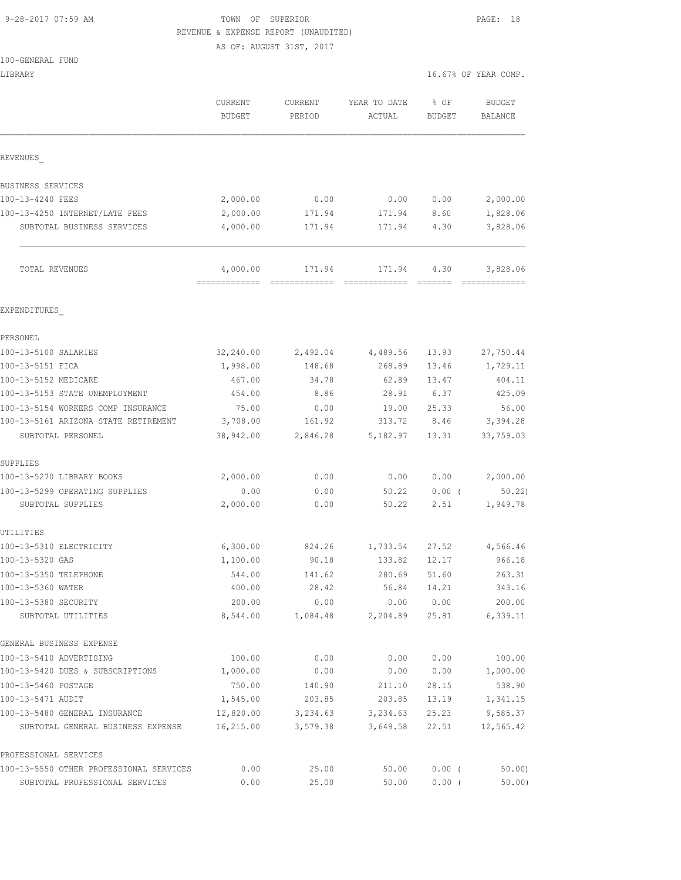9-28-2017 07:59 AM

TOWN OF SUPERIOR

REVENUE & EXPENSE REPORT (UNAUDITED)

AS OF: AUGUST 31ST, 2017

100-GENERAL FUND

LIBRARY

16.67% OF YEAR COMP.

| | CURRENT BUDGET | CURRENT PERIOD | YEAR TO DATE ACTUAL | % OF BUDGET | BUDGET BALANCE |
|---|---|---|---|---|---|
| REVENUES_ | | | | | |
| BUSINESS SERVICES | | | | | |
| 100-13-4240 FEES | 2,000.00 | 0.00 | 0.00 | 0.00 | 2,000.00 |
| 100-13-4250 INTERNET/LATE FEES | 2,000.00 | 171.94 | 171.94 | 8.60 | 1,828.06 |
| SUBTOTAL BUSINESS SERVICES | 4,000.00 | 171.94 | 171.94 | 4.30 | 3,828.06 |
| TOTAL REVENUES | 4,000.00 | 171.94 | 171.94 | 4.30 | 3,828.06 |
| EXPENDITURES_ | | | | | |
| PERSONEL | | | | | |
| 100-13-5100 SALARIES | 32,240.00 | 2,492.04 | 4,489.56 | 13.93 | 27,750.44 |
| 100-13-5151 FICA | 1,998.00 | 148.68 | 268.89 | 13.46 | 1,729.11 |
| 100-13-5152 MEDICARE | 467.00 | 34.78 | 62.89 | 13.47 | 404.11 |
| 100-13-5153 STATE UNEMPLOYMENT | 454.00 | 8.86 | 28.91 | 6.37 | 425.09 |
| 100-13-5154 WORKERS COMP INSURANCE | 75.00 | 0.00 | 19.00 | 25.33 | 56.00 |
| 100-13-5161 ARIZONA STATE RETIREMENT | 3,708.00 | 161.92 | 313.72 | 8.46 | 3,394.28 |
| SUBTOTAL PERSONEL | 38,942.00 | 2,846.28 | 5,182.97 | 13.31 | 33,759.03 |
| SUPPLIES | | | | | |
| 100-13-5270 LIBRARY BOOKS | 2,000.00 | 0.00 | 0.00 | 0.00 | 2,000.00 |
| 100-13-5299 OPERATING SUPPLIES | 0.00 | 0.00 | 50.22 | 0.00 ( | 50.22) |
| SUBTOTAL SUPPLIES | 2,000.00 | 0.00 | 50.22 | 2.51 | 1,949.78 |
| UTILITIES | | | | | |
| 100-13-5310 ELECTRICITY | 6,300.00 | 824.26 | 1,733.54 | 27.52 | 4,566.46 |
| 100-13-5320 GAS | 1,100.00 | 90.18 | 133.82 | 12.17 | 966.18 |
| 100-13-5350 TELEPHONE | 544.00 | 141.62 | 280.69 | 51.60 | 263.31 |
| 100-13-5360 WATER | 400.00 | 28.42 | 56.84 | 14.21 | 343.16 |
| 100-13-5380 SECURITY | 200.00 | 0.00 | 0.00 | 0.00 | 200.00 |
| SUBTOTAL UTILITIES | 8,544.00 | 1,084.48 | 2,204.89 | 25.81 | 6,339.11 |
| GENERAL BUSINESS EXPENSE | | | | | |
| 100-13-5410 ADVERTISING | 100.00 | 0.00 | 0.00 | 0.00 | 100.00 |
| 100-13-5420 DUES & SUBSCRIPTIONS | 1,000.00 | 0.00 | 0.00 | 0.00 | 1,000.00 |
| 100-13-5460 POSTAGE | 750.00 | 140.90 | 211.10 | 28.15 | 538.90 |
| 100-13-5471 AUDIT | 1,545.00 | 203.85 | 203.85 | 13.19 | 1,341.15 |
| 100-13-5480 GENERAL INSURANCE | 12,820.00 | 3,234.63 | 3,234.63 | 25.23 | 9,585.37 |
| SUBTOTAL GENERAL BUSINESS EXPENSE | 16,215.00 | 3,579.38 | 3,649.58 | 22.51 | 12,565.42 |
| PROFESSIONAL SERVICES | | | | | |
| 100-13-5550 OTHER PROFESSIONAL SERVICES | 0.00 | 25.00 | 50.00 | 0.00 ( | 50.00) |
| SUBTOTAL PROFESSIONAL SERVICES | 0.00 | 25.00 | 50.00 | 0.00 ( | 50.00) |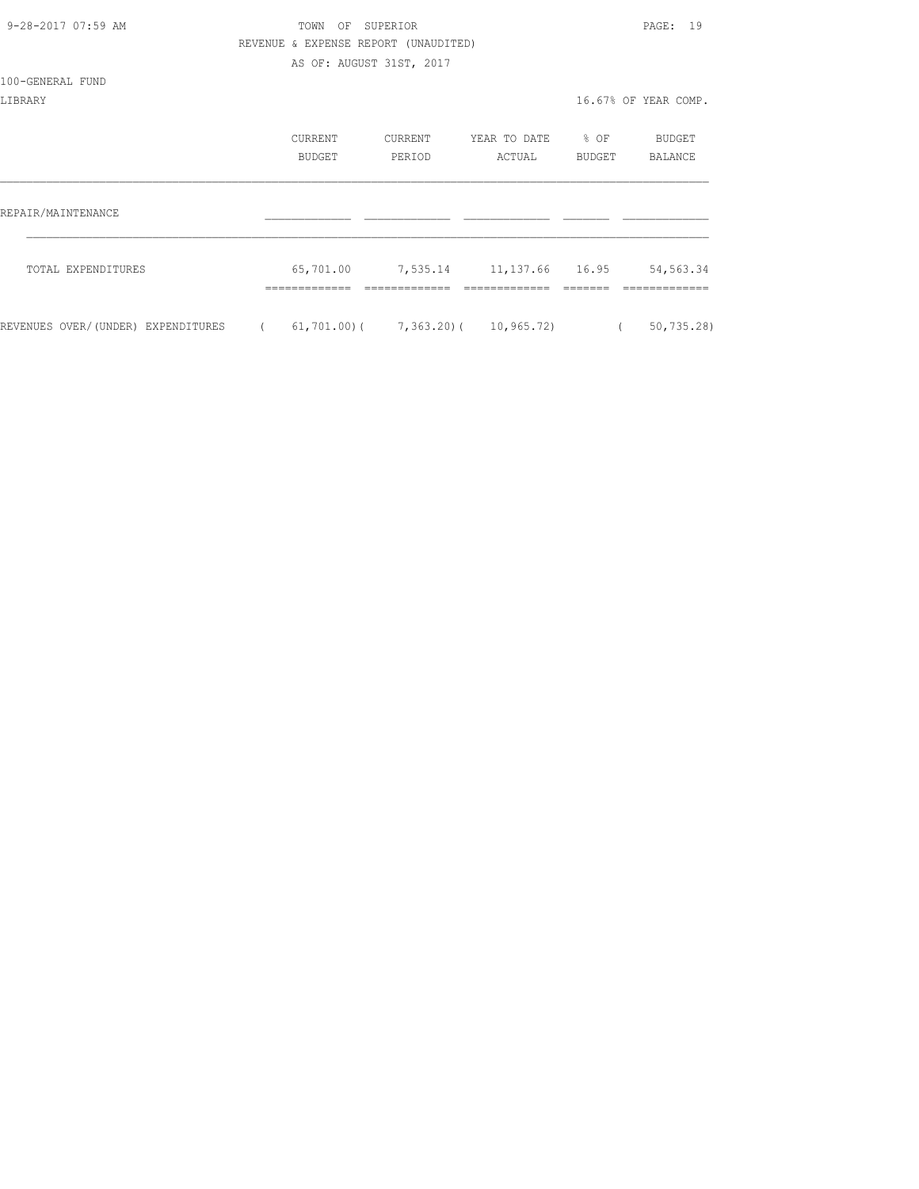TOWN OF SUPERIOR
REVENUE & EXPENSE REPORT (UNAUDITED)
AS OF: AUGUST 31ST, 2017

100-GENERAL FUND
LIBRARY

16.67% OF YEAR COMP.

| | CURRENT BUDGET | CURRENT PERIOD | YEAR TO DATE ACTUAL | % OF BUDGET | BUDGET BALANCE |
|---|---|---|---|---|---|
| REPAIR/MAINTENANCE | | | | | |
| TOTAL EXPENDITURES | 65,701.00 | 7,535.14 | 11,137.66 | 16.95 | 54,563.34 |
| REVENUES OVER/(UNDER) EXPENDITURES | ( 61,701.00) | ( 7,363.20) | ( 10,965.72) | | ( 50,735.28) |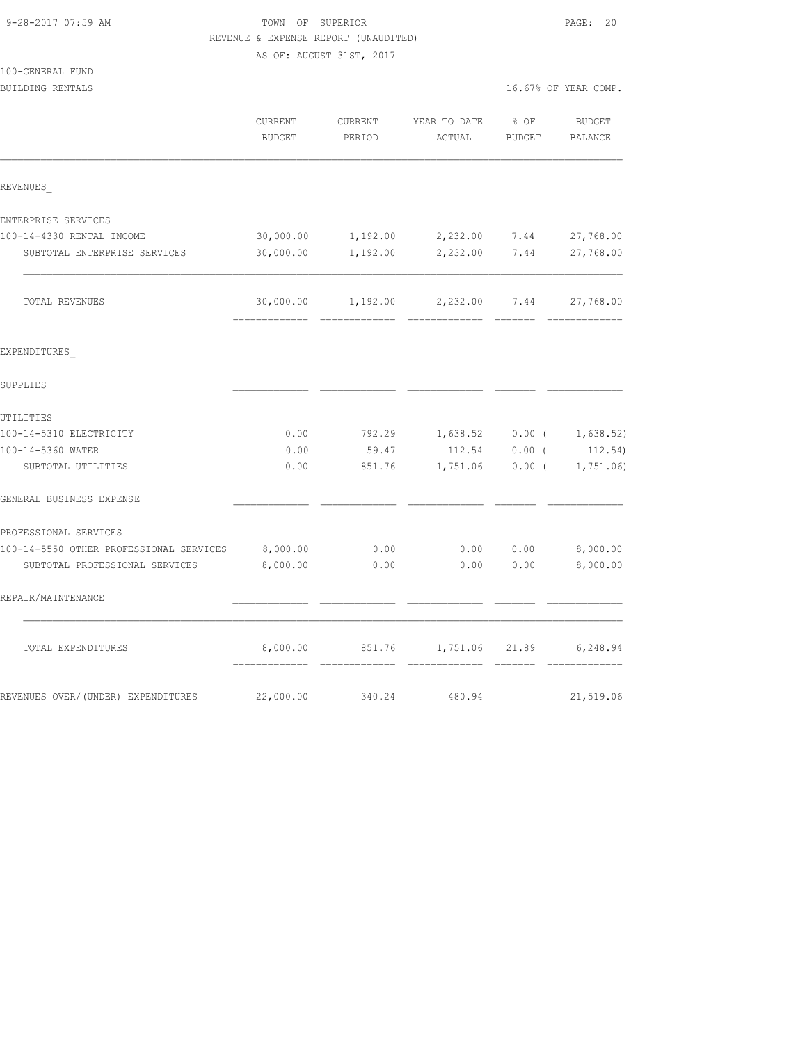TOWN OF SUPERIOR
REVENUE & EXPENSE REPORT (UNAUDITED)
AS OF: AUGUST 31ST, 2017

9-28-2017 07:59 AM

100-GENERAL FUND
BUILDING RENTALS

16.67% OF YEAR COMP.

| | CURRENT BUDGET | CURRENT PERIOD | YEAR TO DATE ACTUAL | % OF BUDGET | BUDGET BALANCE |
|---|---|---|---|---|---|
| REVENUES_ | | | | | |
| ENTERPRISE SERVICES | | | | | |
| 100-14-4330 RENTAL INCOME | 30,000.00 | 1,192.00 | 2,232.00 | 7.44 | 27,768.00 |
| SUBTOTAL ENTERPRISE SERVICES | 30,000.00 | 1,192.00 | 2,232.00 | 7.44 | 27,768.00 |
| TOTAL REVENUES | 30,000.00 | 1,192.00 | 2,232.00 | 7.44 | 27,768.00 |
| EXPENDITURES_ | | | | | |
| SUPPLIES | | | | | |
| UTILITIES | | | | | |
| 100-14-5310 ELECTRICITY | 0.00 | 792.29 | 1,638.52 | 0.00 | ( 1,638.52) |
| 100-14-5360 WATER | 0.00 | 59.47 | 112.54 | 0.00 | ( 112.54) |
| SUBTOTAL UTILITIES | 0.00 | 851.76 | 1,751.06 | 0.00 | ( 1,751.06) |
| GENERAL BUSINESS EXPENSE | | | | | |
| PROFESSIONAL SERVICES | | | | | |
| 100-14-5550 OTHER PROFESSIONAL SERVICES | 8,000.00 | 0.00 | 0.00 | 0.00 | 8,000.00 |
| SUBTOTAL PROFESSIONAL SERVICES | 8,000.00 | 0.00 | 0.00 | 0.00 | 8,000.00 |
| REPAIR/MAINTENANCE | | | | | |
| TOTAL EXPENDITURES | 8,000.00 | 851.76 | 1,751.06 | 21.89 | 6,248.94 |
| REVENUES OVER/(UNDER) EXPENDITURES | 22,000.00 | 340.24 | 480.94 | | 21,519.06 |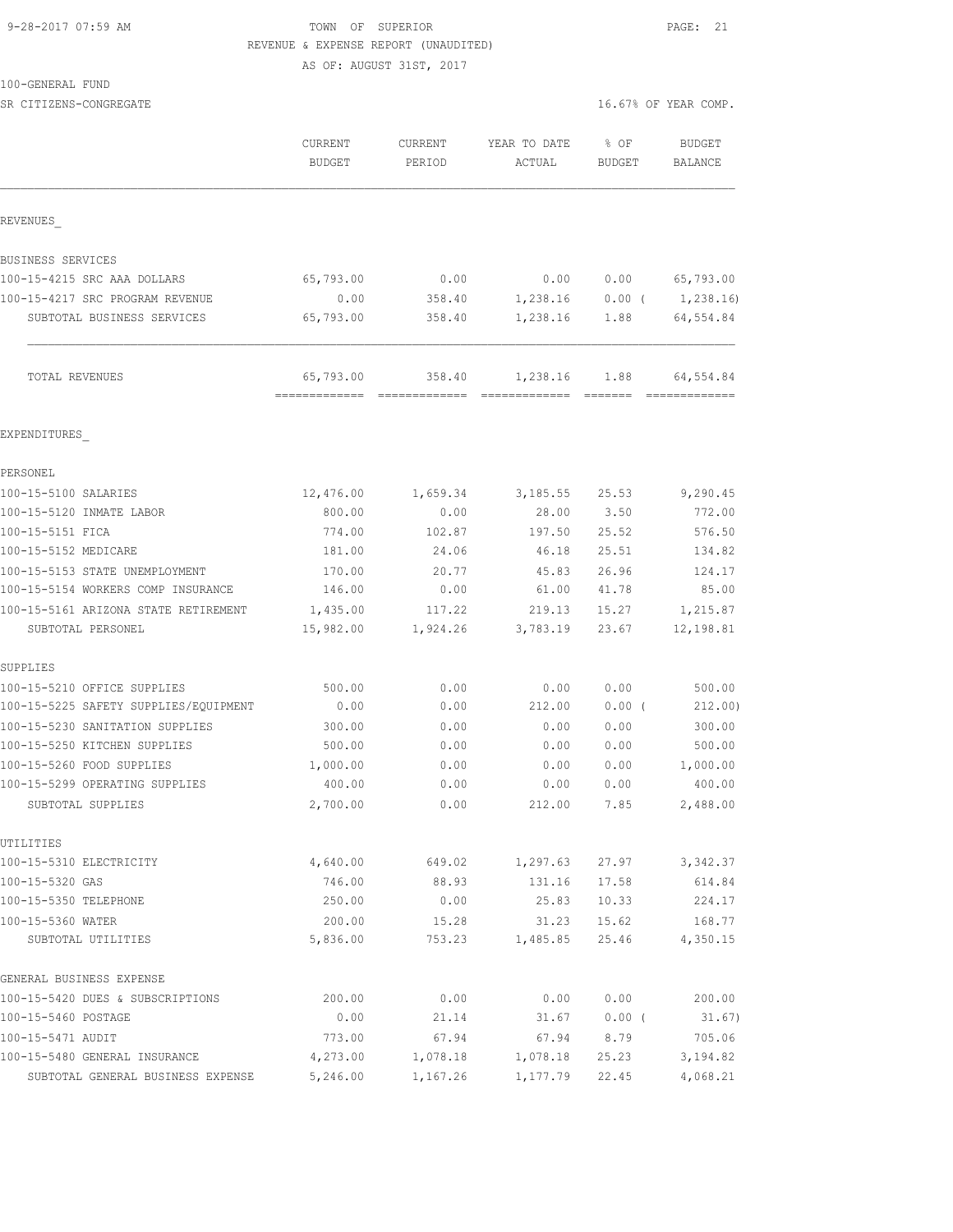TOWN OF SUPERIOR
REVENUE & EXPENSE REPORT (UNAUDITED)
AS OF: AUGUST 31ST, 2017

9-28-2017 07:59 AM

100-GENERAL FUND

SR CITIZENS-CONGREGATE

16.67% OF YEAR COMP.

| | CURRENT BUDGET | CURRENT PERIOD | YEAR TO DATE ACTUAL | % OF BUDGET | BUDGET BALANCE |
|---|---|---|---|---|---|
| REVENUES_ | | | | | |
| BUSINESS SERVICES | | | | | |
| 100-15-4215 SRC AAA DOLLARS | 65,793.00 | 0.00 | 0.00 | 0.00 | 65,793.00 |
| 100-15-4217 SRC PROGRAM REVENUE | 0.00 | 358.40 | 1,238.16 | 0.00 ( | 1,238.16) |
| SUBTOTAL BUSINESS SERVICES | 65,793.00 | 358.40 | 1,238.16 | 1.88 | 64,554.84 |
| TOTAL REVENUES | 65,793.00 | 358.40 | 1,238.16 | 1.88 | 64,554.84 |
| EXPENDITURES_ | | | | | |
| PERSONEL | | | | | |
| 100-15-5100 SALARIES | 12,476.00 | 1,659.34 | 3,185.55 | 25.53 | 9,290.45 |
| 100-15-5120 INMATE LABOR | 800.00 | 0.00 | 28.00 | 3.50 | 772.00 |
| 100-15-5151 FICA | 774.00 | 102.87 | 197.50 | 25.52 | 576.50 |
| 100-15-5152 MEDICARE | 181.00 | 24.06 | 46.18 | 25.51 | 134.82 |
| 100-15-5153 STATE UNEMPLOYMENT | 170.00 | 20.77 | 45.83 | 26.96 | 124.17 |
| 100-15-5154 WORKERS COMP INSURANCE | 146.00 | 0.00 | 61.00 | 41.78 | 85.00 |
| 100-15-5161 ARIZONA STATE RETIREMENT | 1,435.00 | 117.22 | 219.13 | 15.27 | 1,215.87 |
| SUBTOTAL PERSONEL | 15,982.00 | 1,924.26 | 3,783.19 | 23.67 | 12,198.81 |
| SUPPLIES | | | | | |
| 100-15-5210 OFFICE SUPPLIES | 500.00 | 0.00 | 0.00 | 0.00 | 500.00 |
| 100-15-5225 SAFETY SUPPLIES/EQUIPMENT | 0.00 | 0.00 | 212.00 | 0.00 ( | 212.00) |
| 100-15-5230 SANITATION SUPPLIES | 300.00 | 0.00 | 0.00 | 0.00 | 300.00 |
| 100-15-5250 KITCHEN SUPPLIES | 500.00 | 0.00 | 0.00 | 0.00 | 500.00 |
| 100-15-5260 FOOD SUPPLIES | 1,000.00 | 0.00 | 0.00 | 0.00 | 1,000.00 |
| 100-15-5299 OPERATING SUPPLIES | 400.00 | 0.00 | 0.00 | 0.00 | 400.00 |
| SUBTOTAL SUPPLIES | 2,700.00 | 0.00 | 212.00 | 7.85 | 2,488.00 |
| UTILITIES | | | | | |
| 100-15-5310 ELECTRICITY | 4,640.00 | 649.02 | 1,297.63 | 27.97 | 3,342.37 |
| 100-15-5320 GAS | 746.00 | 88.93 | 131.16 | 17.58 | 614.84 |
| 100-15-5350 TELEPHONE | 250.00 | 0.00 | 25.83 | 10.33 | 224.17 |
| 100-15-5360 WATER | 200.00 | 15.28 | 31.23 | 15.62 | 168.77 |
| SUBTOTAL UTILITIES | 5,836.00 | 753.23 | 1,485.85 | 25.46 | 4,350.15 |
| GENERAL BUSINESS EXPENSE | | | | | |
| 100-15-5420 DUES & SUBSCRIPTIONS | 200.00 | 0.00 | 0.00 | 0.00 | 200.00 |
| 100-15-5460 POSTAGE | 0.00 | 21.14 | 31.67 | 0.00 ( | 31.67) |
| 100-15-5471 AUDIT | 773.00 | 67.94 | 67.94 | 8.79 | 705.06 |
| 100-15-5480 GENERAL INSURANCE | 4,273.00 | 1,078.18 | 1,078.18 | 25.23 | 3,194.82 |
| SUBTOTAL GENERAL BUSINESS EXPENSE | 5,246.00 | 1,167.26 | 1,177.79 | 22.45 | 4,068.21 |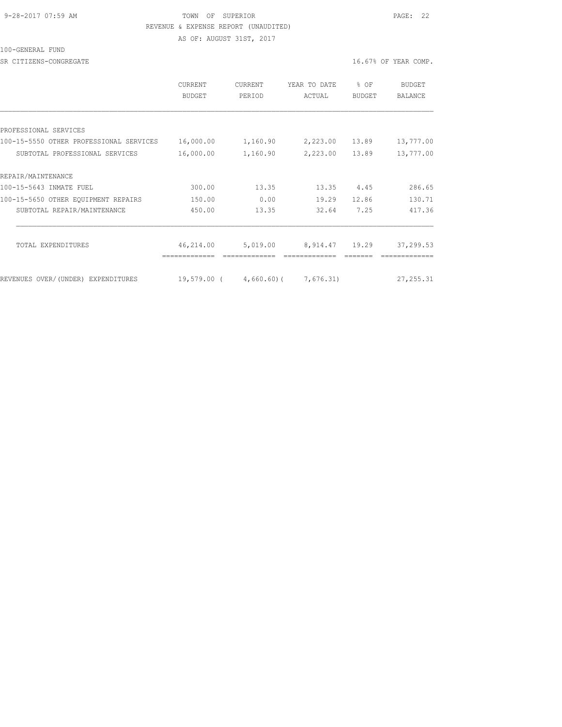TOWN OF SUPERIOR

REVENUE & EXPENSE REPORT (UNAUDITED)

AS OF: AUGUST 31ST, 2017

100-GENERAL FUND

SR CITIZENS-CONGREGATE

16.67% OF YEAR COMP.

| | CURRENT BUDGET | CURRENT PERIOD | YEAR TO DATE ACTUAL | % OF BUDGET | BUDGET BALANCE |
|---|---|---|---|---|---|
| PROFESSIONAL SERVICES | | | | | |
| 100-15-5550 OTHER PROFESSIONAL SERVICES | 16,000.00 | 1,160.90 | 2,223.00 | 13.89 | 13,777.00 |
| SUBTOTAL PROFESSIONAL SERVICES | 16,000.00 | 1,160.90 | 2,223.00 | 13.89 | 13,777.00 |
| REPAIR/MAINTENANCE | | | | | |
| 100-15-5643 INMATE FUEL | 300.00 | 13.35 | 13.35 | 4.45 | 286.65 |
| 100-15-5650 OTHER EQUIPMENT REPAIRS | 150.00 | 0.00 | 19.29 | 12.86 | 130.71 |
| SUBTOTAL REPAIR/MAINTENANCE | 450.00 | 13.35 | 32.64 | 7.25 | 417.36 |
| TOTAL EXPENDITURES | 46,214.00 | 5,019.00 | 8,914.47 | 19.29 | 37,299.53 |
| REVENUES OVER/(UNDER) EXPENDITURES | 19,579.00 | ( 4,660.60) | ( 7,676.31) | | 27,255.31 |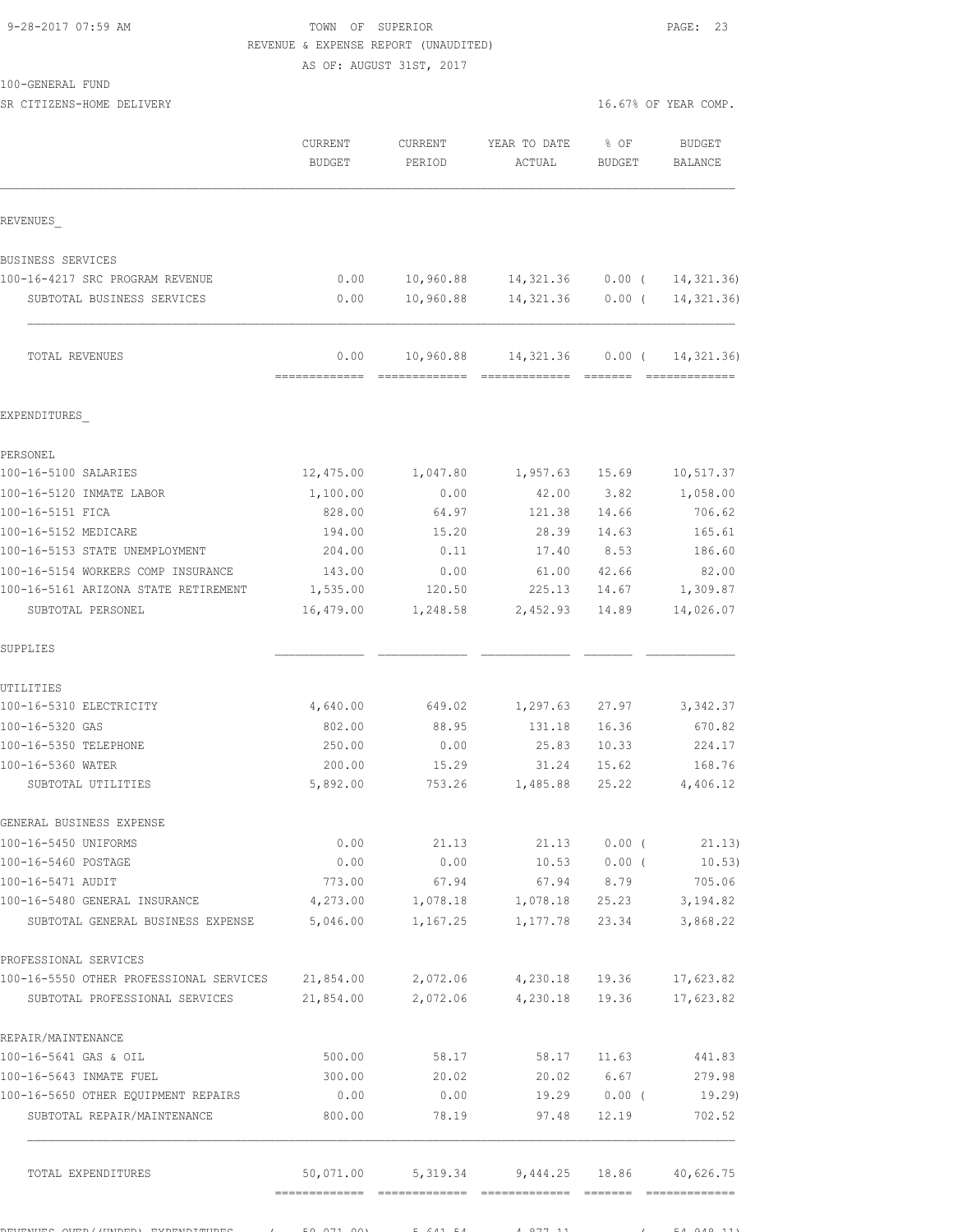9-28-2017 07:59 AM

TOWN OF SUPERIOR

REVENUE & EXPENSE REPORT (UNAUDITED)

AS OF: AUGUST 31ST, 2017

100-GENERAL FUND

SR CITIZENS-HOME DELIVERY

16.67% OF YEAR COMP.

| | CURRENT BUDGET | CURRENT PERIOD | YEAR TO DATE ACTUAL | % OF BUDGET | BUDGET BALANCE |
|---|---|---|---|---|---|
| REVENUES_ | | | | | |
| BUSINESS SERVICES | | | | | |
| 100-16-4217 SRC PROGRAM REVENUE | 0.00 | 10,960.88 | 14,321.36 | 0.00 ( | 14,321.36) |
| SUBTOTAL BUSINESS SERVICES | 0.00 | 10,960.88 | 14,321.36 | 0.00 ( | 14,321.36) |
| TOTAL REVENUES | 0.00 | 10,960.88 | 14,321.36 | 0.00 ( | 14,321.36) |
| EXPENDITURES_ | | | | | |
| PERSONEL | | | | | |
| 100-16-5100 SALARIES | 12,475.00 | 1,047.80 | 1,957.63 | 15.69 | 10,517.37 |
| 100-16-5120 INMATE LABOR | 1,100.00 | 0.00 | 42.00 | 3.82 | 1,058.00 |
| 100-16-5151 FICA | 828.00 | 64.97 | 121.38 | 14.66 | 706.62 |
| 100-16-5152 MEDICARE | 194.00 | 15.20 | 28.39 | 14.63 | 165.61 |
| 100-16-5153 STATE UNEMPLOYMENT | 204.00 | 0.11 | 17.40 | 8.53 | 186.60 |
| 100-16-5154 WORKERS COMP INSURANCE | 143.00 | 0.00 | 61.00 | 42.66 | 82.00 |
| 100-16-5161 ARIZONA STATE RETIREMENT | 1,535.00 | 120.50 | 225.13 | 14.67 | 1,309.87 |
| SUBTOTAL PERSONEL | 16,479.00 | 1,248.58 | 2,452.93 | 14.89 | 14,026.07 |
| SUPPLIES | | | | | |
| UTILITIES | | | | | |
| 100-16-5310 ELECTRICITY | 4,640.00 | 649.02 | 1,297.63 | 27.97 | 3,342.37 |
| 100-16-5320 GAS | 802.00 | 88.95 | 131.18 | 16.36 | 670.82 |
| 100-16-5350 TELEPHONE | 250.00 | 0.00 | 25.83 | 10.33 | 224.17 |
| 100-16-5360 WATER | 200.00 | 15.29 | 31.24 | 15.62 | 168.76 |
| SUBTOTAL UTILITIES | 5,892.00 | 753.26 | 1,485.88 | 25.22 | 4,406.12 |
| GENERAL BUSINESS EXPENSE | | | | | |
| 100-16-5450 UNIFORMS | 0.00 | 21.13 | 21.13 | 0.00 ( | 21.13) |
| 100-16-5460 POSTAGE | 0.00 | 0.00 | 10.53 | 0.00 ( | 10.53) |
| 100-16-5471 AUDIT | 773.00 | 67.94 | 67.94 | 8.79 | 705.06 |
| 100-16-5480 GENERAL INSURANCE | 4,273.00 | 1,078.18 | 1,078.18 | 25.23 | 3,194.82 |
| SUBTOTAL GENERAL BUSINESS EXPENSE | 5,046.00 | 1,167.25 | 1,177.78 | 23.34 | 3,868.22 |
| PROFESSIONAL SERVICES | | | | | |
| 100-16-5550 OTHER PROFESSIONAL SERVICES | 21,854.00 | 2,072.06 | 4,230.18 | 19.36 | 17,623.82 |
| SUBTOTAL PROFESSIONAL SERVICES | 21,854.00 | 2,072.06 | 4,230.18 | 19.36 | 17,623.82 |
| REPAIR/MAINTENANCE | | | | | |
| 100-16-5641 GAS & OIL | 500.00 | 58.17 | 58.17 | 11.63 | 441.83 |
| 100-16-5643 INMATE FUEL | 300.00 | 20.02 | 20.02 | 6.67 | 279.98 |
| 100-16-5650 OTHER EQUIPMENT REPAIRS | 0.00 | 0.00 | 19.29 | 0.00 ( | 19.29) |
| SUBTOTAL REPAIR/MAINTENANCE | 800.00 | 78.19 | 97.48 | 12.19 | 702.52 |
| TOTAL EXPENDITURES | 50,071.00 | 5,319.34 | 9,444.25 | 18.86 | 40,626.75 |
| REVENUES OVER/(UNDER) EXPENDITURES | ( 50,071.00) | 5,641.54 | 4,877.11 | ( | 54,948.11) |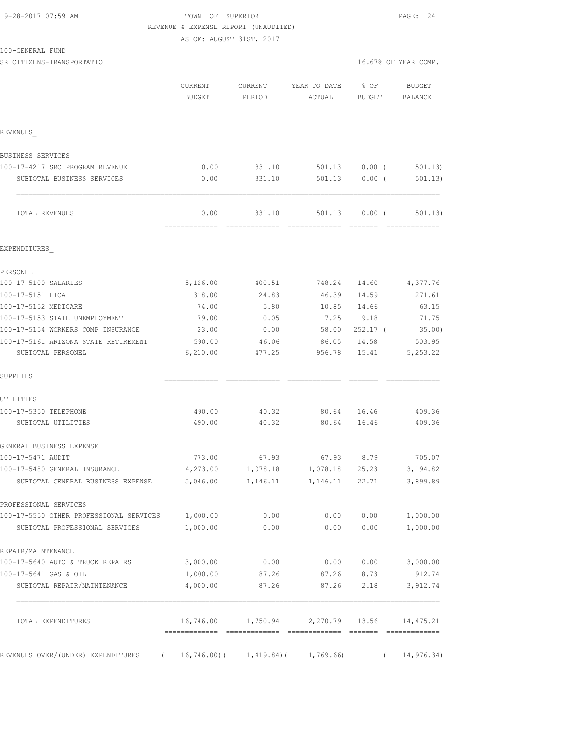9-28-2017 07:59 AM TOWN OF SUPERIOR

REVENUE & EXPENSE REPORT (UNAUDITED)

AS OF: AUGUST 31ST, 2017

100-GENERAL FUND

SR CITIZENS-TRANSPORTATIO 16.67% OF YEAR COMP.

| | CURRENT BUDGET | CURRENT PERIOD | YEAR TO DATE ACTUAL | % OF BUDGET | BUDGET BALANCE |
|---|---|---|---|---|---|
| REVENUES_ | | | | | |
| BUSINESS SERVICES | | | | | |
| 100-17-4217 SRC PROGRAM REVENUE | 0.00 | 331.10 | 501.13 | 0.00 ( | 501.13) |
| SUBTOTAL BUSINESS SERVICES | 0.00 | 331.10 | 501.13 | 0.00 ( | 501.13) |
| TOTAL REVENUES | 0.00 | 331.10 | 501.13 | 0.00 ( | 501.13) |
| EXPENDITURES_ | | | | | |
| PERSONEL | | | | | |
| 100-17-5100 SALARIES | 5,126.00 | 400.51 | 748.24 | 14.60 | 4,377.76 |
| 100-17-5151 FICA | 318.00 | 24.83 | 46.39 | 14.59 | 271.61 |
| 100-17-5152 MEDICARE | 74.00 | 5.80 | 10.85 | 14.66 | 63.15 |
| 100-17-5153 STATE UNEMPLOYMENT | 79.00 | 0.05 | 7.25 | 9.18 | 71.75 |
| 100-17-5154 WORKERS COMP INSURANCE | 23.00 | 0.00 | 58.00 | 252.17 ( | 35.00) |
| 100-17-5161 ARIZONA STATE RETIREMENT | 590.00 | 46.06 | 86.05 | 14.58 | 503.95 |
| SUBTOTAL PERSONEL | 6,210.00 | 477.25 | 956.78 | 15.41 | 5,253.22 |
| SUPPLIES | | | | | |
| UTILITIES | | | | | |
| 100-17-5350 TELEPHONE | 490.00 | 40.32 | 80.64 | 16.46 | 409.36 |
| SUBTOTAL UTILITIES | 490.00 | 40.32 | 80.64 | 16.46 | 409.36 |
| GENERAL BUSINESS EXPENSE | | | | | |
| 100-17-5471 AUDIT | 773.00 | 67.93 | 67.93 | 8.79 | 705.07 |
| 100-17-5480 GENERAL INSURANCE | 4,273.00 | 1,078.18 | 1,078.18 | 25.23 | 3,194.82 |
| SUBTOTAL GENERAL BUSINESS EXPENSE | 5,046.00 | 1,146.11 | 1,146.11 | 22.71 | 3,899.89 |
| PROFESSIONAL SERVICES | | | | | |
| 100-17-5550 OTHER PROFESSIONAL SERVICES | 1,000.00 | 0.00 | 0.00 | 0.00 | 1,000.00 |
| SUBTOTAL PROFESSIONAL SERVICES | 1,000.00 | 0.00 | 0.00 | 0.00 | 1,000.00 |
| REPAIR/MAINTENANCE | | | | | |
| 100-17-5640 AUTO & TRUCK REPAIRS | 3,000.00 | 0.00 | 0.00 | 0.00 | 3,000.00 |
| 100-17-5641 GAS & OIL | 1,000.00 | 87.26 | 87.26 | 8.73 | 912.74 |
| SUBTOTAL REPAIR/MAINTENANCE | 4,000.00 | 87.26 | 87.26 | 2.18 | 3,912.74 |
| TOTAL EXPENDITURES | 16,746.00 | 1,750.94 | 2,270.79 | 13.56 | 14,475.21 |
| REVENUES OVER/(UNDER) EXPENDITURES | ( 16,746.00)( | 1,419.84)( | 1,769.66) | ( | 14,976.34) |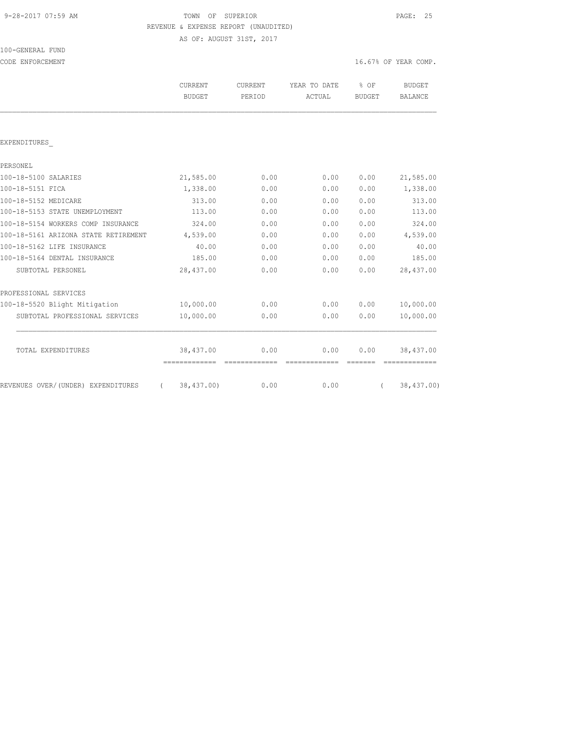TOWN OF SUPERIOR

REVENUE & EXPENSE REPORT (UNAUDITED)

AS OF: AUGUST 31ST, 2017

100-GENERAL FUND

CODE ENFORCEMENT

16.67% OF YEAR COMP.

| | CURRENT BUDGET | CURRENT PERIOD | YEAR TO DATE ACTUAL | % OF BUDGET | BUDGET BALANCE |
|---|---|---|---|---|---|
| EXPENDITURES_ | | | | | |
| PERSONEL | | | | | |
| 100-18-5100 SALARIES | 21,585.00 | 0.00 | 0.00 | 0.00 | 21,585.00 |
| 100-18-5151 FICA | 1,338.00 | 0.00 | 0.00 | 0.00 | 1,338.00 |
| 100-18-5152 MEDICARE | 313.00 | 0.00 | 0.00 | 0.00 | 313.00 |
| 100-18-5153 STATE UNEMPLOYMENT | 113.00 | 0.00 | 0.00 | 0.00 | 113.00 |
| 100-18-5154 WORKERS COMP INSURANCE | 324.00 | 0.00 | 0.00 | 0.00 | 324.00 |
| 100-18-5161 ARIZONA STATE RETIREMENT | 4,539.00 | 0.00 | 0.00 | 0.00 | 4,539.00 |
| 100-18-5162 LIFE INSURANCE | 40.00 | 0.00 | 0.00 | 0.00 | 40.00 |
| 100-18-5164 DENTAL INSURANCE | 185.00 | 0.00 | 0.00 | 0.00 | 185.00 |
| SUBTOTAL PERSONEL | 28,437.00 | 0.00 | 0.00 | 0.00 | 28,437.00 |
| PROFESSIONAL SERVICES | | | | | |
| 100-18-5520 Blight Mitigation | 10,000.00 | 0.00 | 0.00 | 0.00 | 10,000.00 |
| SUBTOTAL PROFESSIONAL SERVICES | 10,000.00 | 0.00 | 0.00 | 0.00 | 10,000.00 |
| TOTAL EXPENDITURES | 38,437.00 | 0.00 | 0.00 | 0.00 | 38,437.00 |
| REVENUES OVER/(UNDER) EXPENDITURES | ( 38,437.00) | 0.00 | 0.00 | | ( 38,437.00) |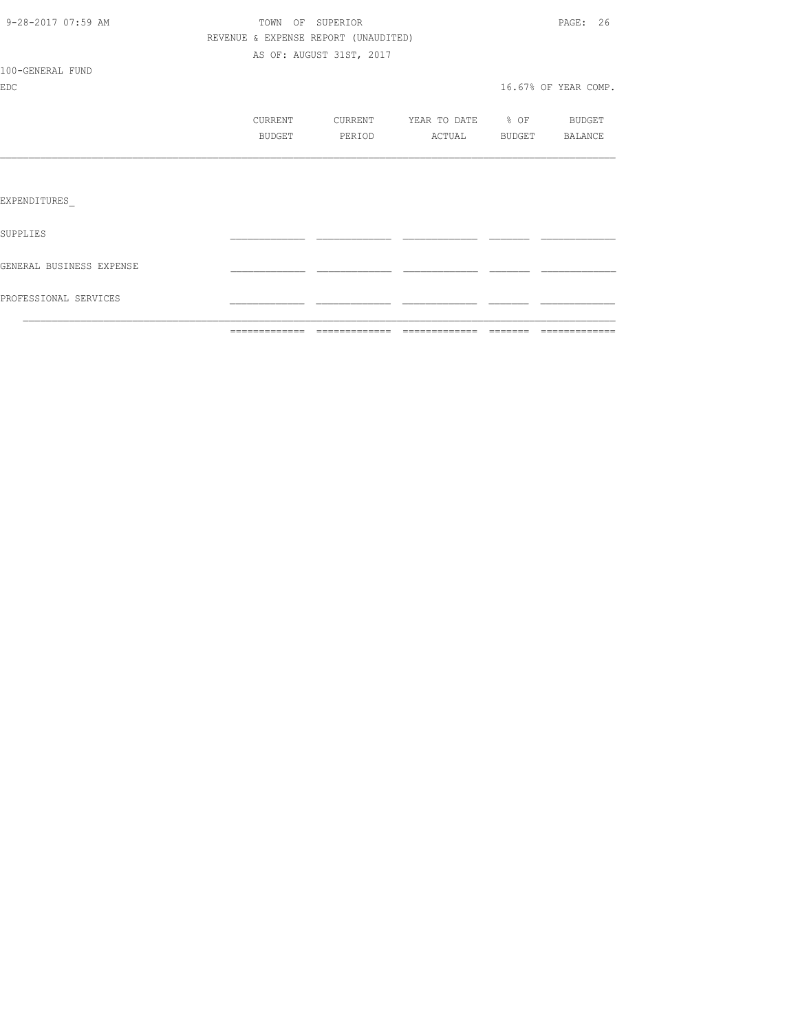TOWN OF SUPERIOR

REVENUE & EXPENSE REPORT (UNAUDITED)

AS OF: AUGUST 31ST, 2017

100-GENERAL FUND

EDC

16.67% OF YEAR COMP.

| | CURRENT BUDGET | CURRENT PERIOD | YEAR TO DATE ACTUAL | % OF BUDGET | BUDGET BALANCE |
|---|---|---|---|---|---|
| EXPENDITURES_ | | | | | |
| SUPPLIES | | | | | |
| GENERAL BUSINESS EXPENSE | | | | | |
| PROFESSIONAL SERVICES | | | | | |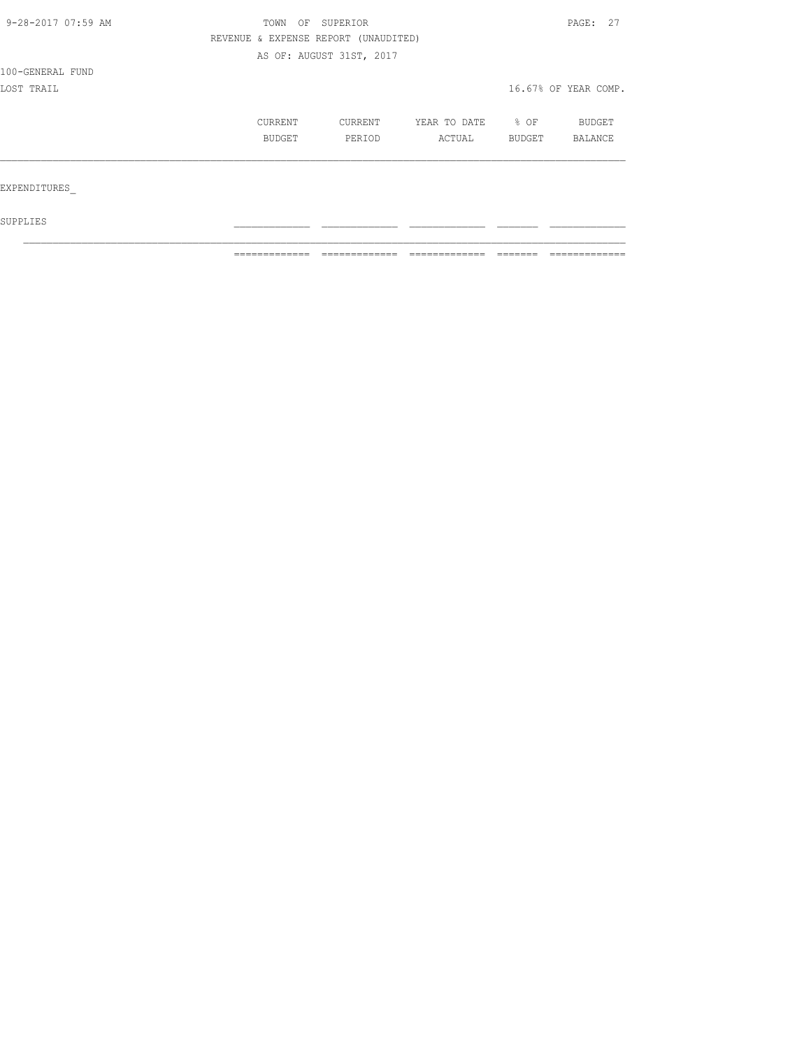TOWN OF SUPERIOR

REVENUE & EXPENSE REPORT (UNAUDITED)

AS OF: AUGUST 31ST, 2017

100-GENERAL FUND

LOST TRAIL

16.67% OF YEAR COMP.

| | CURRENT BUDGET | CURRENT PERIOD | YEAR TO DATE ACTUAL | % OF BUDGET | BUDGET BALANCE |
|---|---|---|---|---|---|
| EXPENDITURES_ | | | | | |
| SUPPLIES | | | | | |
| | | | | | |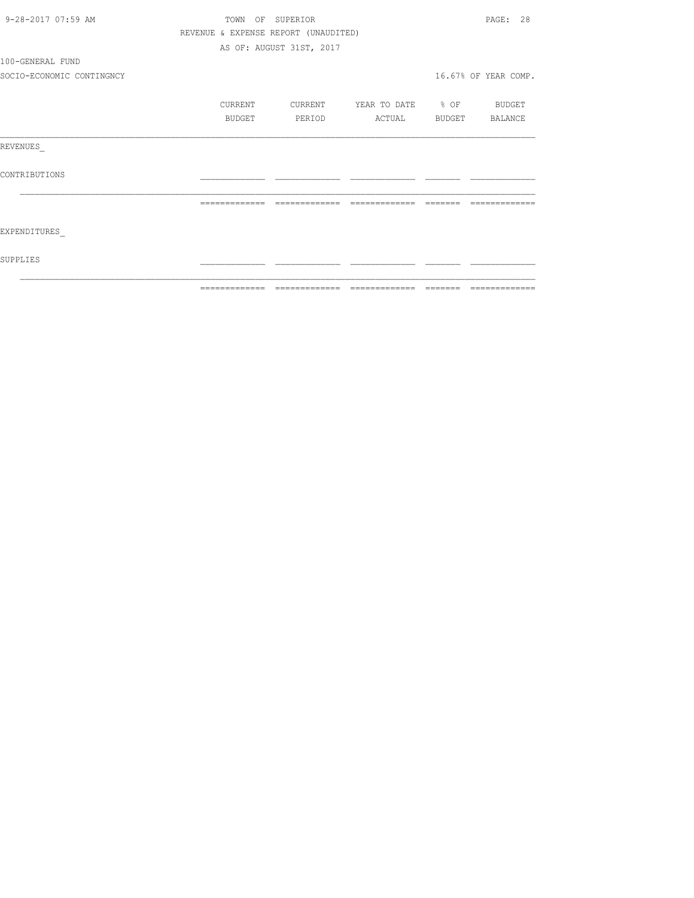TOWN OF SUPERIOR

REVENUE & EXPENSE REPORT (UNAUDITED)

AS OF: AUGUST 31ST, 2017

100-GENERAL FUND

SOCIO-ECONOMIC CONTINGNCY

16.67% OF YEAR COMP.

| | CURRENT BUDGET | CURRENT PERIOD | YEAR TO DATE ACTUAL | % OF BUDGET | BUDGET BALANCE |
|---|---|---|---|---|---|
| REVENUES_ | | | | | |
| CONTRIBUTIONS | | | | | |
| | | | | | |
| EXPENDITURES_ | | | | | |
| SUPPLIES | | | | | |
| | | | | | |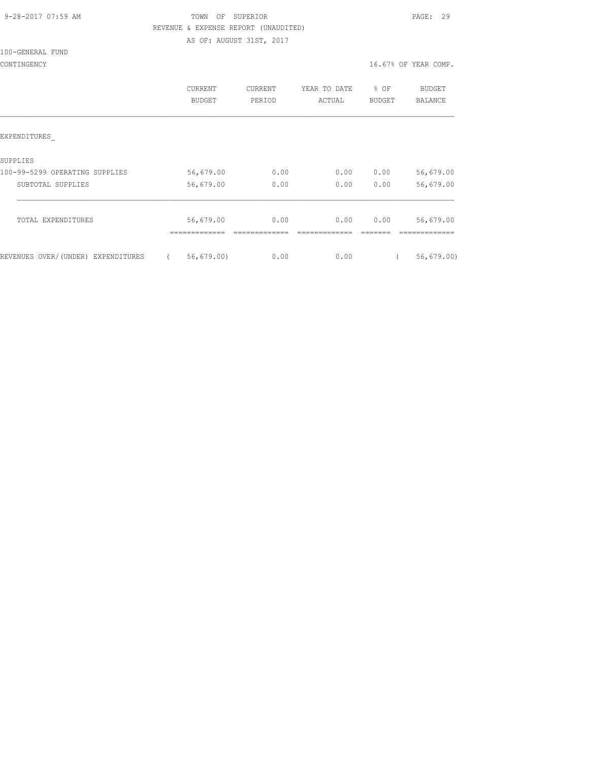TOWN OF SUPERIOR
REVENUE & EXPENSE REPORT (UNAUDITED)
AS OF: AUGUST 31ST, 2017

100-GENERAL FUND
CONTINGENCY

16.67% OF YEAR COMP.

| | CURRENT BUDGET | CURRENT PERIOD | YEAR TO DATE ACTUAL | % OF BUDGET | BUDGET BALANCE |
|---|---|---|---|---|---|
| EXPENDITURES_ | | | | | |
| SUPPLIES | | | | | |
| 100-99-5299 OPERATING SUPPLIES | 56,679.00 | 0.00 | 0.00 | 0.00 | 56,679.00 |
| SUBTOTAL SUPPLIES | 56,679.00 | 0.00 | 0.00 | 0.00 | 56,679.00 |
| TOTAL EXPENDITURES | 56,679.00 | 0.00 | 0.00 | 0.00 | 56,679.00 |
| REVENUES OVER/(UNDER) EXPENDITURES | ( 56,679.00) | 0.00 | 0.00 | | ( 56,679.00) |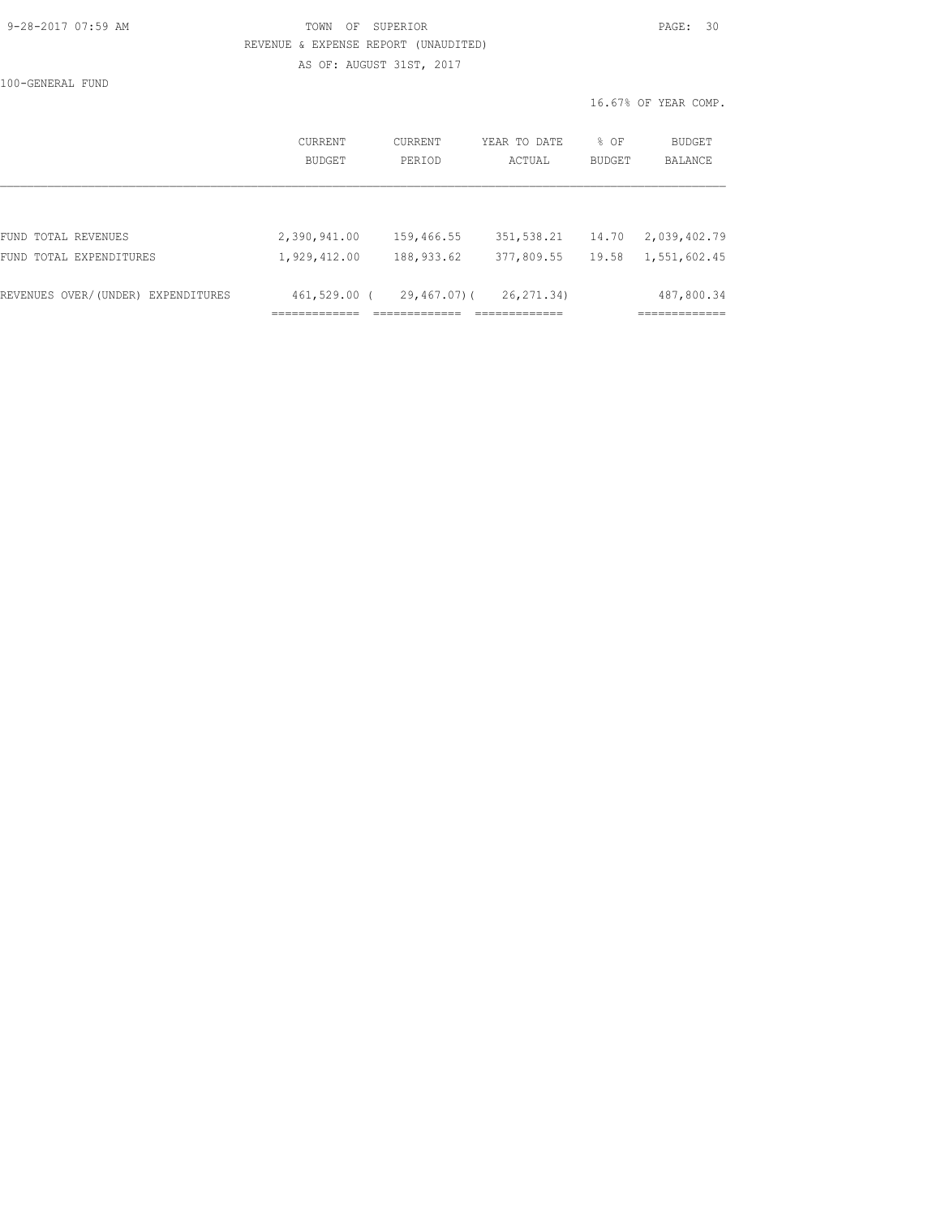TOWN OF SUPERIOR

REVENUE & EXPENSE REPORT (UNAUDITED)

AS OF: AUGUST 31ST, 2017

100-GENERAL FUND

16.67% OF YEAR COMP.

|  | CURRENT BUDGET | CURRENT PERIOD | YEAR TO DATE ACTUAL | % OF BUDGET | BUDGET BALANCE |
|---|---|---|---|---|---|
| FUND TOTAL REVENUES | 2,390,941.00 | 159,466.55 | 351,538.21 | 14.70 | 2,039,402.79 |
| FUND TOTAL EXPENDITURES | 1,929,412.00 | 188,933.62 | 377,809.55 | 19.58 | 1,551,602.45 |
| REVENUES OVER/(UNDER) EXPENDITURES | 461,529.00 | (29,467.07) | (26,271.34) |  | 487,800.34 |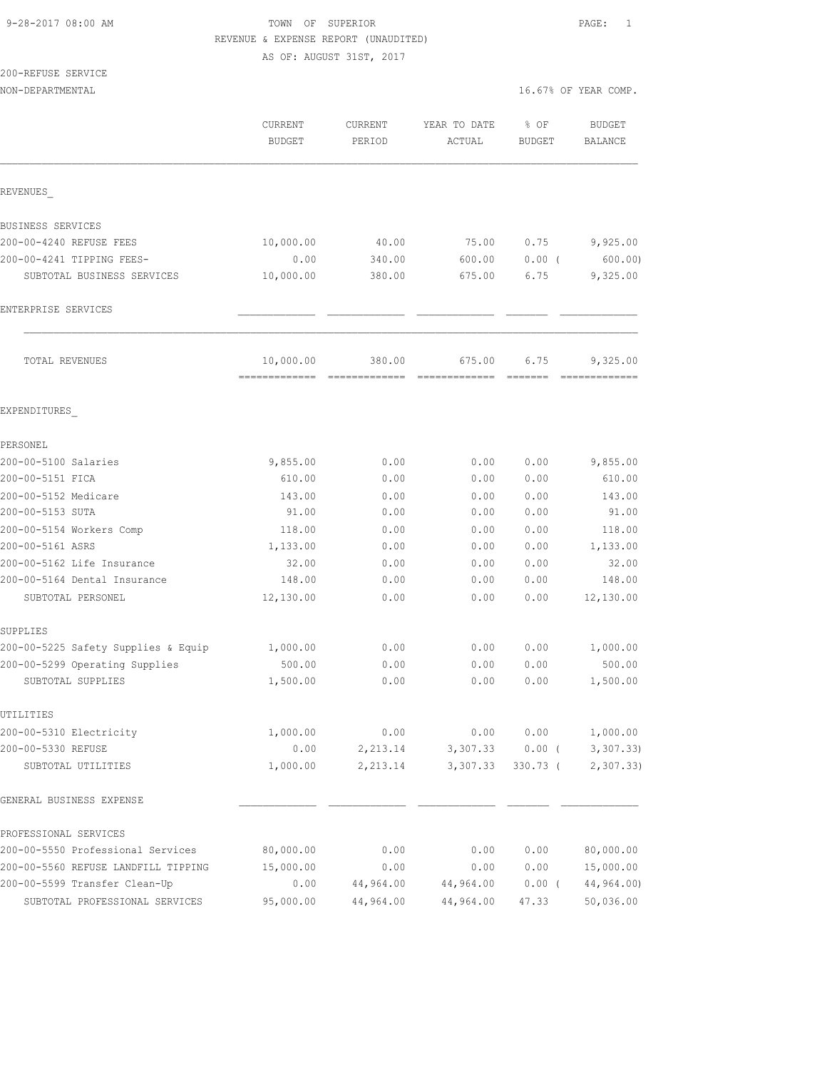9-28-2017 08:00 AM

TOWN OF SUPERIOR

REVENUE & EXPENSE REPORT (UNAUDITED)

AS OF: AUGUST 31ST, 2017

200-REFUSE SERVICE

NON-DEPARTMENTAL

16.67% OF YEAR COMP.

| | CURRENT BUDGET | CURRENT PERIOD | YEAR TO DATE ACTUAL | % OF BUDGET | BUDGET BALANCE |
|---|---|---|---|---|---|
| **REVENUES** | | | | | |
| BUSINESS SERVICES | | | | | |
| 200-00-4240 REFUSE FEES | 10,000.00 | 40.00 | 75.00 | 0.75 | 9,925.00 |
| 200-00-4241 TIPPING FEES- | 0.00 | 340.00 | 600.00 | 0.00 ( | 600.00) |
| SUBTOTAL BUSINESS SERVICES | 10,000.00 | 380.00 | 675.00 | 6.75 | 9,325.00 |
| ENTERPRISE SERVICES | | | | | |
| TOTAL REVENUES | 10,000.00 | 380.00 | 675.00 | 6.75 | 9,325.00 |
| **EXPENDITURES** | | | | | |
| PERSONEL | | | | | |
| 200-00-5100 Salaries | 9,855.00 | 0.00 | 0.00 | 0.00 | 9,855.00 |
| 200-00-5151 FICA | 610.00 | 0.00 | 0.00 | 0.00 | 610.00 |
| 200-00-5152 Medicare | 143.00 | 0.00 | 0.00 | 0.00 | 143.00 |
| 200-00-5153 SUTA | 91.00 | 0.00 | 0.00 | 0.00 | 91.00 |
| 200-00-5154 Workers Comp | 118.00 | 0.00 | 0.00 | 0.00 | 118.00 |
| 200-00-5161 ASRS | 1,133.00 | 0.00 | 0.00 | 0.00 | 1,133.00 |
| 200-00-5162 Life Insurance | 32.00 | 0.00 | 0.00 | 0.00 | 32.00 |
| 200-00-5164 Dental Insurance | 148.00 | 0.00 | 0.00 | 0.00 | 148.00 |
| SUBTOTAL PERSONEL | 12,130.00 | 0.00 | 0.00 | 0.00 | 12,130.00 |
| SUPPLIES | | | | | |
| 200-00-5225 Safety Supplies & Equip | 1,000.00 | 0.00 | 0.00 | 0.00 | 1,000.00 |
| 200-00-5299 Operating Supplies | 500.00 | 0.00 | 0.00 | 0.00 | 500.00 |
| SUBTOTAL SUPPLIES | 1,500.00 | 0.00 | 0.00 | 0.00 | 1,500.00 |
| UTILITIES | | | | | |
| 200-00-5310 Electricity | 1,000.00 | 0.00 | 0.00 | 0.00 | 1,000.00 |
| 200-00-5330 REFUSE | 0.00 | 2,213.14 | 3,307.33 | 0.00 ( | 3,307.33) |
| SUBTOTAL UTILITIES | 1,000.00 | 2,213.14 | 3,307.33 | 330.73 ( | 2,307.33) |
| GENERAL BUSINESS EXPENSE | | | | | |
| PROFESSIONAL SERVICES | | | | | |
| 200-00-5550 Professional Services | 80,000.00 | 0.00 | 0.00 | 0.00 | 80,000.00 |
| 200-00-5560 REFUSE LANDFILL TIPPING | 15,000.00 | 0.00 | 0.00 | 0.00 | 15,000.00 |
| 200-00-5599 Transfer Clean-Up | 0.00 | 44,964.00 | 44,964.00 | 0.00 ( | 44,964.00) |
| SUBTOTAL PROFESSIONAL SERVICES | 95,000.00 | 44,964.00 | 44,964.00 | 47.33 | 50,036.00 |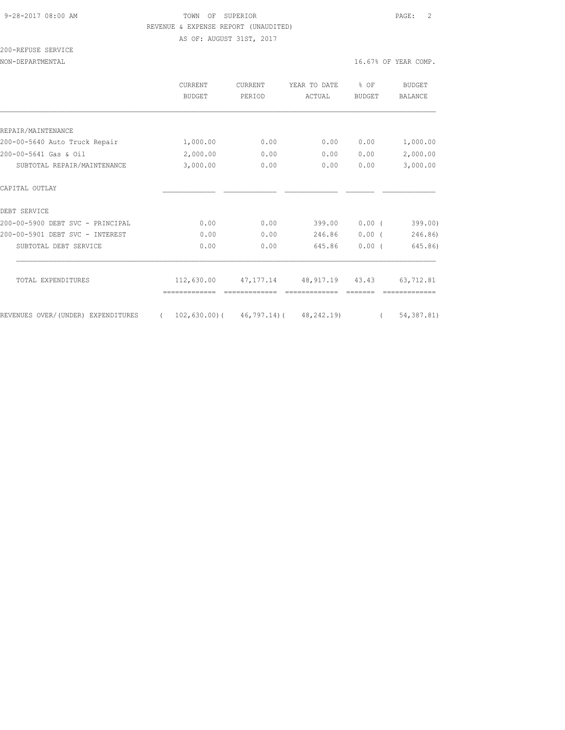TOWN OF SUPERIOR

REVENUE & EXPENSE REPORT (UNAUDITED)

AS OF: AUGUST 31ST, 2017

200-REFUSE SERVICE

NON-DEPARTMENTAL — 16.67% OF YEAR COMP.

| | CURRENT BUDGET | CURRENT PERIOD | YEAR TO DATE ACTUAL | % OF BUDGET | BUDGET BALANCE |
|---|---|---|---|---|---|
| REPAIR/MAINTENANCE | | | | | |
| 200-00-5640 Auto Truck Repair | 1,000.00 | 0.00 | 0.00 | 0.00 | 1,000.00 |
| 200-00-5641 Gas & Oil | 2,000.00 | 0.00 | 0.00 | 0.00 | 2,000.00 |
| SUBTOTAL REPAIR/MAINTENANCE | 3,000.00 | 0.00 | 0.00 | 0.00 | 3,000.00 |
| CAPITAL OUTLAY | | | | | |
| DEBT SERVICE | | | | | |
| 200-00-5900 DEBT SVC - PRINCIPAL | 0.00 | 0.00 | 399.00 | 0.00 | ( 399.00) |
| 200-00-5901 DEBT SVC - INTEREST | 0.00 | 0.00 | 246.86 | 0.00 | ( 246.86) |
| SUBTOTAL DEBT SERVICE | 0.00 | 0.00 | 645.86 | 0.00 | ( 645.86) |
| TOTAL EXPENDITURES | 112,630.00 | 47,177.14 | 48,917.19 | 43.43 | 63,712.81 |
| REVENUES OVER/(UNDER) EXPENDITURES | ( 102,630.00) | ( 46,797.14) | ( 48,242.19) | | ( 54,387.81) |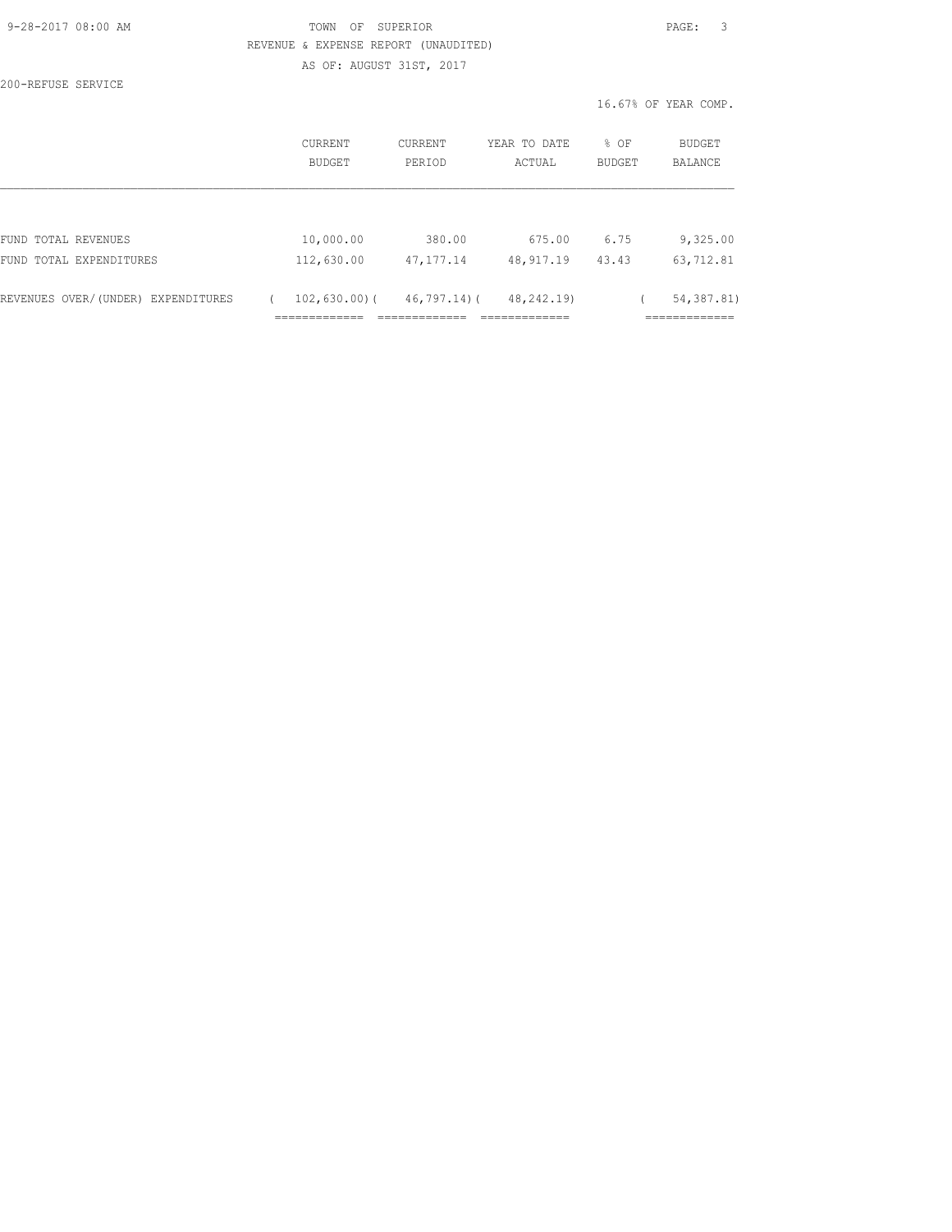TOWN OF SUPERIOR

REVENUE & EXPENSE REPORT (UNAUDITED)

AS OF: AUGUST 31ST, 2017

200-REFUSE SERVICE

16.67% OF YEAR COMP.

| | CURRENT BUDGET | CURRENT PERIOD | YEAR TO DATE ACTUAL | % OF BUDGET | BUDGET BALANCE |
|---|---|---|---|---|---|
| FUND TOTAL REVENUES | 10,000.00 | 380.00 | 675.00 | 6.75 | 9,325.00 |
| FUND TOTAL EXPENDITURES | 112,630.00 | 47,177.14 | 48,917.19 | 43.43 | 63,712.81 |
| REVENUES OVER/(UNDER) EXPENDITURES | ( 102,630.00) | ( 46,797.14) | ( 48,242.19) | | ( 54,387.81) |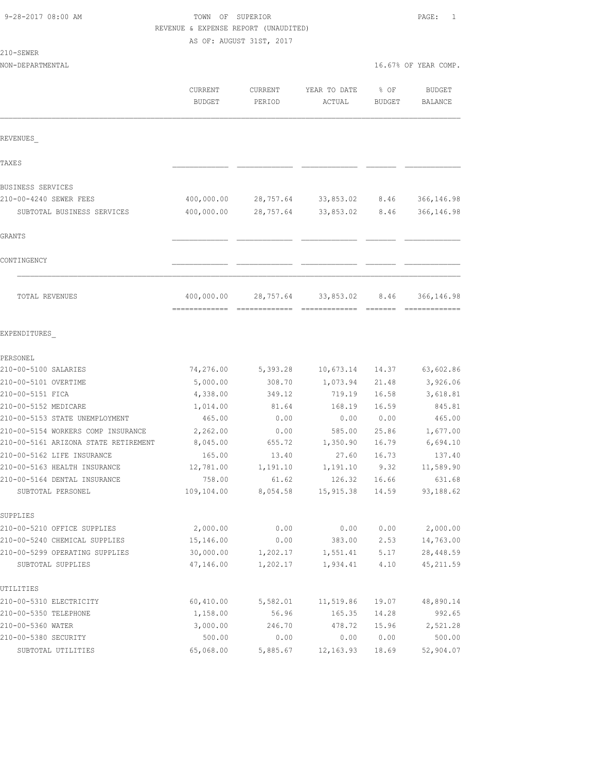9-28-2017 08:00 AM

TOWN OF SUPERIOR

REVENUE & EXPENSE REPORT (UNAUDITED)

AS OF: AUGUST 31ST, 2017

210-SEWER

NON-DEPARTMENTAL — 16.67% OF YEAR COMP.

| | CURRENT BUDGET | CURRENT PERIOD | YEAR TO DATE ACTUAL | % OF BUDGET | BUDGET BALANCE |
|---|---|---|---|---|---|
| **REVENUES_** | | | | | |
| TAXES | | | | | |
| BUSINESS SERVICES | | | | | |
| 210-00-4240 SEWER FEES | 400,000.00 | 28,757.64 | 33,853.02 | 8.46 | 366,146.98 |
| SUBTOTAL BUSINESS SERVICES | 400,000.00 | 28,757.64 | 33,853.02 | 8.46 | 366,146.98 |
| GRANTS | | | | | |
| CONTINGENCY | | | | | |
| TOTAL REVENUES | 400,000.00 | 28,757.64 | 33,853.02 | 8.46 | 366,146.98 |
| **EXPENDITURES_** | | | | | |
| PERSONEL | | | | | |
| 210-00-5100 SALARIES | 74,276.00 | 5,393.28 | 10,673.14 | 14.37 | 63,602.86 |
| 210-00-5101 OVERTIME | 5,000.00 | 308.70 | 1,073.94 | 21.48 | 3,926.06 |
| 210-00-5151 FICA | 4,338.00 | 349.12 | 719.19 | 16.58 | 3,618.81 |
| 210-00-5152 MEDICARE | 1,014.00 | 81.64 | 168.19 | 16.59 | 845.81 |
| 210-00-5153 STATE UNEMPLOYMENT | 465.00 | 0.00 | 0.00 | 0.00 | 465.00 |
| 210-00-5154 WORKERS COMP INSURANCE | 2,262.00 | 0.00 | 585.00 | 25.86 | 1,677.00 |
| 210-00-5161 ARIZONA STATE RETIREMENT | 8,045.00 | 655.72 | 1,350.90 | 16.79 | 6,694.10 |
| 210-00-5162 LIFE INSURANCE | 165.00 | 13.40 | 27.60 | 16.73 | 137.40 |
| 210-00-5163 HEALTH INSURANCE | 12,781.00 | 1,191.10 | 1,191.10 | 9.32 | 11,589.90 |
| 210-00-5164 DENTAL INSURANCE | 758.00 | 61.62 | 126.32 | 16.66 | 631.68 |
| SUBTOTAL PERSONEL | 109,104.00 | 8,054.58 | 15,915.38 | 14.59 | 93,188.62 |
| SUPPLIES | | | | | |
| 210-00-5210 OFFICE SUPPLIES | 2,000.00 | 0.00 | 0.00 | 0.00 | 2,000.00 |
| 210-00-5240 CHEMICAL SUPPLIES | 15,146.00 | 0.00 | 383.00 | 2.53 | 14,763.00 |
| 210-00-5299 OPERATING SUPPLIES | 30,000.00 | 1,202.17 | 1,551.41 | 5.17 | 28,448.59 |
| SUBTOTAL SUPPLIES | 47,146.00 | 1,202.17 | 1,934.41 | 4.10 | 45,211.59 |
| UTILITIES | | | | | |
| 210-00-5310 ELECTRICITY | 60,410.00 | 5,582.01 | 11,519.86 | 19.07 | 48,890.14 |
| 210-00-5350 TELEPHONE | 1,158.00 | 56.96 | 165.35 | 14.28 | 992.65 |
| 210-00-5360 WATER | 3,000.00 | 246.70 | 478.72 | 15.96 | 2,521.28 |
| 210-00-5380 SECURITY | 500.00 | 0.00 | 0.00 | 0.00 | 500.00 |
| SUBTOTAL UTILITIES | 65,068.00 | 5,885.67 | 12,163.93 | 18.69 | 52,904.07 |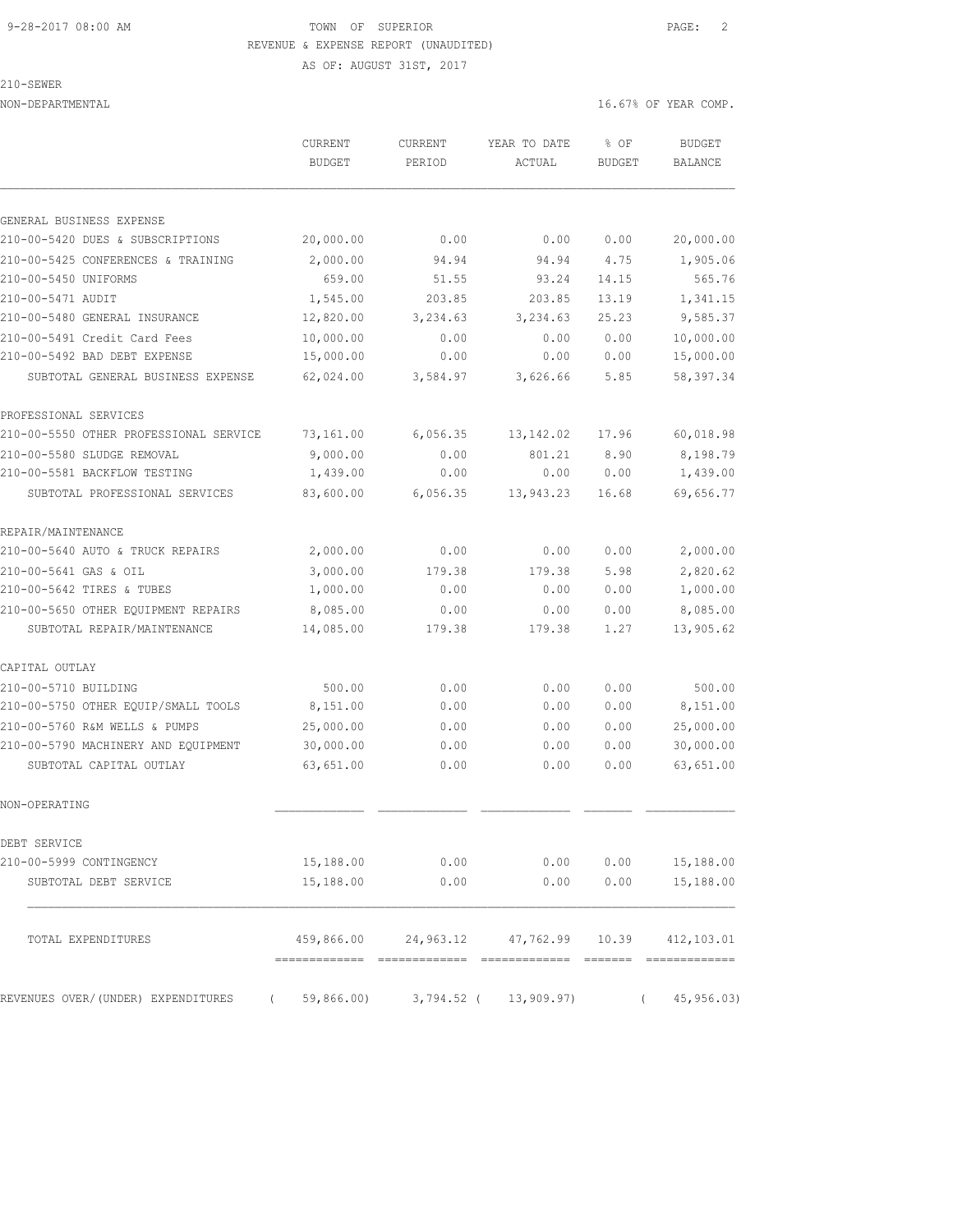TOWN OF SUPERIOR

REVENUE & EXPENSE REPORT (UNAUDITED)

AS OF: AUGUST 31ST, 2017

210-SEWER

NON-DEPARTMENTAL — 16.67% OF YEAR COMP.

| | CURRENT BUDGET | CURRENT PERIOD | YEAR TO DATE ACTUAL | % OF BUDGET | BUDGET BALANCE |
|---|---|---|---|---|---|
| GENERAL BUSINESS EXPENSE | | | | | |
| 210-00-5420 DUES & SUBSCRIPTIONS | 20,000.00 | 0.00 | 0.00 | 0.00 | 20,000.00 |
| 210-00-5425 CONFERENCES & TRAINING | 2,000.00 | 94.94 | 94.94 | 4.75 | 1,905.06 |
| 210-00-5450 UNIFORMS | 659.00 | 51.55 | 93.24 | 14.15 | 565.76 |
| 210-00-5471 AUDIT | 1,545.00 | 203.85 | 203.85 | 13.19 | 1,341.15 |
| 210-00-5480 GENERAL INSURANCE | 12,820.00 | 3,234.63 | 3,234.63 | 25.23 | 9,585.37 |
| 210-00-5491 Credit Card Fees | 10,000.00 | 0.00 | 0.00 | 0.00 | 10,000.00 |
| 210-00-5492 BAD DEBT EXPENSE | 15,000.00 | 0.00 | 0.00 | 0.00 | 15,000.00 |
| SUBTOTAL GENERAL BUSINESS EXPENSE | 62,024.00 | 3,584.97 | 3,626.66 | 5.85 | 58,397.34 |
| PROFESSIONAL SERVICES | | | | | |
| 210-00-5550 OTHER PROFESSIONAL SERVICE | 73,161.00 | 6,056.35 | 13,142.02 | 17.96 | 60,018.98 |
| 210-00-5580 SLUDGE REMOVAL | 9,000.00 | 0.00 | 801.21 | 8.90 | 8,198.79 |
| 210-00-5581 BACKFLOW TESTING | 1,439.00 | 0.00 | 0.00 | 0.00 | 1,439.00 |
| SUBTOTAL PROFESSIONAL SERVICES | 83,600.00 | 6,056.35 | 13,943.23 | 16.68 | 69,656.77 |
| REPAIR/MAINTENANCE | | | | | |
| 210-00-5640 AUTO & TRUCK REPAIRS | 2,000.00 | 0.00 | 0.00 | 0.00 | 2,000.00 |
| 210-00-5641 GAS & OIL | 3,000.00 | 179.38 | 179.38 | 5.98 | 2,820.62 |
| 210-00-5642 TIRES & TUBES | 1,000.00 | 0.00 | 0.00 | 0.00 | 1,000.00 |
| 210-00-5650 OTHER EQUIPMENT REPAIRS | 8,085.00 | 0.00 | 0.00 | 0.00 | 8,085.00 |
| SUBTOTAL REPAIR/MAINTENANCE | 14,085.00 | 179.38 | 179.38 | 1.27 | 13,905.62 |
| CAPITAL OUTLAY | | | | | |
| 210-00-5710 BUILDING | 500.00 | 0.00 | 0.00 | 0.00 | 500.00 |
| 210-00-5750 OTHER EQUIP/SMALL TOOLS | 8,151.00 | 0.00 | 0.00 | 0.00 | 8,151.00 |
| 210-00-5760 R&M WELLS & PUMPS | 25,000.00 | 0.00 | 0.00 | 0.00 | 25,000.00 |
| 210-00-5790 MACHINERY AND EQUIPMENT | 30,000.00 | 0.00 | 0.00 | 0.00 | 30,000.00 |
| SUBTOTAL CAPITAL OUTLAY | 63,651.00 | 0.00 | 0.00 | 0.00 | 63,651.00 |
| NON-OPERATING | | | | | |
| DEBT SERVICE | | | | | |
| 210-00-5999 CONTINGENCY | 15,188.00 | 0.00 | 0.00 | 0.00 | 15,188.00 |
| SUBTOTAL DEBT SERVICE | 15,188.00 | 0.00 | 0.00 | 0.00 | 15,188.00 |
| TOTAL EXPENDITURES | 459,866.00 | 24,963.12 | 47,762.99 | 10.39 | 412,103.01 |
| REVENUES OVER/(UNDER) EXPENDITURES | (59,866.00) | 3,794.52 | (13,909.97) | | (45,956.03) |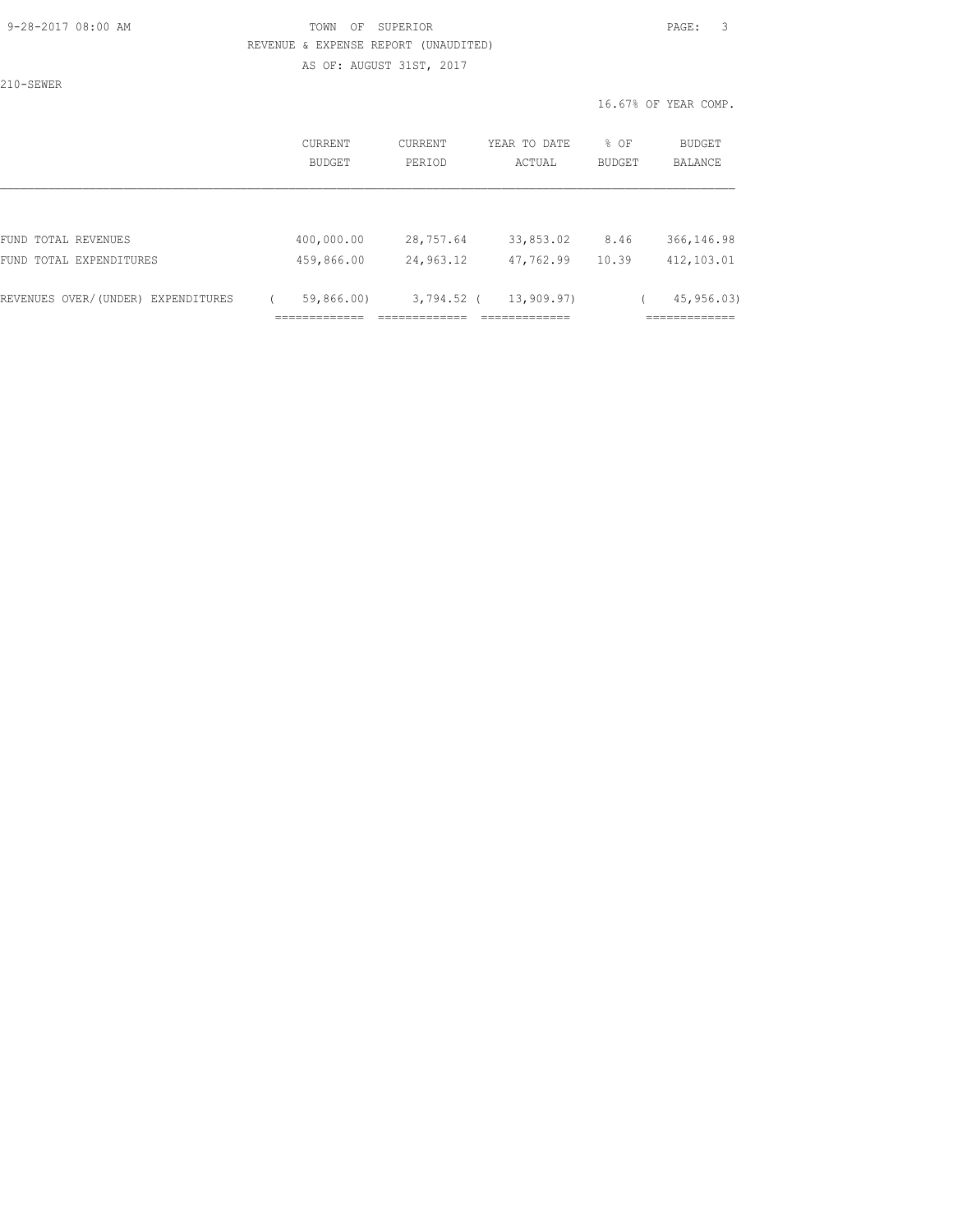TOWN OF SUPERIOR

REVENUE & EXPENSE REPORT (UNAUDITED)

AS OF: AUGUST 31ST, 2017

210-SEWER

16.67% OF YEAR COMP.

| | CURRENT BUDGET | CURRENT PERIOD | YEAR TO DATE ACTUAL | % OF BUDGET | BUDGET BALANCE |
|---|---|---|---|---|---|
| FUND TOTAL REVENUES | 400,000.00 | 28,757.64 | 33,853.02 | 8.46 | 366,146.98 |
| FUND TOTAL EXPENDITURES | 459,866.00 | 24,963.12 | 47,762.99 | 10.39 | 412,103.01 |
| REVENUES OVER/(UNDER) EXPENDITURES | ( 59,866.00) | 3,794.52 | ( 13,909.97) | | ( 45,956.03) |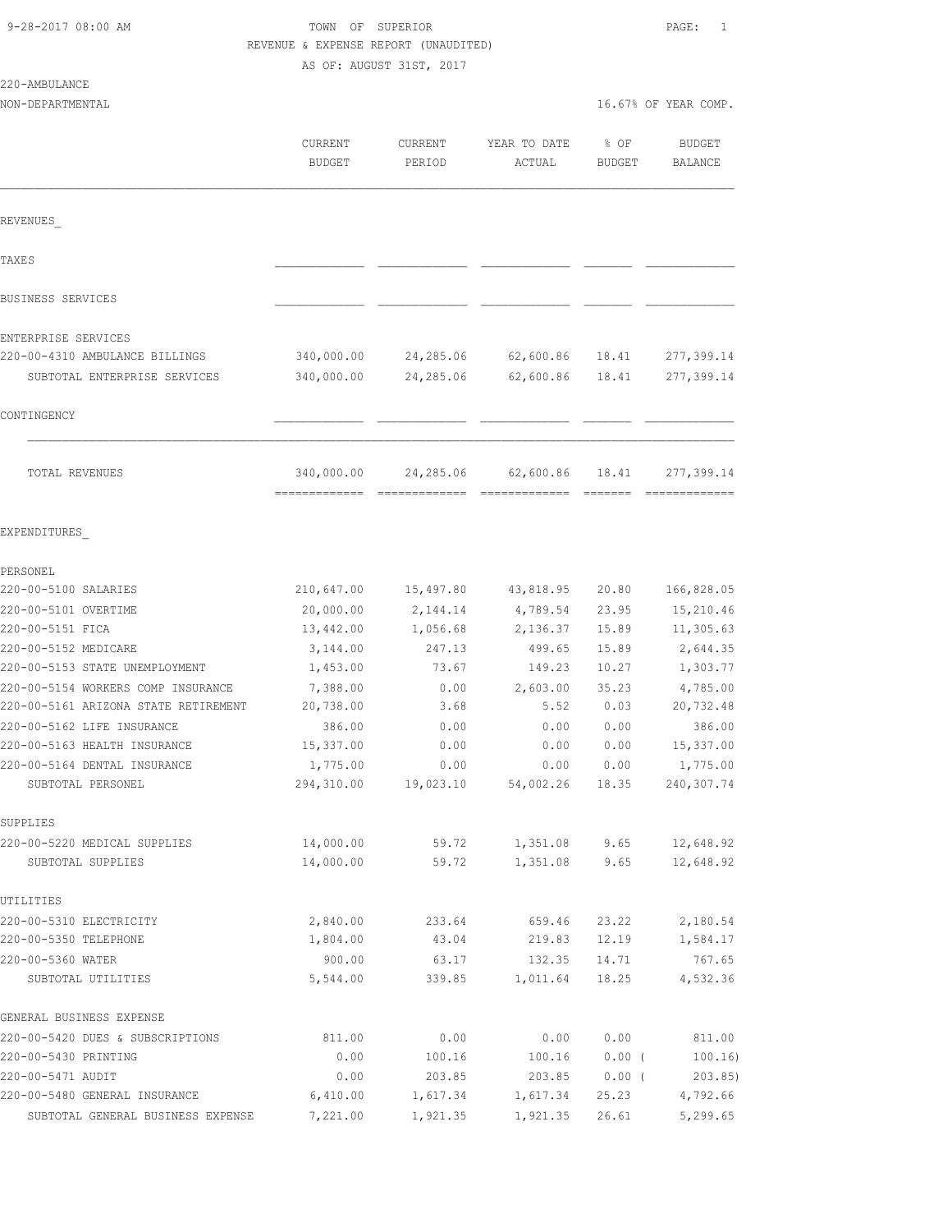9-28-2017 08:00 AM TOWN OF SUPERIOR PAGE: 1

REVENUE & EXPENSE REPORT (UNAUDITED)

AS OF: AUGUST 31ST, 2017

220-AMBULANCE

NON-DEPARTMENTAL 16.67% OF YEAR COMP.

| | CURRENT BUDGET | CURRENT PERIOD | YEAR TO DATE ACTUAL | % OF BUDGET | BUDGET BALANCE |
|---|---|---|---|---|---|
| REVENUES_ | | | | | |
| TAXES | | | | | |
| BUSINESS SERVICES | | | | | |
| ENTERPRISE SERVICES | | | | | |
| 220-00-4310 AMBULANCE BILLINGS | 340,000.00 | 24,285.06 | 62,600.86 | 18.41 | 277,399.14 |
| SUBTOTAL ENTERPRISE SERVICES | 340,000.00 | 24,285.06 | 62,600.86 | 18.41 | 277,399.14 |
| CONTINGENCY | | | | | |
| TOTAL REVENUES | 340,000.00 | 24,285.06 | 62,600.86 | 18.41 | 277,399.14 |
| EXPENDITURES_ | | | | | |
| PERSONEL | | | | | |
| 220-00-5100 SALARIES | 210,647.00 | 15,497.80 | 43,818.95 | 20.80 | 166,828.05 |
| 220-00-5101 OVERTIME | 20,000.00 | 2,144.14 | 4,789.54 | 23.95 | 15,210.46 |
| 220-00-5151 FICA | 13,442.00 | 1,056.68 | 2,136.37 | 15.89 | 11,305.63 |
| 220-00-5152 MEDICARE | 3,144.00 | 247.13 | 499.65 | 15.89 | 2,644.35 |
| 220-00-5153 STATE UNEMPLOYMENT | 1,453.00 | 73.67 | 149.23 | 10.27 | 1,303.77 |
| 220-00-5154 WORKERS COMP INSURANCE | 7,388.00 | 0.00 | 2,603.00 | 35.23 | 4,785.00 |
| 220-00-5161 ARIZONA STATE RETIREMENT | 20,738.00 | 3.68 | 5.52 | 0.03 | 20,732.48 |
| 220-00-5162 LIFE INSURANCE | 386.00 | 0.00 | 0.00 | 0.00 | 386.00 |
| 220-00-5163 HEALTH INSURANCE | 15,337.00 | 0.00 | 0.00 | 0.00 | 15,337.00 |
| 220-00-5164 DENTAL INSURANCE | 1,775.00 | 0.00 | 0.00 | 0.00 | 1,775.00 |
| SUBTOTAL PERSONEL | 294,310.00 | 19,023.10 | 54,002.26 | 18.35 | 240,307.74 |
| SUPPLIES | | | | | |
| 220-00-5220 MEDICAL SUPPLIES | 14,000.00 | 59.72 | 1,351.08 | 9.65 | 12,648.92 |
| SUBTOTAL SUPPLIES | 14,000.00 | 59.72 | 1,351.08 | 9.65 | 12,648.92 |
| UTILITIES | | | | | |
| 220-00-5310 ELECTRICITY | 2,840.00 | 233.64 | 659.46 | 23.22 | 2,180.54 |
| 220-00-5350 TELEPHONE | 1,804.00 | 43.04 | 219.83 | 12.19 | 1,584.17 |
| 220-00-5360 WATER | 900.00 | 63.17 | 132.35 | 14.71 | 767.65 |
| SUBTOTAL UTILITIES | 5,544.00 | 339.85 | 1,011.64 | 18.25 | 4,532.36 |
| GENERAL BUSINESS EXPENSE | | | | | |
| 220-00-5420 DUES & SUBSCRIPTIONS | 811.00 | 0.00 | 0.00 | 0.00 | 811.00 |
| 220-00-5430 PRINTING | 0.00 | 100.16 | 100.16 | 0.00 | ( 100.16) |
| 220-00-5471 AUDIT | 0.00 | 203.85 | 203.85 | 0.00 | ( 203.85) |
| 220-00-5480 GENERAL INSURANCE | 6,410.00 | 1,617.34 | 1,617.34 | 25.23 | 4,792.66 |
| SUBTOTAL GENERAL BUSINESS EXPENSE | 7,221.00 | 1,921.35 | 1,921.35 | 26.61 | 5,299.65 |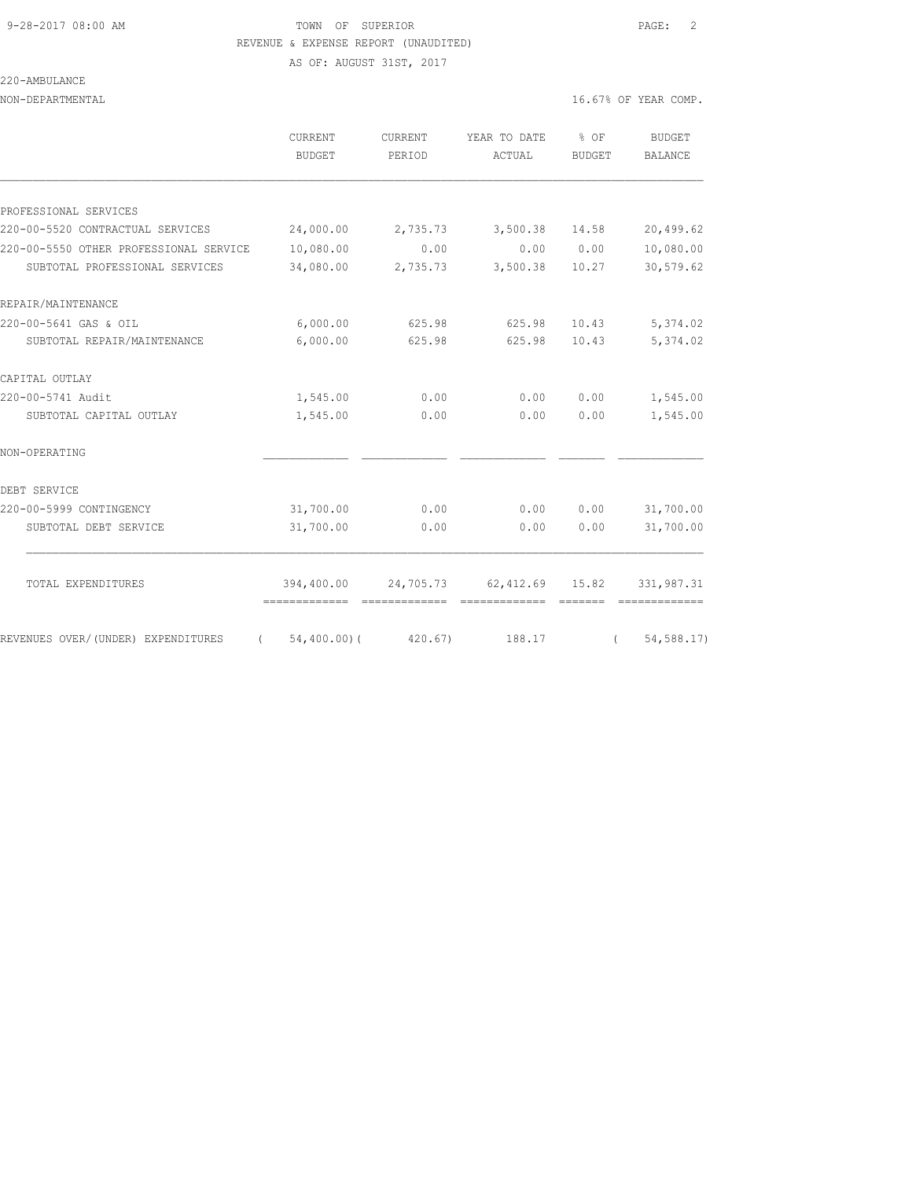TOWN OF SUPERIOR

REVENUE & EXPENSE REPORT (UNAUDITED)

AS OF: AUGUST 31ST, 2017

220-AMBULANCE

NON-DEPARTMENTAL

16.67% OF YEAR COMP.

| | CURRENT BUDGET | CURRENT PERIOD | YEAR TO DATE ACTUAL | % OF BUDGET | BUDGET BALANCE |
|---|---|---|---|---|---|
| PROFESSIONAL SERVICES | | | | | |
| 220-00-5520 CONTRACTUAL SERVICES | 24,000.00 | 2,735.73 | 3,500.38 | 14.58 | 20,499.62 |
| 220-00-5550 OTHER PROFESSIONAL SERVICE | 10,080.00 | 0.00 | 0.00 | 0.00 | 10,080.00 |
| SUBTOTAL PROFESSIONAL SERVICES | 34,080.00 | 2,735.73 | 3,500.38 | 10.27 | 30,579.62 |
| REPAIR/MAINTENANCE | | | | | |
| 220-00-5641 GAS & OIL | 6,000.00 | 625.98 | 625.98 | 10.43 | 5,374.02 |
| SUBTOTAL REPAIR/MAINTENANCE | 6,000.00 | 625.98 | 625.98 | 10.43 | 5,374.02 |
| CAPITAL OUTLAY | | | | | |
| 220-00-5741 Audit | 1,545.00 | 0.00 | 0.00 | 0.00 | 1,545.00 |
| SUBTOTAL CAPITAL OUTLAY | 1,545.00 | 0.00 | 0.00 | 0.00 | 1,545.00 |
| NON-OPERATING | | | | | |
| DEBT SERVICE | | | | | |
| 220-00-5999 CONTINGENCY | 31,700.00 | 0.00 | 0.00 | 0.00 | 31,700.00 |
| SUBTOTAL DEBT SERVICE | 31,700.00 | 0.00 | 0.00 | 0.00 | 31,700.00 |
| TOTAL EXPENDITURES | 394,400.00 | 24,705.73 | 62,412.69 | 15.82 | 331,987.31 |
| REVENUES OVER/(UNDER) EXPENDITURES | ( 54,400.00) | ( 420.67) | 188.17 | | ( 54,588.17) |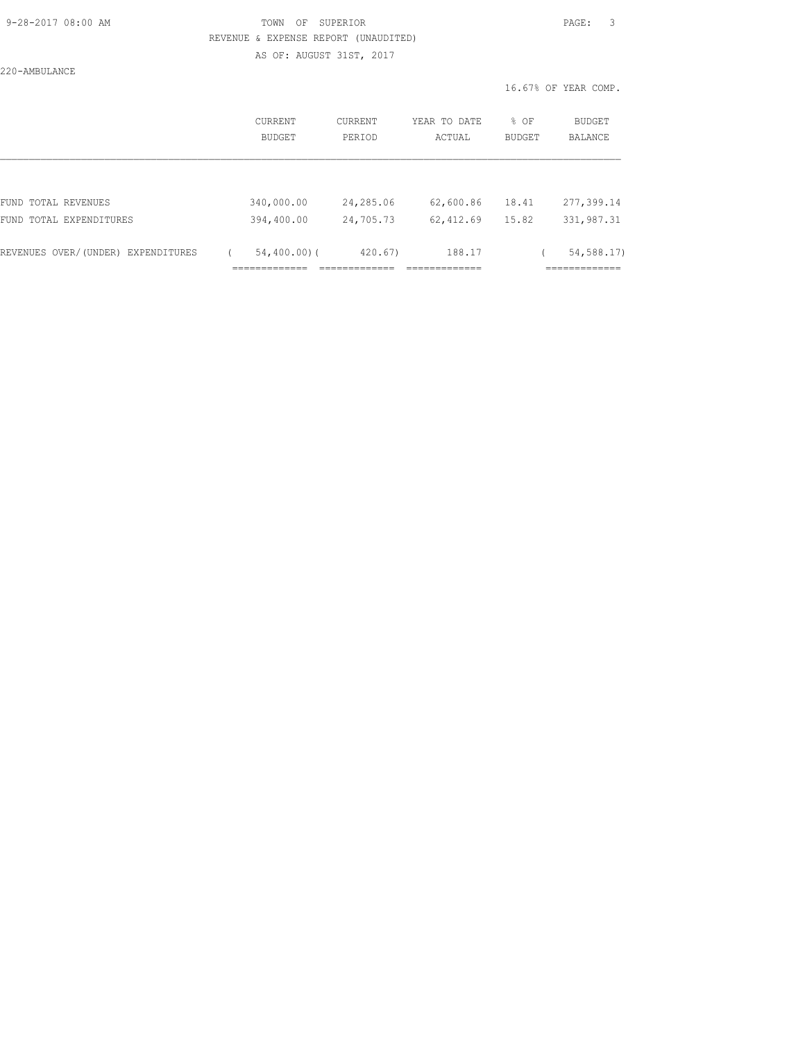TOWN OF SUPERIOR

REVENUE & EXPENSE REPORT (UNAUDITED)

AS OF: AUGUST 31ST, 2017

220-AMBULANCE

16.67% OF YEAR COMP.

| | CURRENT BUDGET | CURRENT PERIOD | YEAR TO DATE ACTUAL | % OF BUDGET | BUDGET BALANCE |
|---|---|---|---|---|---|
| FUND TOTAL REVENUES | 340,000.00 | 24,285.06 | 62,600.86 | 18.41 | 277,399.14 |
| FUND TOTAL EXPENDITURES | 394,400.00 | 24,705.73 | 62,412.69 | 15.82 | 331,987.31 |
| REVENUES OVER/(UNDER) EXPENDITURES | ( 54,400.00) | ( 420.67) | 188.17 | | ( 54,588.17) |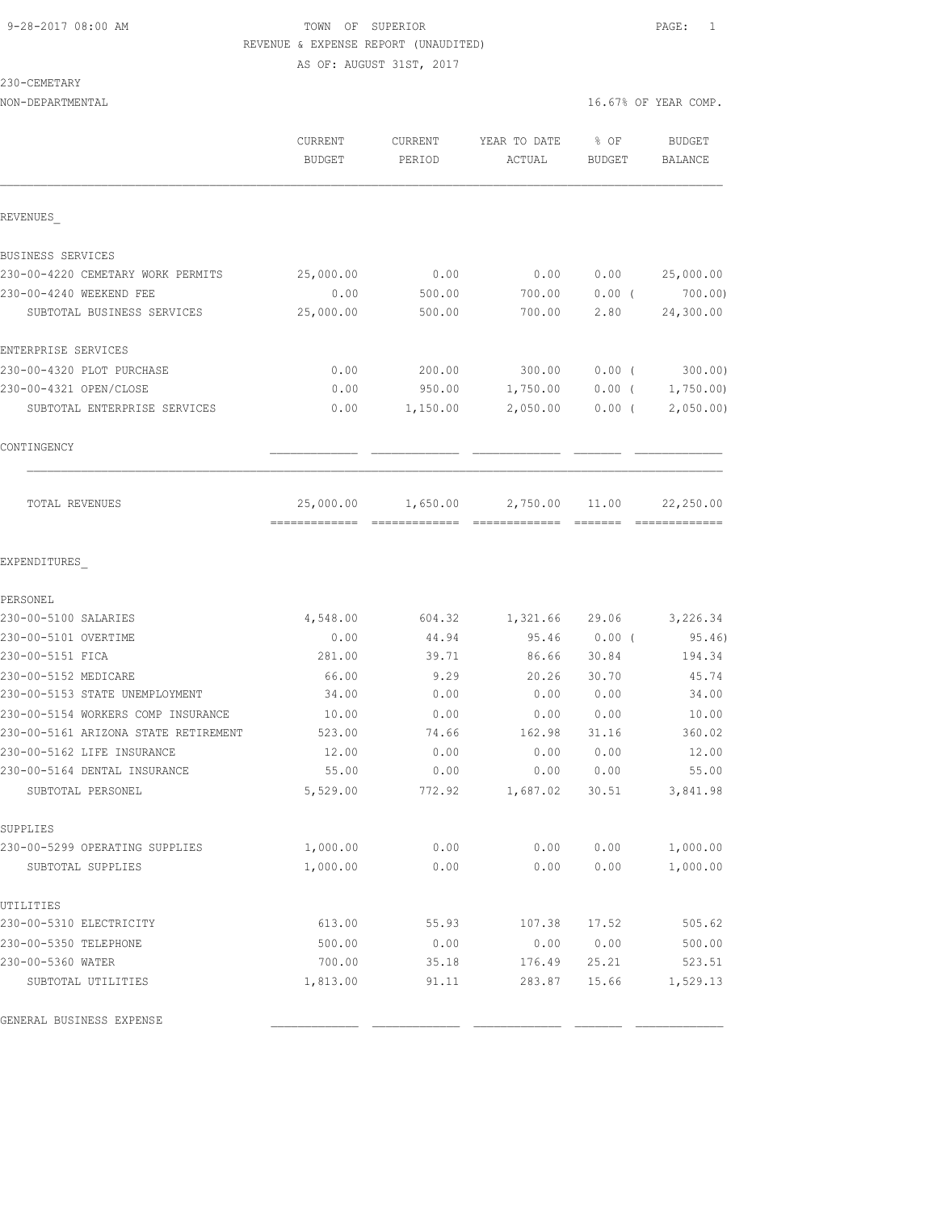TOWN OF SUPERIOR
REVENUE & EXPENSE REPORT (UNAUDITED)
AS OF: AUGUST 31ST, 2017

230-CEMETARY
NON-DEPARTMENTAL

16.67% OF YEAR COMP.

| | CURRENT BUDGET | CURRENT PERIOD | YEAR TO DATE ACTUAL | % OF BUDGET | BUDGET BALANCE |
|---|---|---|---|---|---|
| **REVENUES** | | | | | |
| BUSINESS SERVICES | | | | | |
| 230-00-4220 CEMETARY WORK PERMITS | 25,000.00 | 0.00 | 0.00 | 0.00 | 25,000.00 |
| 230-00-4240 WEEKEND FEE | 0.00 | 500.00 | 700.00 | 0.00 ( | 700.00) |
| SUBTOTAL BUSINESS SERVICES | 25,000.00 | 500.00 | 700.00 | 2.80 | 24,300.00 |
| ENTERPRISE SERVICES | | | | | |
| 230-00-4320 PLOT PURCHASE | 0.00 | 200.00 | 300.00 | 0.00 ( | 300.00) |
| 230-00-4321 OPEN/CLOSE | 0.00 | 950.00 | 1,750.00 | 0.00 ( | 1,750.00) |
| SUBTOTAL ENTERPRISE SERVICES | 0.00 | 1,150.00 | 2,050.00 | 0.00 ( | 2,050.00) |
| CONTINGENCY | | | | | |
| TOTAL REVENUES | 25,000.00 | 1,650.00 | 2,750.00 | 11.00 | 22,250.00 |
| **EXPENDITURES** | | | | | |
| PERSONEL | | | | | |
| 230-00-5100 SALARIES | 4,548.00 | 604.32 | 1,321.66 | 29.06 | 3,226.34 |
| 230-00-5101 OVERTIME | 0.00 | 44.94 | 95.46 | 0.00 ( | 95.46) |
| 230-00-5151 FICA | 281.00 | 39.71 | 86.66 | 30.84 | 194.34 |
| 230-00-5152 MEDICARE | 66.00 | 9.29 | 20.26 | 30.70 | 45.74 |
| 230-00-5153 STATE UNEMPLOYMENT | 34.00 | 0.00 | 0.00 | 0.00 | 34.00 |
| 230-00-5154 WORKERS COMP INSURANCE | 10.00 | 0.00 | 0.00 | 0.00 | 10.00 |
| 230-00-5161 ARIZONA STATE RETIREMENT | 523.00 | 74.66 | 162.98 | 31.16 | 360.02 |
| 230-00-5162 LIFE INSURANCE | 12.00 | 0.00 | 0.00 | 0.00 | 12.00 |
| 230-00-5164 DENTAL INSURANCE | 55.00 | 0.00 | 0.00 | 0.00 | 55.00 |
| SUBTOTAL PERSONEL | 5,529.00 | 772.92 | 1,687.02 | 30.51 | 3,841.98 |
| SUPPLIES | | | | | |
| 230-00-5299 OPERATING SUPPLIES | 1,000.00 | 0.00 | 0.00 | 0.00 | 1,000.00 |
| SUBTOTAL SUPPLIES | 1,000.00 | 0.00 | 0.00 | 0.00 | 1,000.00 |
| UTILITIES | | | | | |
| 230-00-5310 ELECTRICITY | 613.00 | 55.93 | 107.38 | 17.52 | 505.62 |
| 230-00-5350 TELEPHONE | 500.00 | 0.00 | 0.00 | 0.00 | 500.00 |
| 230-00-5360 WATER | 700.00 | 35.18 | 176.49 | 25.21 | 523.51 |
| SUBTOTAL UTILITIES | 1,813.00 | 91.11 | 283.87 | 15.66 | 1,529.13 |
| GENERAL BUSINESS EXPENSE | | | | | |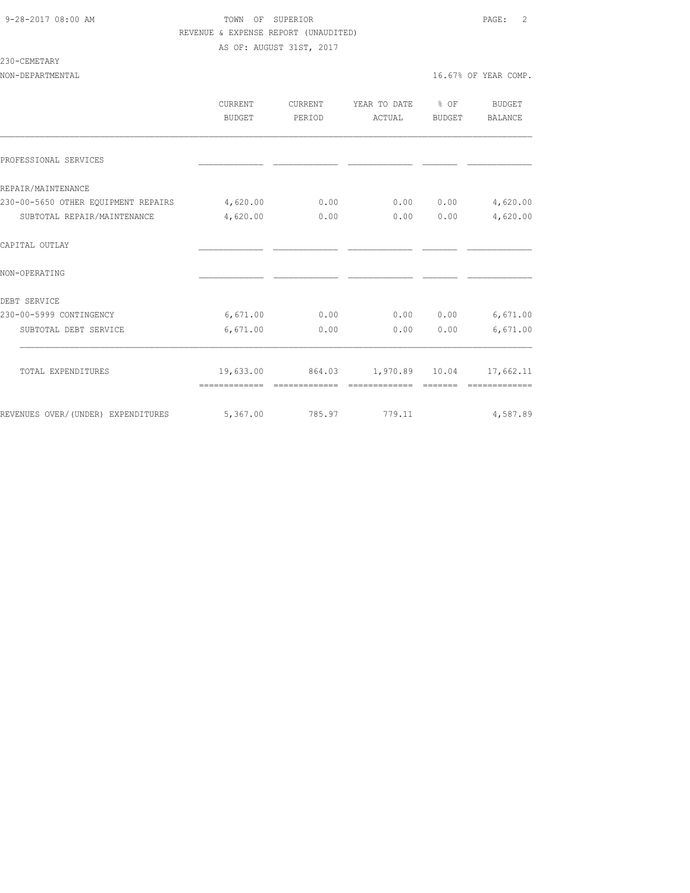TOWN OF SUPERIOR

REVENUE & EXPENSE REPORT (UNAUDITED)

AS OF: AUGUST 31ST, 2017

230-CEMETARY

NON-DEPARTMENTAL — 16.67% OF YEAR COMP.

| | CURRENT BUDGET | CURRENT PERIOD | YEAR TO DATE ACTUAL | % OF BUDGET | BUDGET BALANCE |
|---|---|---|---|---|---|
| PROFESSIONAL SERVICES | | | | | |
| REPAIR/MAINTENANCE | | | | | |
| 230-00-5650 OTHER EQUIPMENT REPAIRS | 4,620.00 | 0.00 | 0.00 | 0.00 | 4,620.00 |
| SUBTOTAL REPAIR/MAINTENANCE | 4,620.00 | 0.00 | 0.00 | 0.00 | 4,620.00 |
| CAPITAL OUTLAY | | | | | |
| NON-OPERATING | | | | | |
| DEBT SERVICE | | | | | |
| 230-00-5999 CONTINGENCY | 6,671.00 | 0.00 | 0.00 | 0.00 | 6,671.00 |
| SUBTOTAL DEBT SERVICE | 6,671.00 | 0.00 | 0.00 | 0.00 | 6,671.00 |
| TOTAL EXPENDITURES | 19,633.00 | 864.03 | 1,970.89 | 10.04 | 17,662.11 |
| REVENUES OVER/(UNDER) EXPENDITURES | 5,367.00 | 785.97 | 779.11 | | 4,587.89 |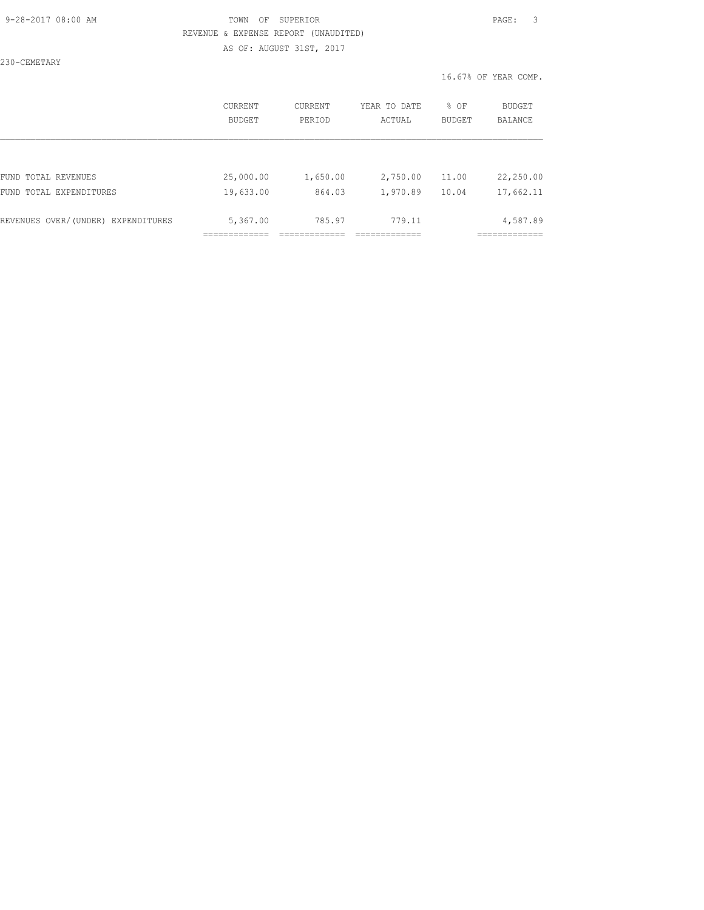TOWN OF SUPERIOR

REVENUE & EXPENSE REPORT (UNAUDITED)

AS OF: AUGUST 31ST, 2017

230-CEMETARY

16.67% OF YEAR COMP.

| | CURRENT BUDGET | CURRENT PERIOD | YEAR TO DATE ACTUAL | % OF BUDGET | BUDGET BALANCE |
|---|---|---|---|---|---|
| FUND TOTAL REVENUES | 25,000.00 | 1,650.00 | 2,750.00 | 11.00 | 22,250.00 |
| FUND TOTAL EXPENDITURES | 19,633.00 | 864.03 | 1,970.89 | 10.04 | 17,662.11 |
| REVENUES OVER/(UNDER) EXPENDITURES | 5,367.00 | 785.97 | 779.11 | | 4,587.89 |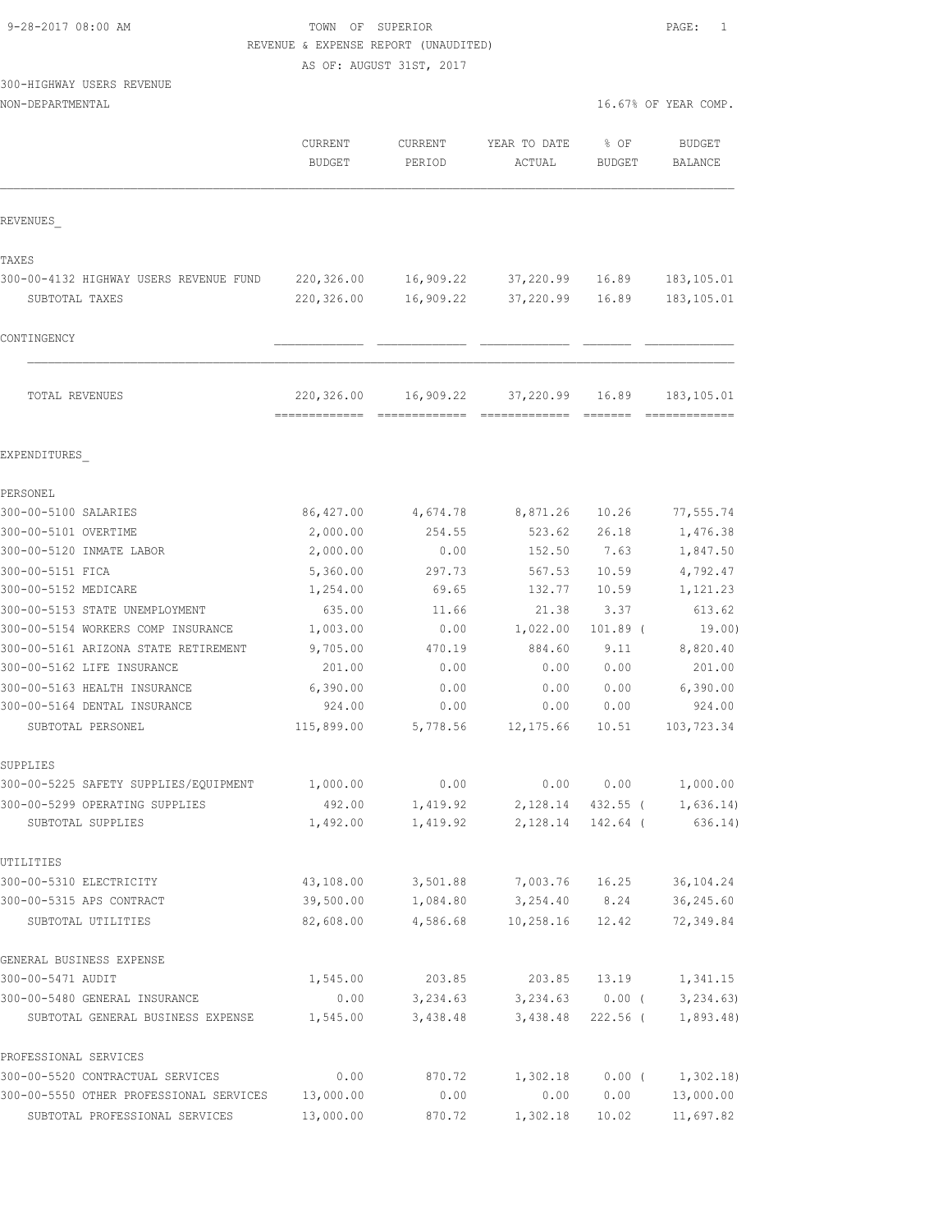TOWN OF SUPERIOR
REVENUE & EXPENSE REPORT (UNAUDITED)
AS OF: AUGUST 31ST, 2017

300-HIGHWAY USERS REVENUE
NON-DEPARTMENTAL

16.67% OF YEAR COMP.

| | CURRENT BUDGET | CURRENT PERIOD | YEAR TO DATE ACTUAL | % OF BUDGET | BUDGET BALANCE |
|---|---|---|---|---|---|
| **REVENUES** | | | | | |
| TAXES | | | | | |
| 300-00-4132 HIGHWAY USERS REVENUE FUND | 220,326.00 | 16,909.22 | 37,220.99 | 16.89 | 183,105.01 |
| SUBTOTAL TAXES | 220,326.00 | 16,909.22 | 37,220.99 | 16.89 | 183,105.01 |
| CONTINGENCY | | | | | |
| TOTAL REVENUES | 220,326.00 | 16,909.22 | 37,220.99 | 16.89 | 183,105.01 |
| **EXPENDITURES** | | | | | |
| PERSONEL | | | | | |
| 300-00-5100 SALARIES | 86,427.00 | 4,674.78 | 8,871.26 | 10.26 | 77,555.74 |
| 300-00-5101 OVERTIME | 2,000.00 | 254.55 | 523.62 | 26.18 | 1,476.38 |
| 300-00-5120 INMATE LABOR | 2,000.00 | 0.00 | 152.50 | 7.63 | 1,847.50 |
| 300-00-5151 FICA | 5,360.00 | 297.73 | 567.53 | 10.59 | 4,792.47 |
| 300-00-5152 MEDICARE | 1,254.00 | 69.65 | 132.77 | 10.59 | 1,121.23 |
| 300-00-5153 STATE UNEMPLOYMENT | 635.00 | 11.66 | 21.38 | 3.37 | 613.62 |
| 300-00-5154 WORKERS COMP INSURANCE | 1,003.00 | 0.00 | 1,022.00 | 101.89 | ( 19.00) |
| 300-00-5161 ARIZONA STATE RETIREMENT | 9,705.00 | 470.19 | 884.60 | 9.11 | 8,820.40 |
| 300-00-5162 LIFE INSURANCE | 201.00 | 0.00 | 0.00 | 0.00 | 201.00 |
| 300-00-5163 HEALTH INSURANCE | 6,390.00 | 0.00 | 0.00 | 0.00 | 6,390.00 |
| 300-00-5164 DENTAL INSURANCE | 924.00 | 0.00 | 0.00 | 0.00 | 924.00 |
| SUBTOTAL PERSONEL | 115,899.00 | 5,778.56 | 12,175.66 | 10.51 | 103,723.34 |
| SUPPLIES | | | | | |
| 300-00-5225 SAFETY SUPPLIES/EQUIPMENT | 1,000.00 | 0.00 | 0.00 | 0.00 | 1,000.00 |
| 300-00-5299 OPERATING SUPPLIES | 492.00 | 1,419.92 | 2,128.14 | 432.55 | ( 1,636.14) |
| SUBTOTAL SUPPLIES | 1,492.00 | 1,419.92 | 2,128.14 | 142.64 | ( 636.14) |
| UTILITIES | | | | | |
| 300-00-5310 ELECTRICITY | 43,108.00 | 3,501.88 | 7,003.76 | 16.25 | 36,104.24 |
| 300-00-5315 APS CONTRACT | 39,500.00 | 1,084.80 | 3,254.40 | 8.24 | 36,245.60 |
| SUBTOTAL UTILITIES | 82,608.00 | 4,586.68 | 10,258.16 | 12.42 | 72,349.84 |
| GENERAL BUSINESS EXPENSE | | | | | |
| 300-00-5471 AUDIT | 1,545.00 | 203.85 | 203.85 | 13.19 | 1,341.15 |
| 300-00-5480 GENERAL INSURANCE | 0.00 | 3,234.63 | 3,234.63 | 0.00 | ( 3,234.63) |
| SUBTOTAL GENERAL BUSINESS EXPENSE | 1,545.00 | 3,438.48 | 3,438.48 | 222.56 | ( 1,893.48) |
| PROFESSIONAL SERVICES | | | | | |
| 300-00-5520 CONTRACTUAL SERVICES | 0.00 | 870.72 | 1,302.18 | 0.00 | ( 1,302.18) |
| 300-00-5550 OTHER PROFESSIONAL SERVICES | 13,000.00 | 0.00 | 0.00 | 0.00 | 13,000.00 |
| SUBTOTAL PROFESSIONAL SERVICES | 13,000.00 | 870.72 | 1,302.18 | 10.02 | 11,697.82 |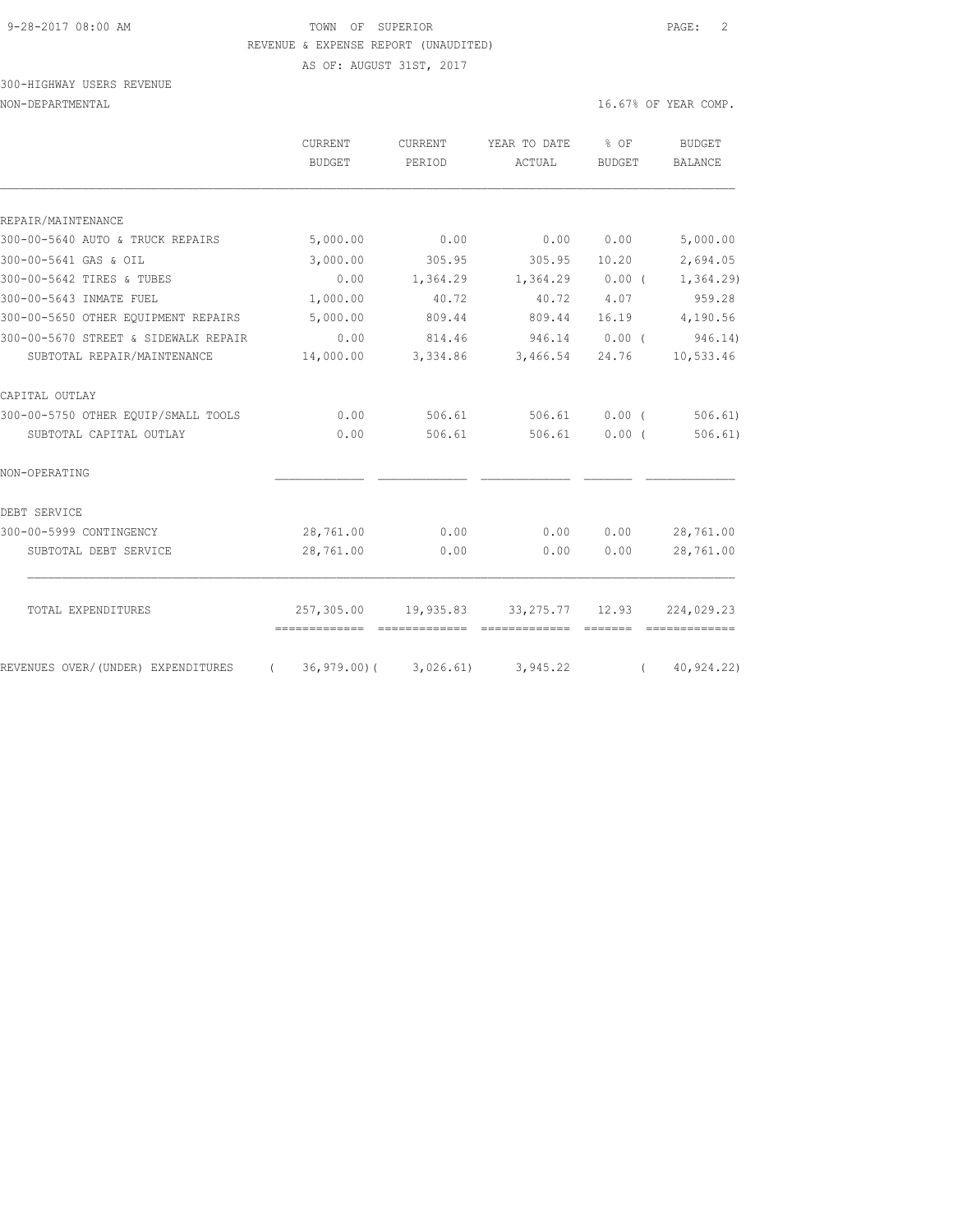TOWN OF SUPERIOR

REVENUE & EXPENSE REPORT (UNAUDITED)

AS OF: AUGUST 31ST, 2017

300-HIGHWAY USERS REVENUE

NON-DEPARTMENTAL

16.67% OF YEAR COMP.

| | CURRENT BUDGET | CURRENT PERIOD | YEAR TO DATE ACTUAL | % OF BUDGET | BUDGET BALANCE |
|---|---|---|---|---|---|
| REPAIR/MAINTENANCE | | | | | |
| 300-00-5640 AUTO & TRUCK REPAIRS | 5,000.00 | 0.00 | 0.00 | 0.00 | 5,000.00 |
| 300-00-5641 GAS & OIL | 3,000.00 | 305.95 | 305.95 | 10.20 | 2,694.05 |
| 300-00-5642 TIRES & TUBES | 0.00 | 1,364.29 | 1,364.29 | 0.00 | ( 1,364.29) |
| 300-00-5643 INMATE FUEL | 1,000.00 | 40.72 | 40.72 | 4.07 | 959.28 |
| 300-00-5650 OTHER EQUIPMENT REPAIRS | 5,000.00 | 809.44 | 809.44 | 16.19 | 4,190.56 |
| 300-00-5670 STREET & SIDEWALK REPAIR | 0.00 | 814.46 | 946.14 | 0.00 | ( 946.14) |
| SUBTOTAL REPAIR/MAINTENANCE | 14,000.00 | 3,334.86 | 3,466.54 | 24.76 | 10,533.46 |
| CAPITAL OUTLAY | | | | | |
| 300-00-5750 OTHER EQUIP/SMALL TOOLS | 0.00 | 506.61 | 506.61 | 0.00 | ( 506.61) |
| SUBTOTAL CAPITAL OUTLAY | 0.00 | 506.61 | 506.61 | 0.00 | ( 506.61) |
| NON-OPERATING | | | | | |
| DEBT SERVICE | | | | | |
| 300-00-5999 CONTINGENCY | 28,761.00 | 0.00 | 0.00 | 0.00 | 28,761.00 |
| SUBTOTAL DEBT SERVICE | 28,761.00 | 0.00 | 0.00 | 0.00 | 28,761.00 |
| TOTAL EXPENDITURES | 257,305.00 | 19,935.83 | 33,275.77 | 12.93 | 224,029.23 |
| REVENUES OVER/(UNDER) EXPENDITURES | ( 36,979.00) | ( 3,026.61) | 3,945.22 | | ( 40,924.22) |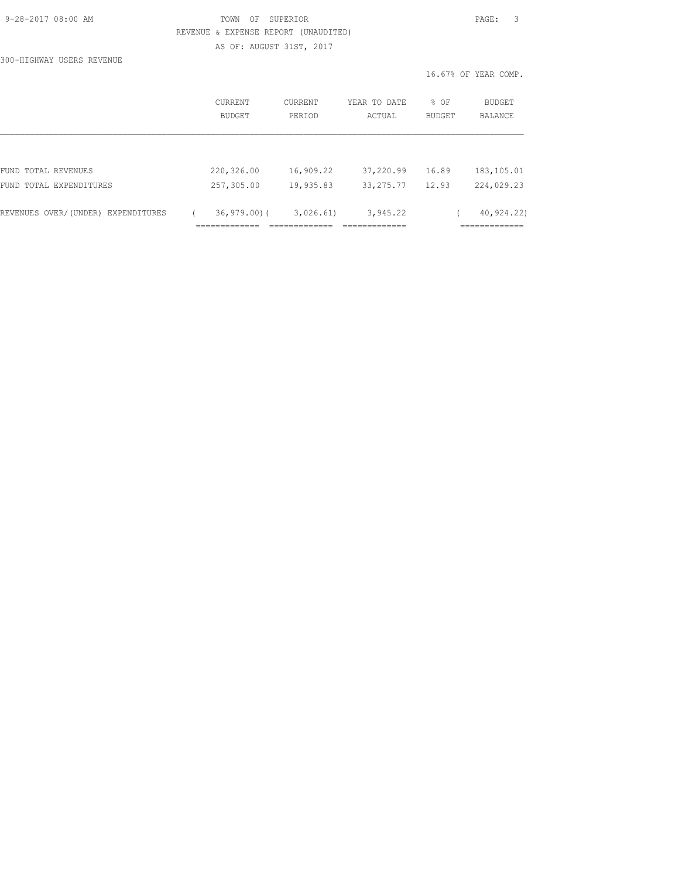TOWN OF SUPERIOR

REVENUE & EXPENSE REPORT (UNAUDITED)

AS OF: AUGUST 31ST, 2017

300-HIGHWAY USERS REVENUE

16.67% OF YEAR COMP.

| | CURRENT BUDGET | CURRENT PERIOD | YEAR TO DATE ACTUAL | % OF BUDGET | BUDGET BALANCE |
|---|---|---|---|---|---|
| FUND TOTAL REVENUES | 220,326.00 | 16,909.22 | 37,220.99 | 16.89 | 183,105.01 |
| FUND TOTAL EXPENDITURES | 257,305.00 | 19,935.83 | 33,275.77 | 12.93 | 224,029.23 |
| REVENUES OVER/(UNDER) EXPENDITURES | ( 36,979.00) | ( 3,026.61) | 3,945.22 | | ( 40,924.22) |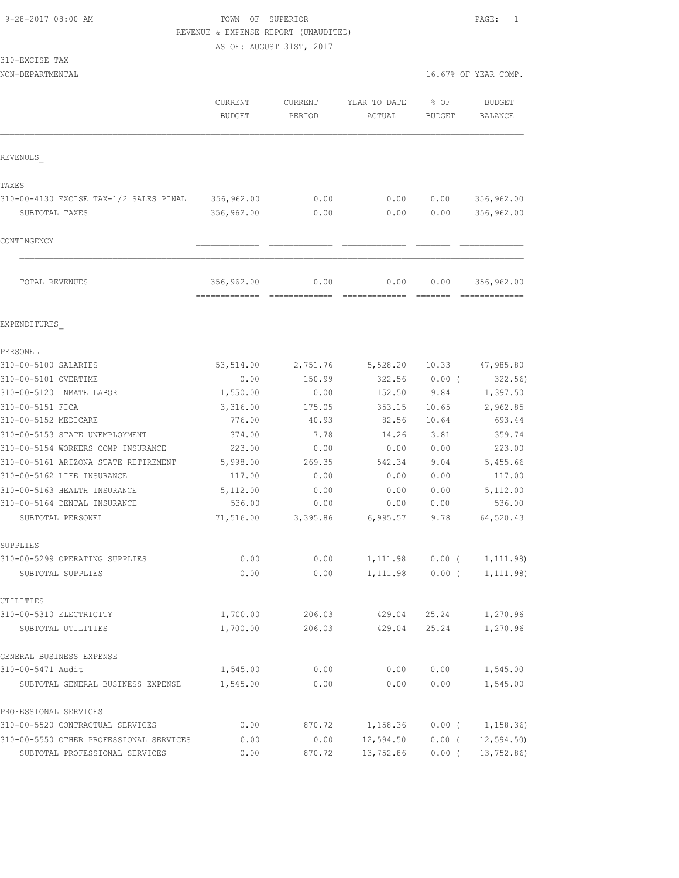9-28-2017 08:00 AM TOWN OF SUPERIOR PAGE: 1

REVENUE & EXPENSE REPORT (UNAUDITED)

AS OF: AUGUST 31ST, 2017

310-EXCISE TAX

NON-DEPARTMENTAL 16.67% OF YEAR COMP.

| | CURRENT BUDGET | CURRENT PERIOD | YEAR TO DATE ACTUAL | % OF BUDGET | BUDGET BALANCE |
|---|---|---|---|---|---|
| REVENUES_ | | | | | |
| TAXES | | | | | |
| 310-00-4130 EXCISE TAX-1/2 SALES PINAL | 356,962.00 | 0.00 | 0.00 | 0.00 | 356,962.00 |
| SUBTOTAL TAXES | 356,962.00 | 0.00 | 0.00 | 0.00 | 356,962.00 |
| CONTINGENCY | | | | | |
| TOTAL REVENUES | 356,962.00 | 0.00 | 0.00 | 0.00 | 356,962.00 |
| EXPENDITURES_ | | | | | |
| PERSONEL | | | | | |
| 310-00-5100 SALARIES | 53,514.00 | 2,751.76 | 5,528.20 | 10.33 | 47,985.80 |
| 310-00-5101 OVERTIME | 0.00 | 150.99 | 322.56 | 0.00 ( | 322.56) |
| 310-00-5120 INMATE LABOR | 1,550.00 | 0.00 | 152.50 | 9.84 | 1,397.50 |
| 310-00-5151 FICA | 3,316.00 | 175.05 | 353.15 | 10.65 | 2,962.85 |
| 310-00-5152 MEDICARE | 776.00 | 40.93 | 82.56 | 10.64 | 693.44 |
| 310-00-5153 STATE UNEMPLOYMENT | 374.00 | 7.78 | 14.26 | 3.81 | 359.74 |
| 310-00-5154 WORKERS COMP INSURANCE | 223.00 | 0.00 | 0.00 | 0.00 | 223.00 |
| 310-00-5161 ARIZONA STATE RETIREMENT | 5,998.00 | 269.35 | 542.34 | 9.04 | 5,455.66 |
| 310-00-5162 LIFE INSURANCE | 117.00 | 0.00 | 0.00 | 0.00 | 117.00 |
| 310-00-5163 HEALTH INSURANCE | 5,112.00 | 0.00 | 0.00 | 0.00 | 5,112.00 |
| 310-00-5164 DENTAL INSURANCE | 536.00 | 0.00 | 0.00 | 0.00 | 536.00 |
| SUBTOTAL PERSONEL | 71,516.00 | 3,395.86 | 6,995.57 | 9.78 | 64,520.43 |
| SUPPLIES | | | | | |
| 310-00-5299 OPERATING SUPPLIES | 0.00 | 0.00 | 1,111.98 | 0.00 ( | 1,111.98) |
| SUBTOTAL SUPPLIES | 0.00 | 0.00 | 1,111.98 | 0.00 ( | 1,111.98) |
| UTILITIES | | | | | |
| 310-00-5310 ELECTRICITY | 1,700.00 | 206.03 | 429.04 | 25.24 | 1,270.96 |
| SUBTOTAL UTILITIES | 1,700.00 | 206.03 | 429.04 | 25.24 | 1,270.96 |
| GENERAL BUSINESS EXPENSE | | | | | |
| 310-00-5471 Audit | 1,545.00 | 0.00 | 0.00 | 0.00 | 1,545.00 |
| SUBTOTAL GENERAL BUSINESS EXPENSE | 1,545.00 | 0.00 | 0.00 | 0.00 | 1,545.00 |
| PROFESSIONAL SERVICES | | | | | |
| 310-00-5520 CONTRACTUAL SERVICES | 0.00 | 870.72 | 1,158.36 | 0.00 ( | 1,158.36) |
| 310-00-5550 OTHER PROFESSIONAL SERVICES | 0.00 | 0.00 | 12,594.50 | 0.00 ( | 12,594.50) |
| SUBTOTAL PROFESSIONAL SERVICES | 0.00 | 870.72 | 13,752.86 | 0.00 ( | 13,752.86) |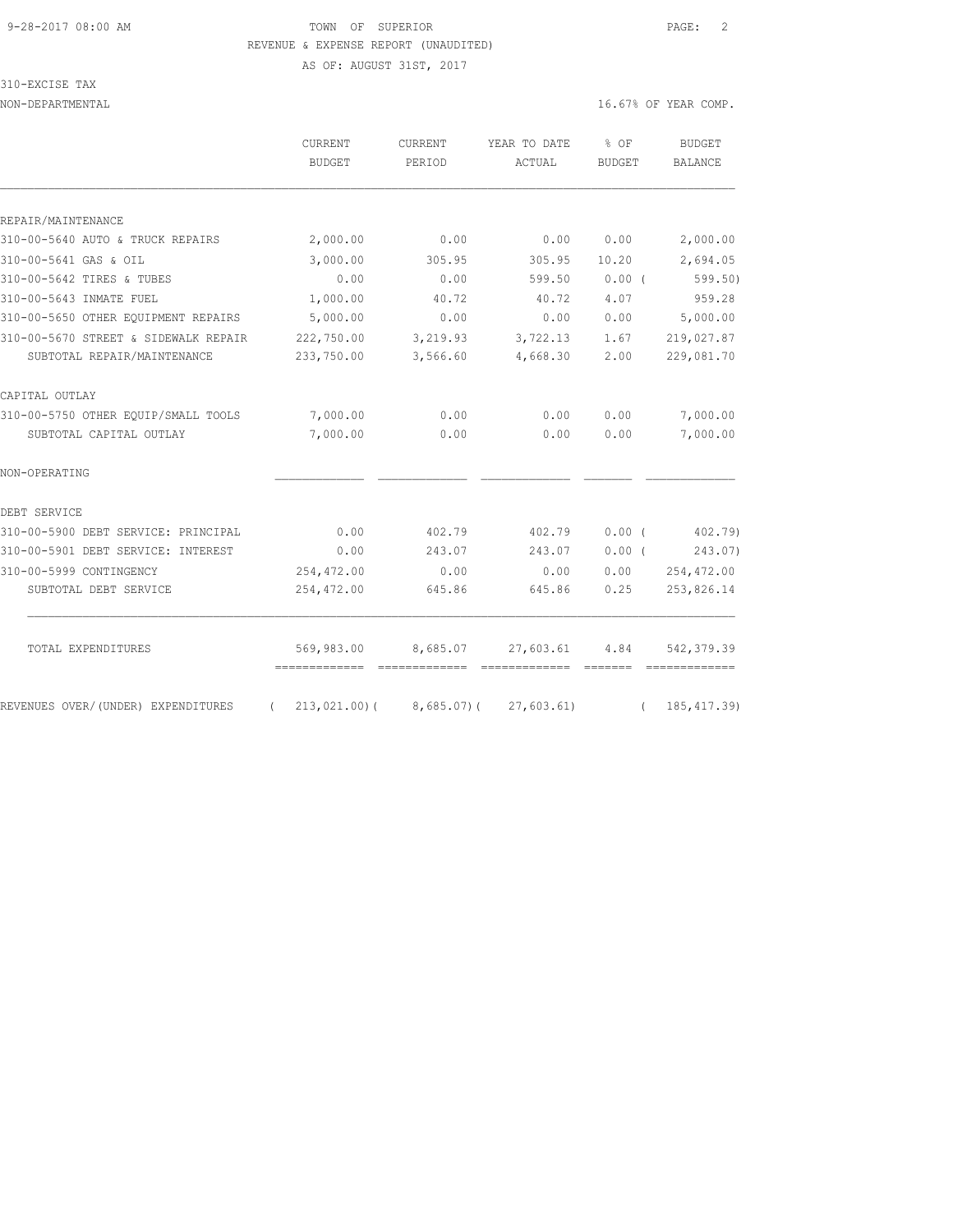TOWN OF SUPERIOR
REVENUE & EXPENSE REPORT (UNAUDITED)
AS OF: AUGUST 31ST, 2017

310-EXCISE TAX
NON-DEPARTMENTAL

16.67% OF YEAR COMP.

| | CURRENT BUDGET | CURRENT PERIOD | YEAR TO DATE ACTUAL | % OF BUDGET | BUDGET BALANCE |
|---|---|---|---|---|---|
| REPAIR/MAINTENANCE | | | | | |
| 310-00-5640 AUTO & TRUCK REPAIRS | 2,000.00 | 0.00 | 0.00 | 0.00 | 2,000.00 |
| 310-00-5641 GAS & OIL | 3,000.00 | 305.95 | 305.95 | 10.20 | 2,694.05 |
| 310-00-5642 TIRES & TUBES | 0.00 | 0.00 | 599.50 | 0.00 | ( 599.50) |
| 310-00-5643 INMATE FUEL | 1,000.00 | 40.72 | 40.72 | 4.07 | 959.28 |
| 310-00-5650 OTHER EQUIPMENT REPAIRS | 5,000.00 | 0.00 | 0.00 | 0.00 | 5,000.00 |
| 310-00-5670 STREET & SIDEWALK REPAIR | 222,750.00 | 3,219.93 | 3,722.13 | 1.67 | 219,027.87 |
| SUBTOTAL REPAIR/MAINTENANCE | 233,750.00 | 3,566.60 | 4,668.30 | 2.00 | 229,081.70 |
| CAPITAL OUTLAY | | | | | |
| 310-00-5750 OTHER EQUIP/SMALL TOOLS | 7,000.00 | 0.00 | 0.00 | 0.00 | 7,000.00 |
| SUBTOTAL CAPITAL OUTLAY | 7,000.00 | 0.00 | 0.00 | 0.00 | 7,000.00 |
| NON-OPERATING | | | | | |
| DEBT SERVICE | | | | | |
| 310-00-5900 DEBT SERVICE: PRINCIPAL | 0.00 | 402.79 | 402.79 | 0.00 | ( 402.79) |
| 310-00-5901 DEBT SERVICE: INTEREST | 0.00 | 243.07 | 243.07 | 0.00 | ( 243.07) |
| 310-00-5999 CONTINGENCY | 254,472.00 | 0.00 | 0.00 | 0.00 | 254,472.00 |
| SUBTOTAL DEBT SERVICE | 254,472.00 | 645.86 | 645.86 | 0.25 | 253,826.14 |
| TOTAL EXPENDITURES | 569,983.00 | 8,685.07 | 27,603.61 | 4.84 | 542,379.39 |
| REVENUES OVER/(UNDER) EXPENDITURES | ( 213,021.00) | ( 8,685.07) | ( 27,603.61) | | ( 185,417.39) |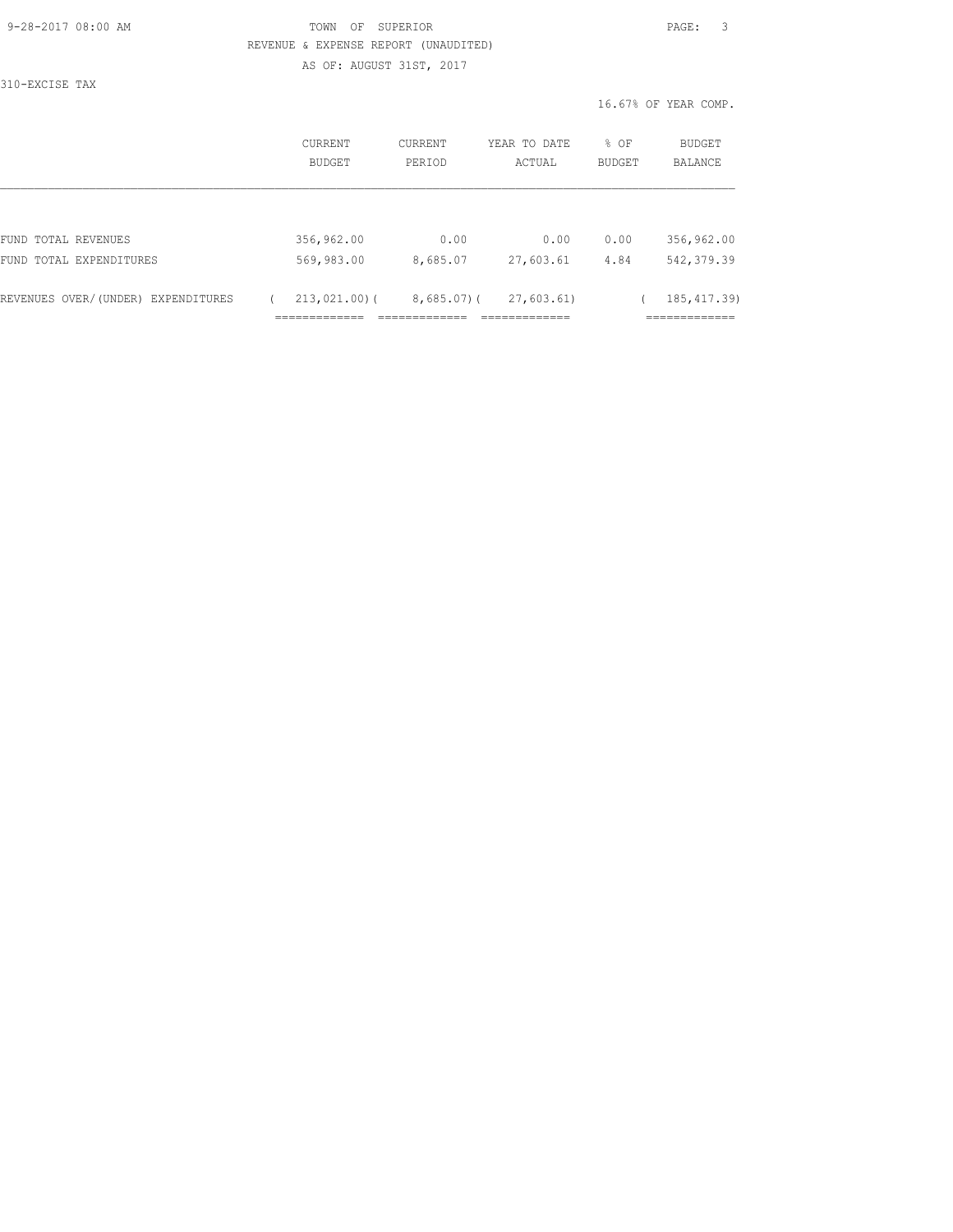TOWN OF SUPERIOR
REVENUE & EXPENSE REPORT (UNAUDITED)
AS OF: AUGUST 31ST, 2017

310-EXCISE TAX

16.67% OF YEAR COMP.

| | CURRENT BUDGET | CURRENT PERIOD | YEAR TO DATE ACTUAL | % OF BUDGET | BUDGET BALANCE |
|---|---|---|---|---|---|
| FUND TOTAL REVENUES | 356,962.00 | 0.00 | 0.00 | 0.00 | 356,962.00 |
| FUND TOTAL EXPENDITURES | 569,983.00 | 8,685.07 | 27,603.61 | 4.84 | 542,379.39 |
| REVENUES OVER/(UNDER) EXPENDITURES | ( 213,021.00) | ( 8,685.07) | ( 27,603.61) | | ( 185,417.39) |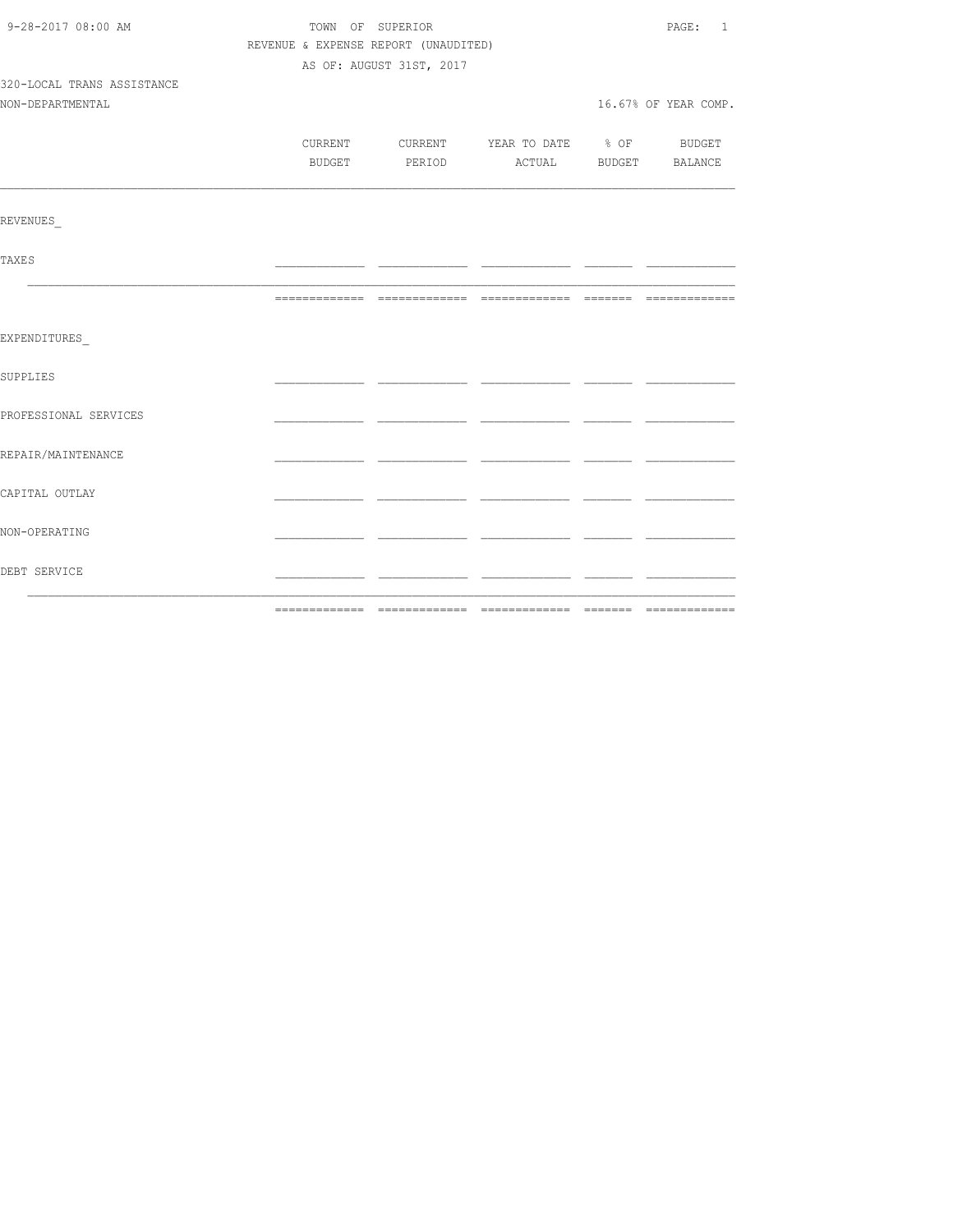TOWN OF SUPERIOR

REVENUE & EXPENSE REPORT (UNAUDITED)

AS OF: AUGUST 31ST, 2017

320-LOCAL TRANS ASSISTANCE

NON-DEPARTMENTAL

16.67% OF YEAR COMP.

| | CURRENT BUDGET | CURRENT PERIOD | YEAR TO DATE ACTUAL | % OF BUDGET | BUDGET BALANCE |
|---|---|---|---|---|---|
| REVENUES_ | | | | | |
| TAXES | | | | | |
| EXPENDITURES_ | | | | | |
| SUPPLIES | | | | | |
| PROFESSIONAL SERVICES | | | | | |
| REPAIR/MAINTENANCE | | | | | |
| CAPITAL OUTLAY | | | | | |
| NON-OPERATING | | | | | |
| DEBT SERVICE | | | | | |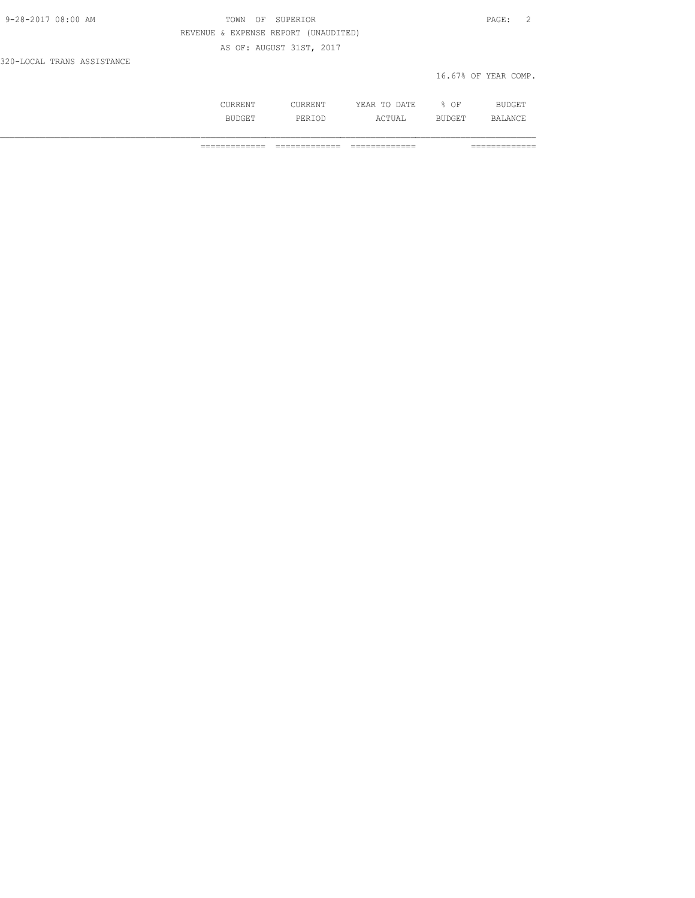REVENUE & EXPENSE REPORT (UNAUDITED)

AS OF: AUGUST 31ST, 2017

320-LOCAL TRANS ASSISTANCE

16.67% OF YEAR COMP.

| | CURRENT BUDGET | CURRENT PERIOD | YEAR TO DATE ACTUAL | % OF BUDGET | BUDGET BALANCE |
|---|---|---|---|---|---|
| | ============= | ============= | ============= | | ============= |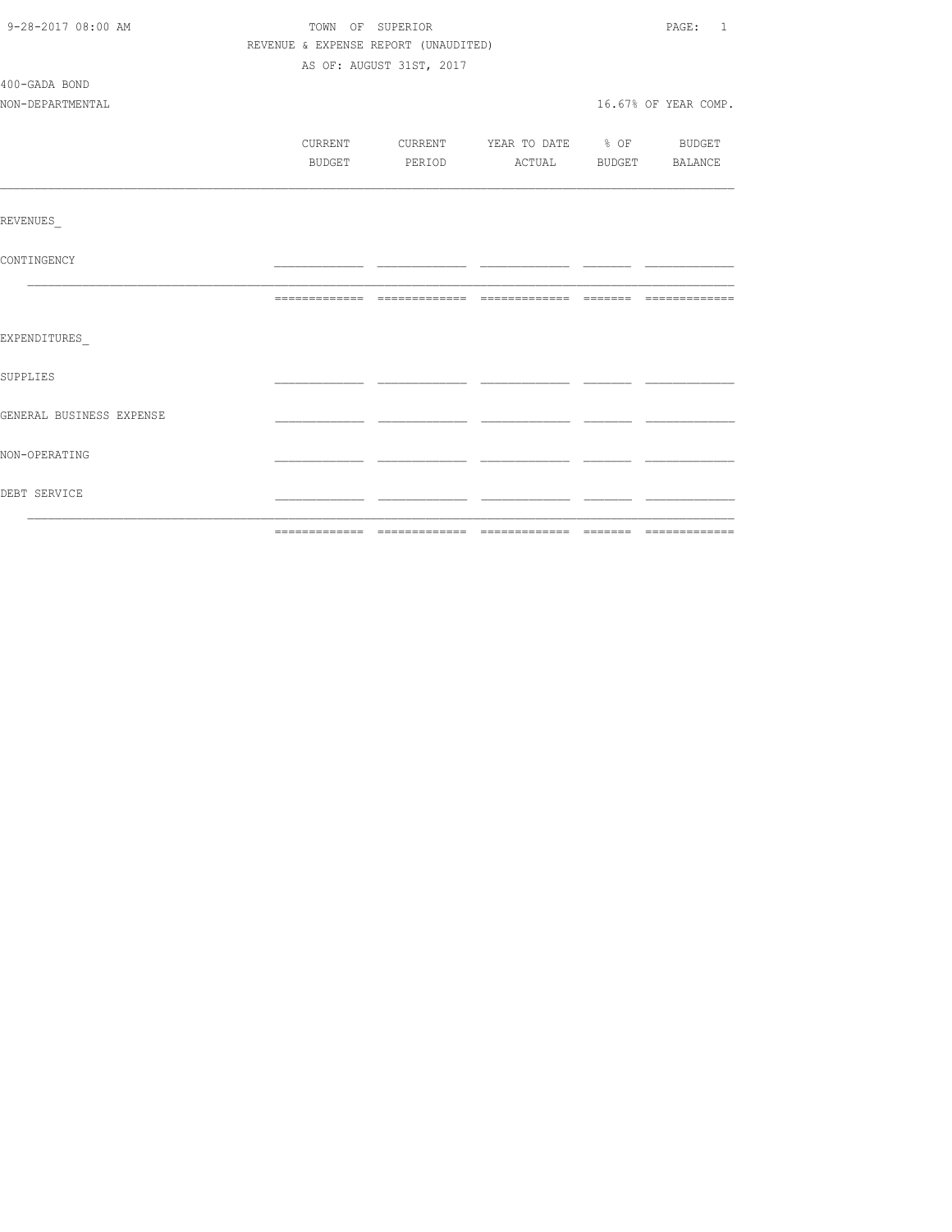TOWN OF SUPERIOR

REVENUE & EXPENSE REPORT (UNAUDITED)

AS OF: AUGUST 31ST, 2017

400-GADA BOND

NON-DEPARTMENTAL

16.67% OF YEAR COMP.

| | CURRENT BUDGET | CURRENT PERIOD | YEAR TO DATE ACTUAL | % OF BUDGET | BUDGET BALANCE |
|---|---|---|---|---|---|
| REVENUES_ | | | | | |
| CONTINGENCY | | | | | |
| EXPENDITURES_ | | | | | |
| SUPPLIES | | | | | |
| GENERAL BUSINESS EXPENSE | | | | | |
| NON-OPERATING | | | | | |
| DEBT SERVICE | | | | | |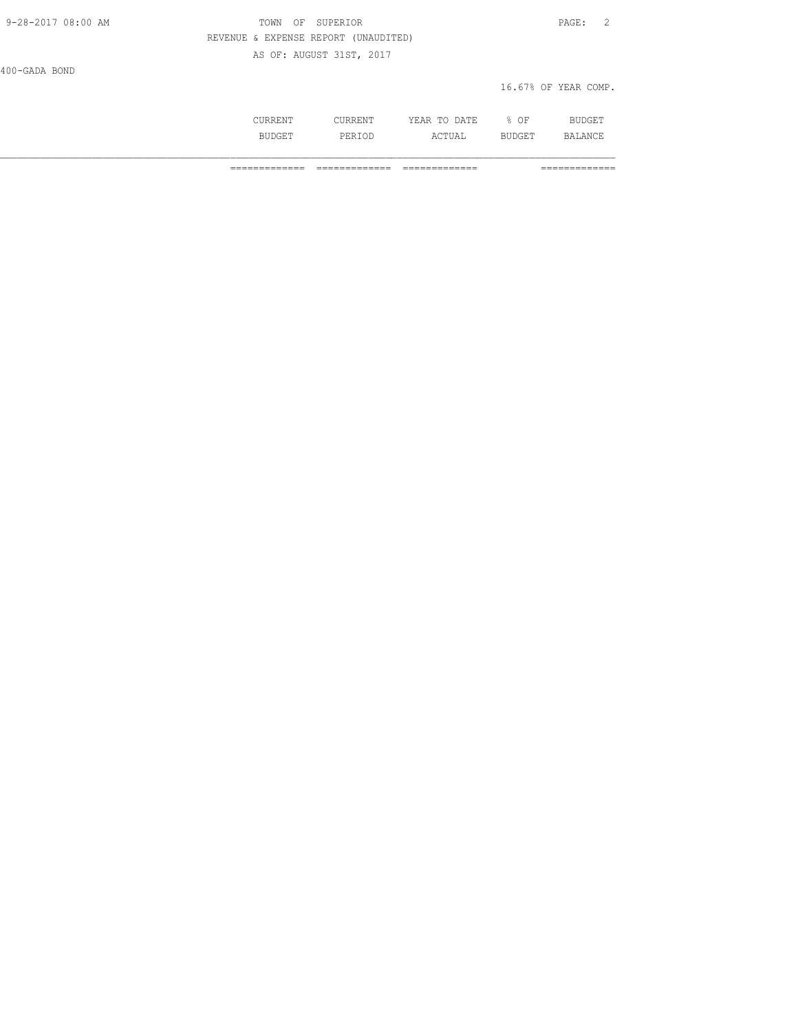TOWN OF SUPERIOR

REVENUE & EXPENSE REPORT (UNAUDITED)

AS OF: AUGUST 31ST, 2017

400-GADA BOND

16.67% OF YEAR COMP.

| | CURRENT BUDGET | CURRENT PERIOD | YEAR TO DATE ACTUAL | % OF BUDGET | BUDGET BALANCE |
|---|---|---|---|---|---|
| | ============= | ============= | ============= | | ============= |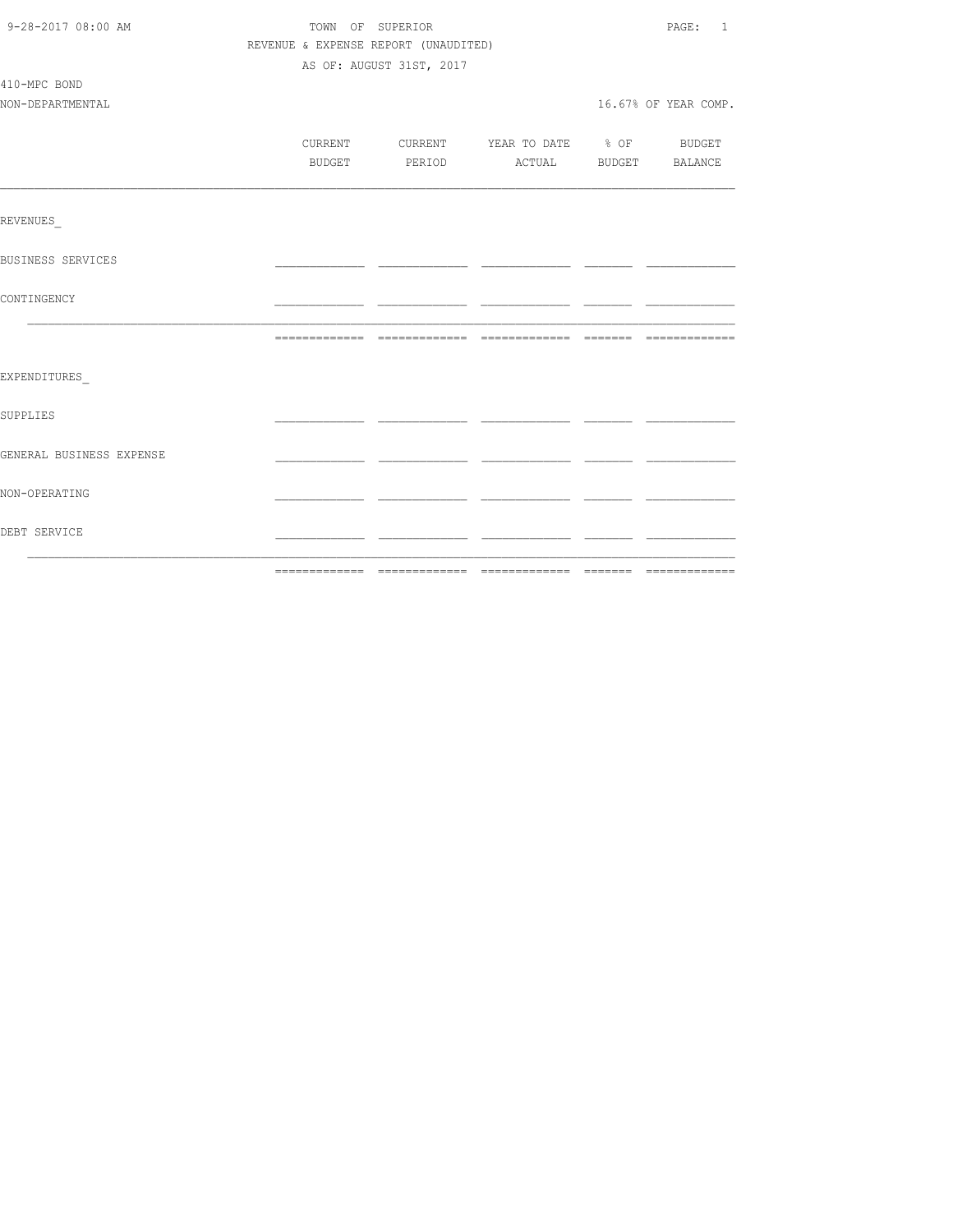TOWN OF SUPERIOR

REVENUE & EXPENSE REPORT (UNAUDITED)

AS OF: AUGUST 31ST, 2017

410-MPC BOND

NON-DEPARTMENTAL

16.67% OF YEAR COMP.

| | CURRENT BUDGET | CURRENT PERIOD | YEAR TO DATE ACTUAL | % OF BUDGET | BUDGET BALANCE |
|---|---|---|---|---|---|
| REVENUES_ | | | | | |
| BUSINESS SERVICES | | | | | |
| CONTINGENCY | | | | | |
| | | | | | |
| EXPENDITURES_ | | | | | |
| SUPPLIES | | | | | |
| GENERAL BUSINESS EXPENSE | | | | | |
| NON-OPERATING | | | | | |
| DEBT SERVICE | | | | | |
| | | | | | |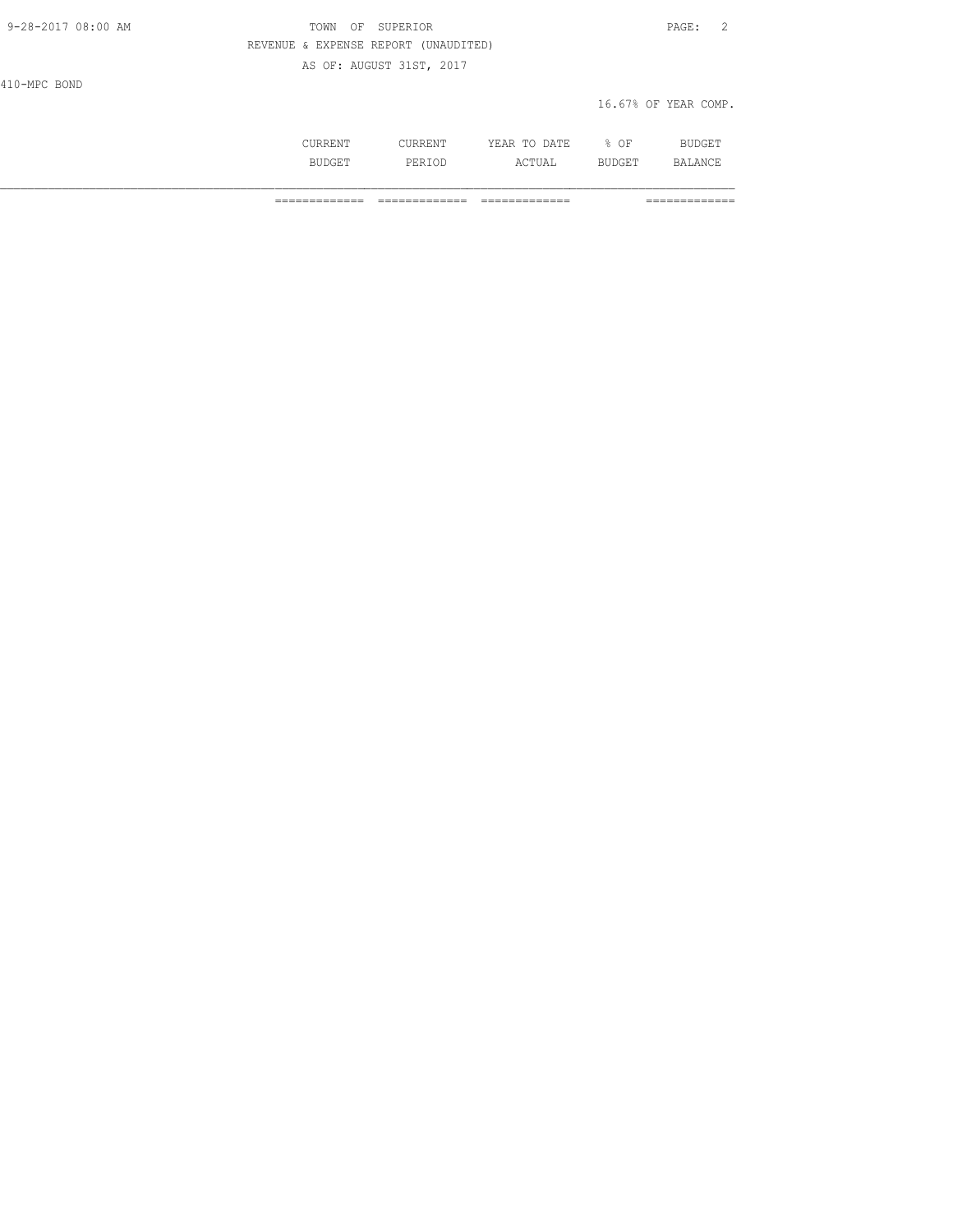TOWN OF SUPERIOR

REVENUE & EXPENSE REPORT (UNAUDITED)

AS OF: AUGUST 31ST, 2017

410-MPC BOND

16.67% OF YEAR COMP.

| | CURRENT BUDGET | CURRENT PERIOD | YEAR TO DATE ACTUAL | % OF BUDGET | BUDGET BALANCE |
|---|---|---|---|---|---|
| | ============= | ============= | ============= | | ============= |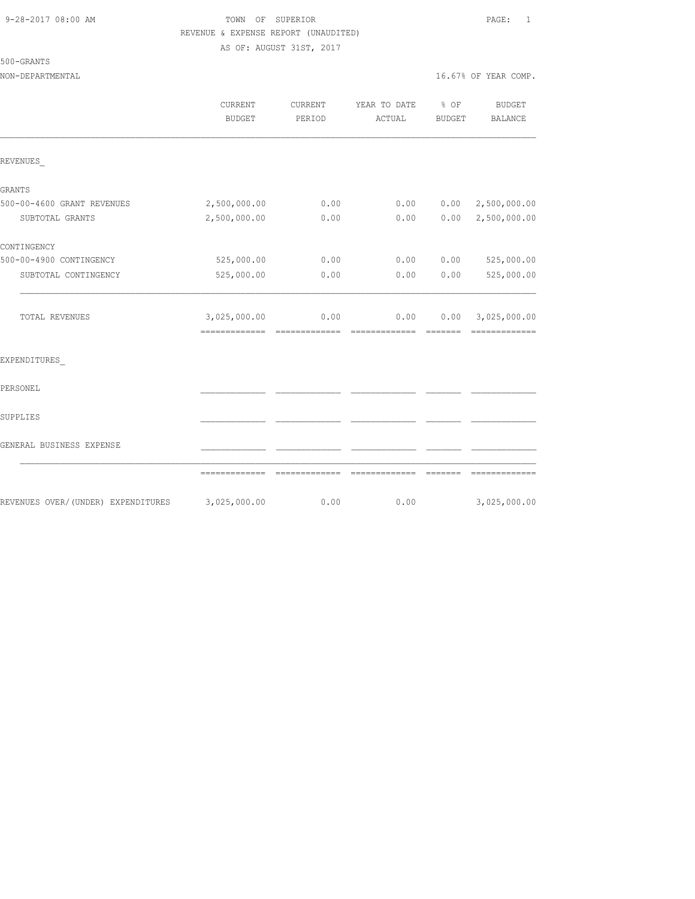TOWN OF SUPERIOR

REVENUE & EXPENSE REPORT (UNAUDITED)

AS OF: AUGUST 31ST, 2017

500-GRANTS

NON-DEPARTMENTAL 16.67% OF YEAR COMP.

| | CURRENT BUDGET | CURRENT PERIOD | YEAR TO DATE ACTUAL | % OF BUDGET | BUDGET BALANCE |
|---|---|---|---|---|---|
| REVENUES_ | | | | | |
| GRANTS | | | | | |
| 500-00-4600 GRANT REVENUES | 2,500,000.00 | 0.00 | 0.00 | 0.00 | 2,500,000.00 |
| SUBTOTAL GRANTS | 2,500,000.00 | 0.00 | 0.00 | 0.00 | 2,500,000.00 |
| CONTINGENCY | | | | | |
| 500-00-4900 CONTINGENCY | 525,000.00 | 0.00 | 0.00 | 0.00 | 525,000.00 |
| SUBTOTAL CONTINGENCY | 525,000.00 | 0.00 | 0.00 | 0.00 | 525,000.00 |
| TOTAL REVENUES | 3,025,000.00 | 0.00 | 0.00 | 0.00 | 3,025,000.00 |
| EXPENDITURES_ | | | | | |
| PERSONEL | | | | | |
| SUPPLIES | | | | | |
| GENERAL BUSINESS EXPENSE | | | | | |
| REVENUES OVER/(UNDER) EXPENDITURES | 3,025,000.00 | 0.00 | 0.00 | | 3,025,000.00 |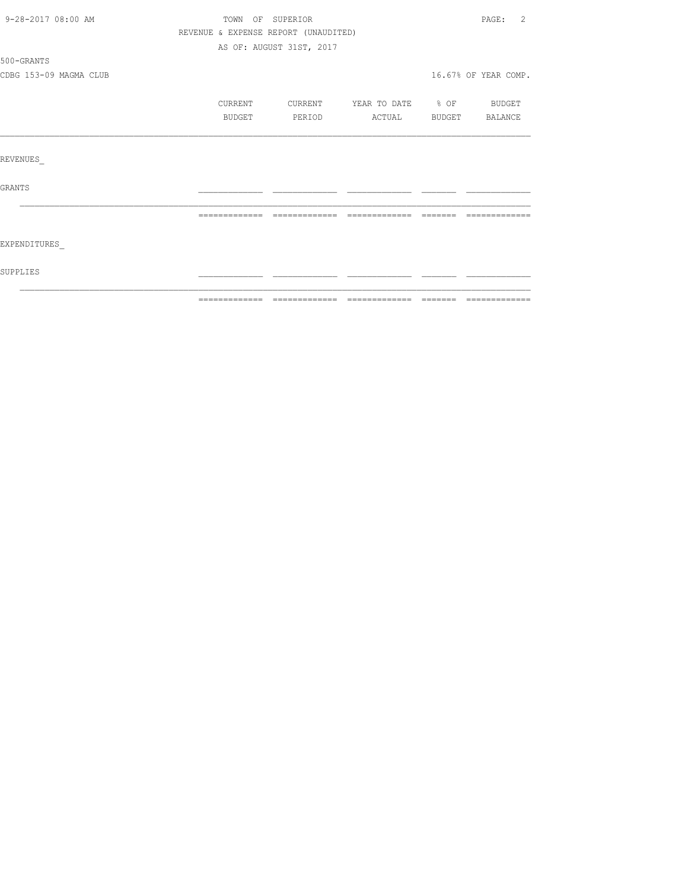TOWN OF SUPERIOR

REVENUE & EXPENSE REPORT (UNAUDITED)

AS OF: AUGUST 31ST, 2017

500-GRANTS

CDBG 153-09 MAGMA CLUB

16.67% OF YEAR COMP.

| | CURRENT BUDGET | CURRENT PERIOD | YEAR TO DATE ACTUAL | % OF BUDGET | BUDGET BALANCE |
|---|---|---|---|---|---|
| REVENUES_ | | | | | |
| GRANTS | | | | | |
| EXPENDITURES_ | | | | | |
| SUPPLIES | | | | | |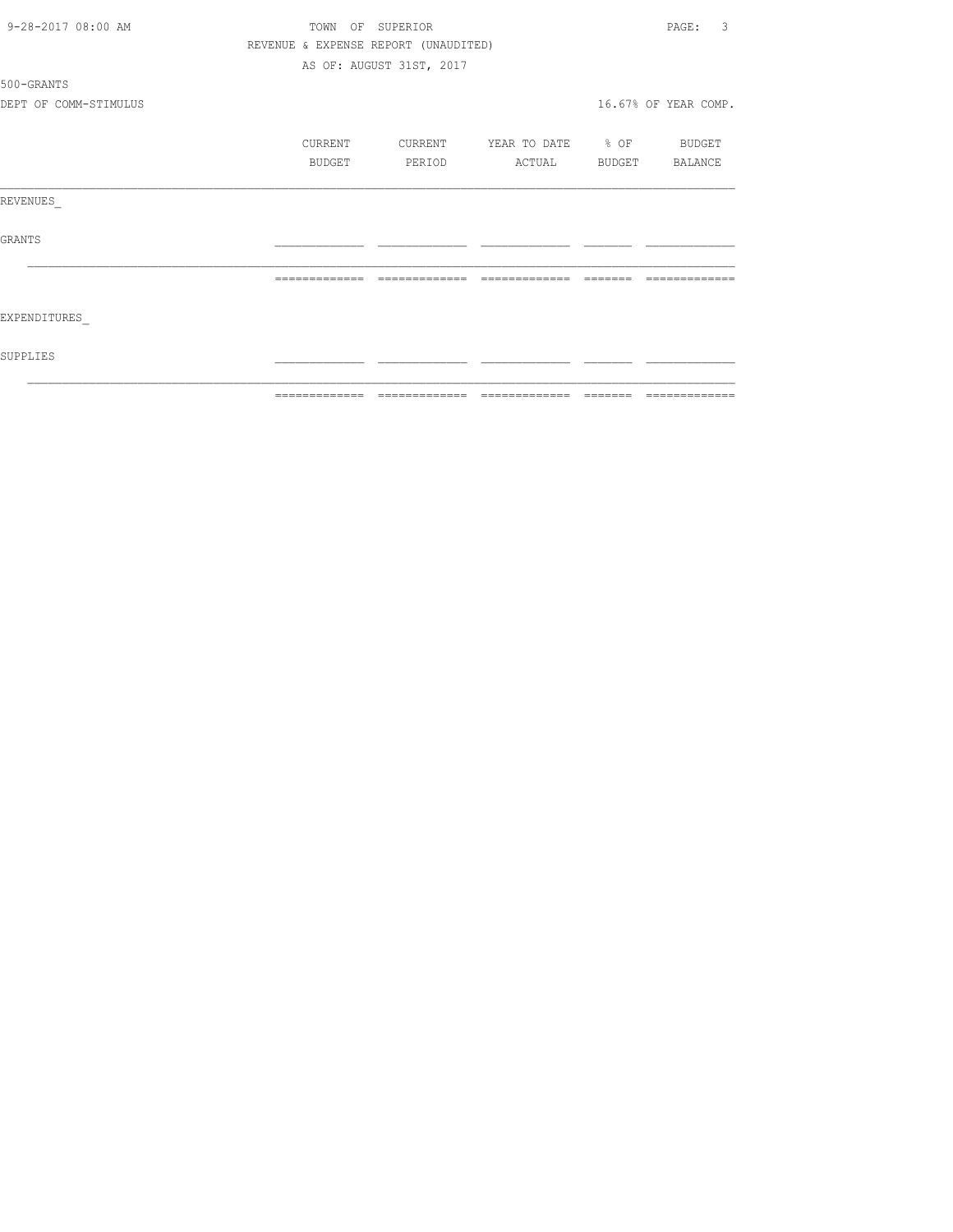TOWN OF SUPERIOR

REVENUE & EXPENSE REPORT (UNAUDITED)

AS OF: AUGUST 31ST, 2017

500-GRANTS

DEPT OF COMM-STIMULUS

16.67% OF YEAR COMP.

| | CURRENT BUDGET | CURRENT PERIOD | YEAR TO DATE ACTUAL | % OF BUDGET | BUDGET BALANCE |
|---|---|---|---|---|---|
| REVENUES_ | | | | | |
| GRANTS | | | | | |
| | | | | | |
| EXPENDITURES_ | | | | | |
| SUPPLIES | | | | | |
| | | | | | |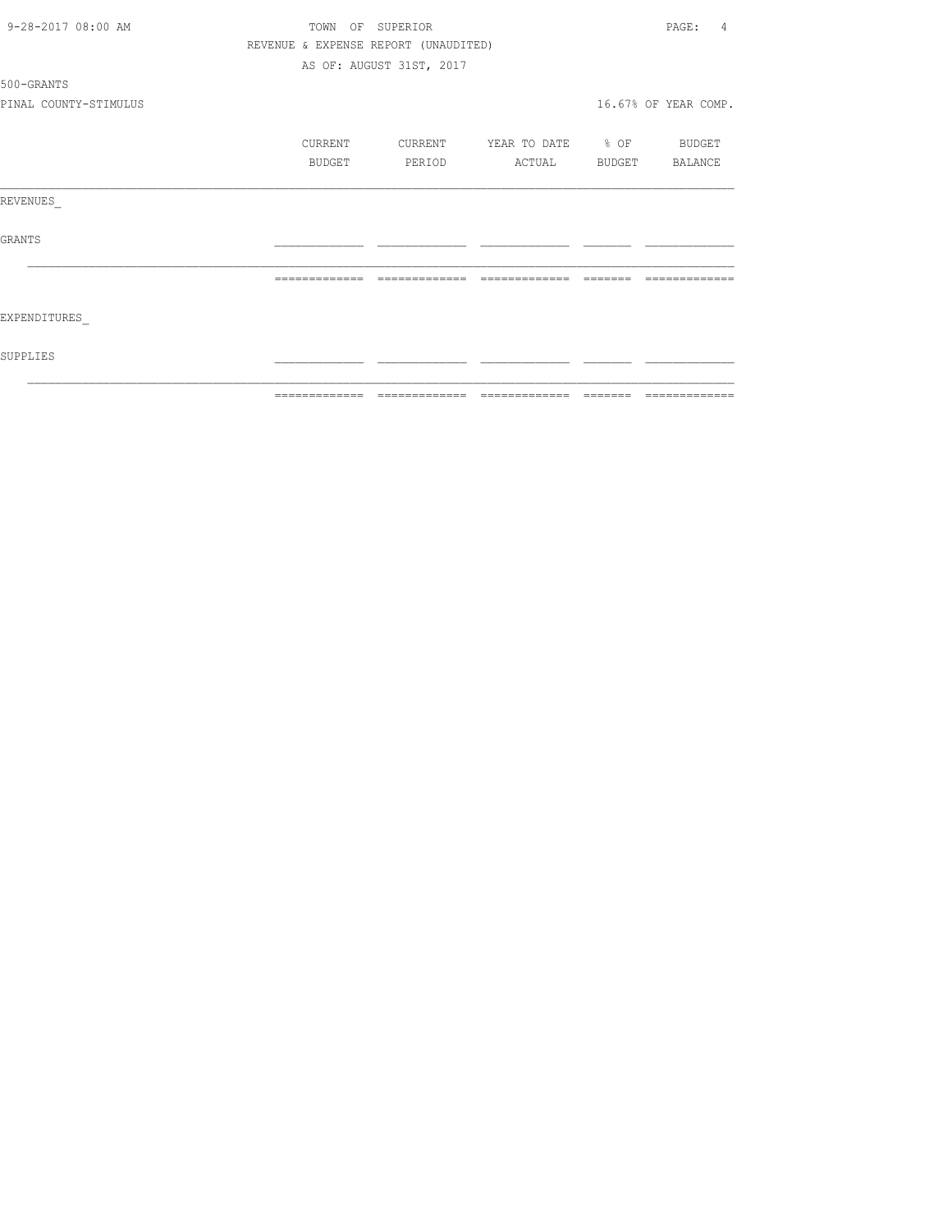TOWN OF SUPERIOR

REVENUE & EXPENSE REPORT (UNAUDITED)

AS OF: AUGUST 31ST, 2017

500-GRANTS

PINAL COUNTY-STIMULUS

16.67% OF YEAR COMP.

| | CURRENT BUDGET | CURRENT PERIOD | YEAR TO DATE ACTUAL | % OF BUDGET | BUDGET BALANCE |
|---|---|---|---|---|---|
| REVENUES_ | | | | | |
| GRANTS | | | | | |
| | | | | | |
| EXPENDITURES_ | | | | | |
| SUPPLIES | | | | | |
| | | | | | |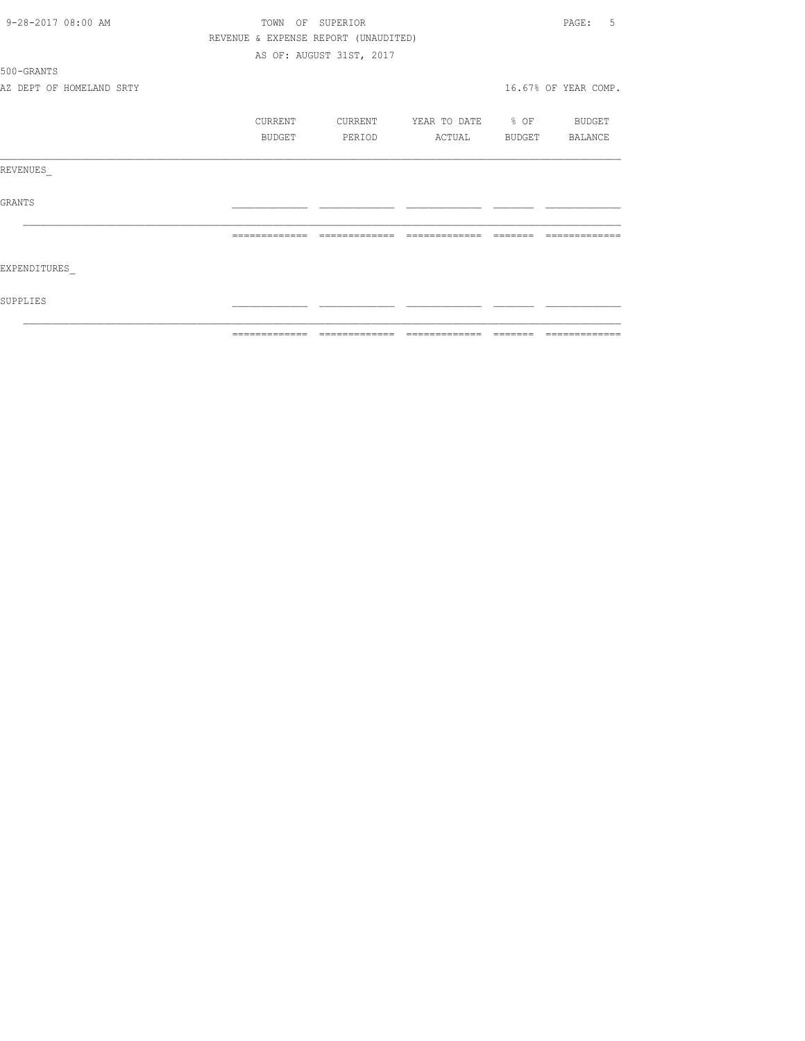TOWN OF SUPERIOR
REVENUE & EXPENSE REPORT (UNAUDITED)
AS OF: AUGUST 31ST, 2017

500-GRANTS
AZ DEPT OF HOMELAND SRTY

16.67% OF YEAR COMP.

| | CURRENT BUDGET | CURRENT PERIOD | YEAR TO DATE ACTUAL | % OF BUDGET | BUDGET BALANCE |
|---|---|---|---|---|---|
| REVENUES_ | | | | | |
| GRANTS | | | | | |
| EXPENDITURES_ | | | | | |
| SUPPLIES | | | | | |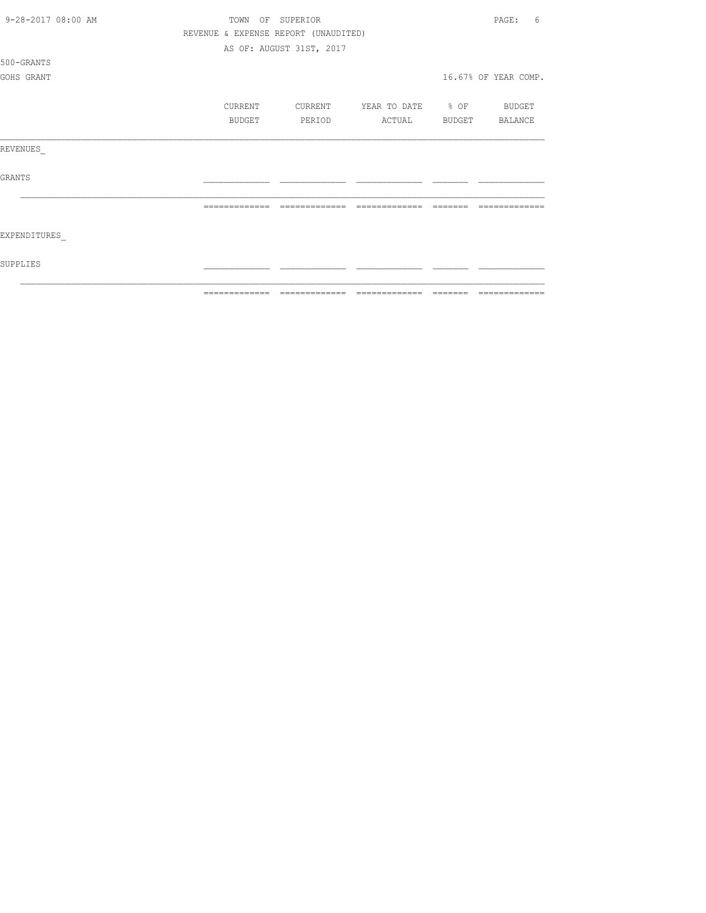TOWN OF SUPERIOR

REVENUE & EXPENSE REPORT (UNAUDITED)

AS OF: AUGUST 31ST, 2017

500-GRANTS

GOHS GRANT

16.67% OF YEAR COMP.

| | CURRENT BUDGET | CURRENT PERIOD | YEAR TO DATE ACTUAL | % OF BUDGET | BUDGET BALANCE |
|---|---|---|---|---|---|
| REVENUES_ | | | | | |
| GRANTS | | | | | |
| | | | | | |
| EXPENDITURES_ | | | | | |
| SUPPLIES | | | | | |
| | | | | | |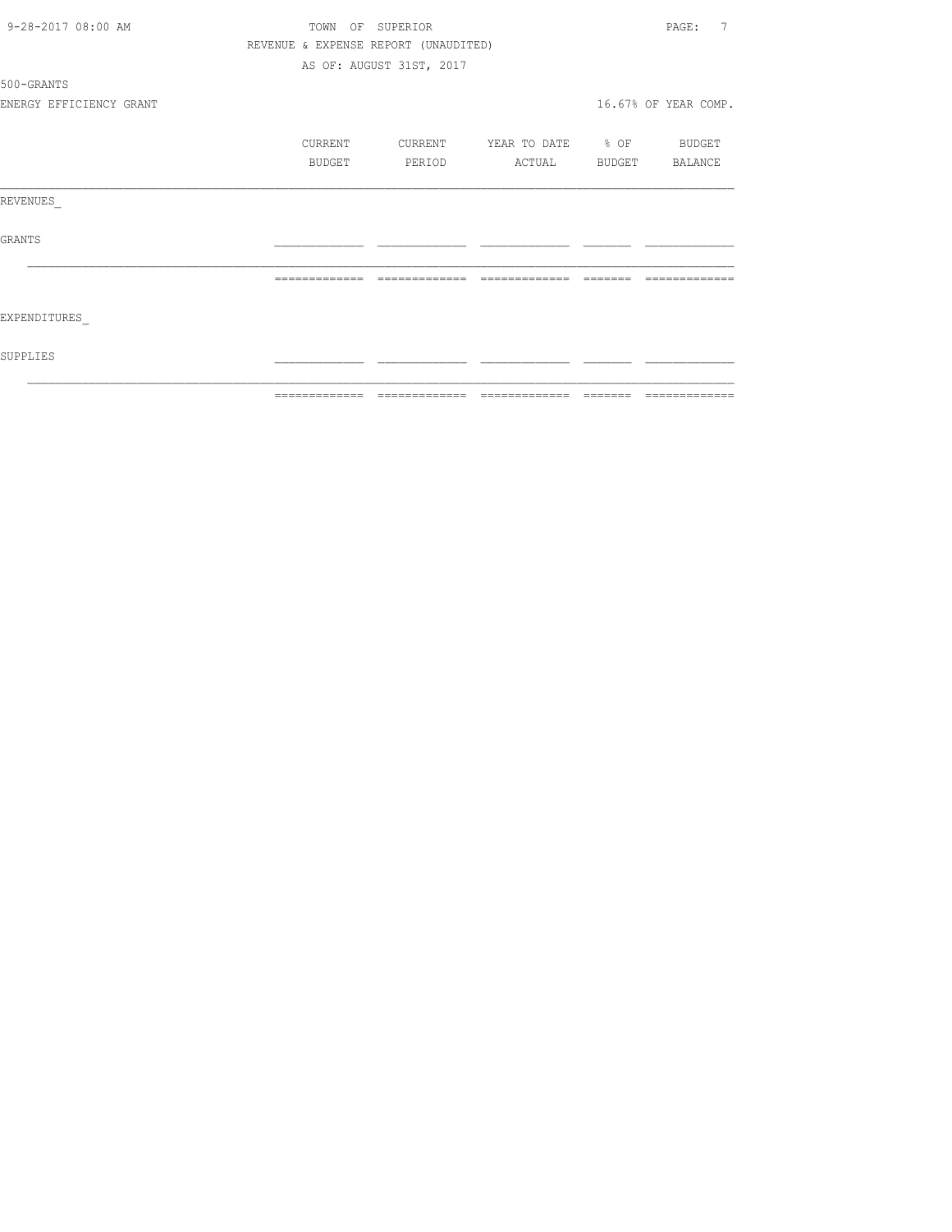TOWN OF SUPERIOR

REVENUE & EXPENSE REPORT (UNAUDITED)

AS OF: AUGUST 31ST, 2017

500-GRANTS

ENERGY EFFICIENCY GRANT

16.67% OF YEAR COMP.

| | CURRENT BUDGET | CURRENT PERIOD | YEAR TO DATE ACTUAL | % OF BUDGET | BUDGET BALANCE |
|---|---|---|---|---|---|
| REVENUES_ | | | | | |
| GRANTS | | | | | |
| | | | | | |
| EXPENDITURES_ | | | | | |
| SUPPLIES | | | | | |
| | | | | | |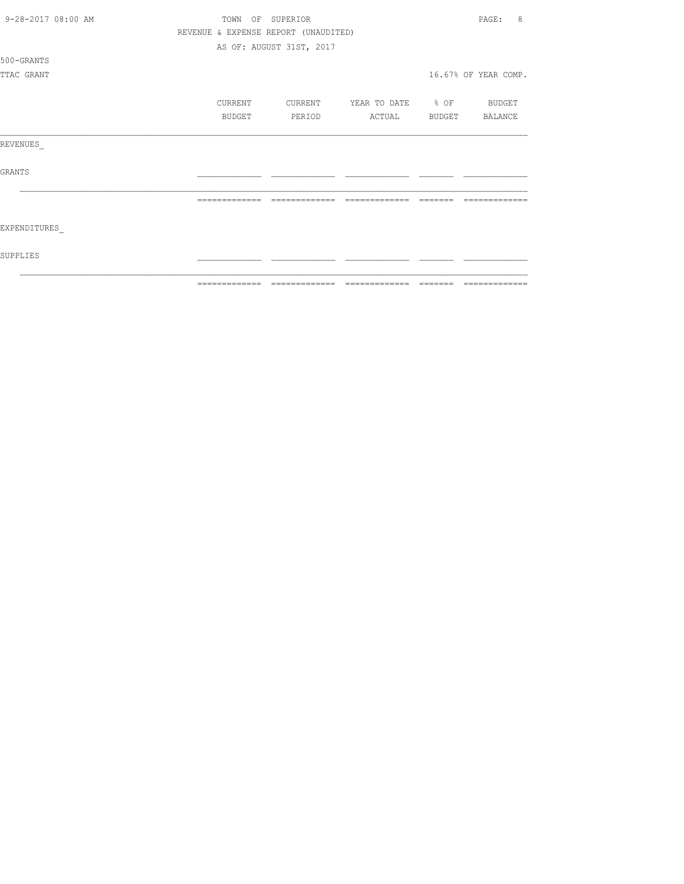TOWN OF SUPERIOR

REVENUE & EXPENSE REPORT (UNAUDITED)

AS OF: AUGUST 31ST, 2017

500-GRANTS

TTAC GRANT

16.67% OF YEAR COMP.

| | CURRENT BUDGET | CURRENT PERIOD | YEAR TO DATE ACTUAL | % OF BUDGET | BUDGET BALANCE |
|---|---|---|---|---|---|
| REVENUES_ | | | | | |
| GRANTS | | | | | |
| EXPENDITURES_ | | | | | |
| SUPPLIES | | | | | |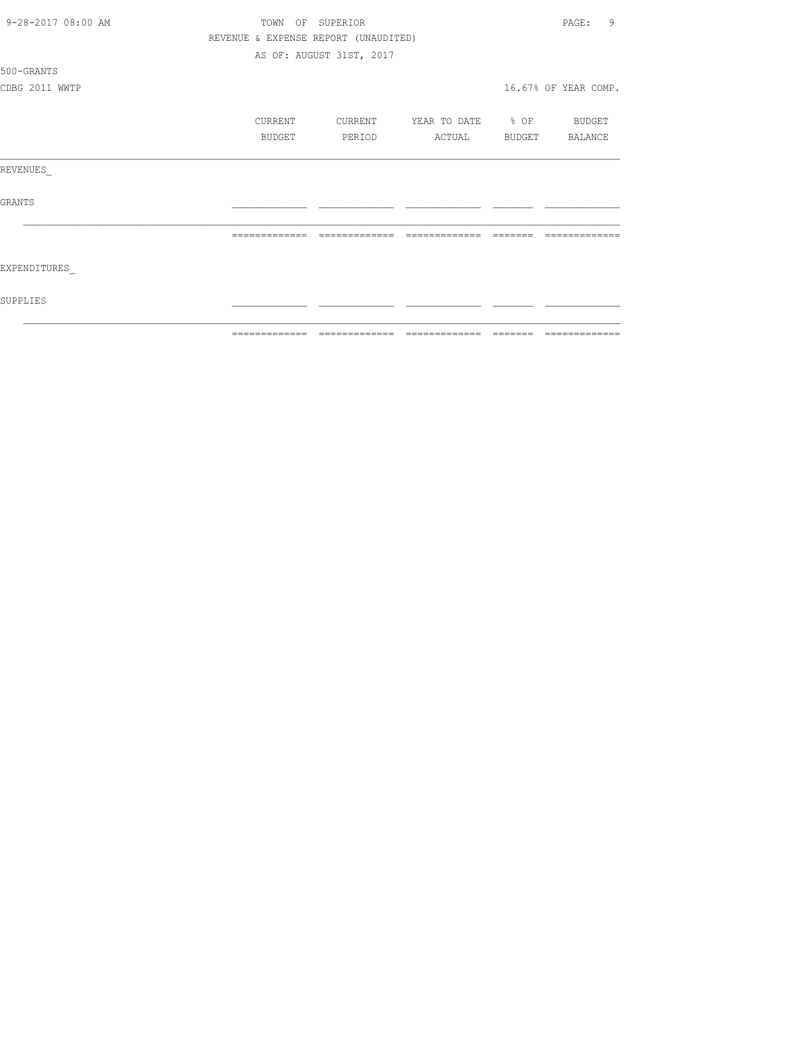REVENUE & EXPENSE REPORT (UNAUDITED)

AS OF: AUGUST 31ST, 2017

500-GRANTS

CDBG 2011 WWTP

16.67% OF YEAR COMP.

| | CURRENT BUDGET | CURRENT PERIOD | YEAR TO DATE ACTUAL | % OF BUDGET | BUDGET BALANCE |
|---|---|---|---|---|---|
| REVENUES_ | | | | | |
| GRANTS | | | | | |
| | | | | | |
| EXPENDITURES_ | | | | | |
| SUPPLIES | | | | | |
| | | | | | |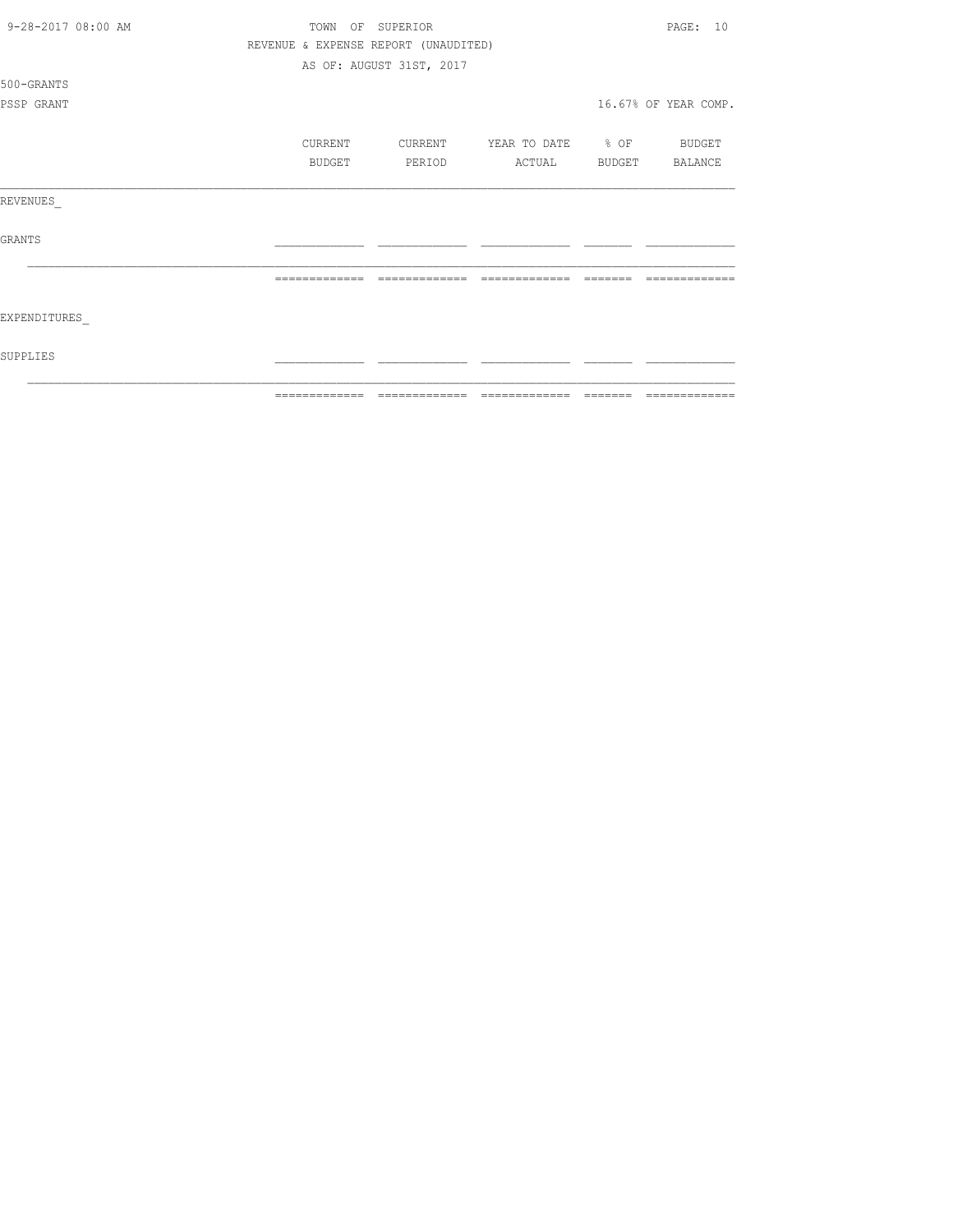TOWN OF SUPERIOR

REVENUE & EXPENSE REPORT (UNAUDITED)

AS OF: AUGUST 31ST, 2017

500-GRANTS

PSSP GRANT

16.67% OF YEAR COMP.

| | CURRENT BUDGET | CURRENT PERIOD | YEAR TO DATE ACTUAL | % OF BUDGET | BUDGET BALANCE |
|---|---|---|---|---|---|
| REVENUES_ | | | | | |
| GRANTS | | | | | |
| | | | | | |
| EXPENDITURES_ | | | | | |
| SUPPLIES | | | | | |
| | | | | | |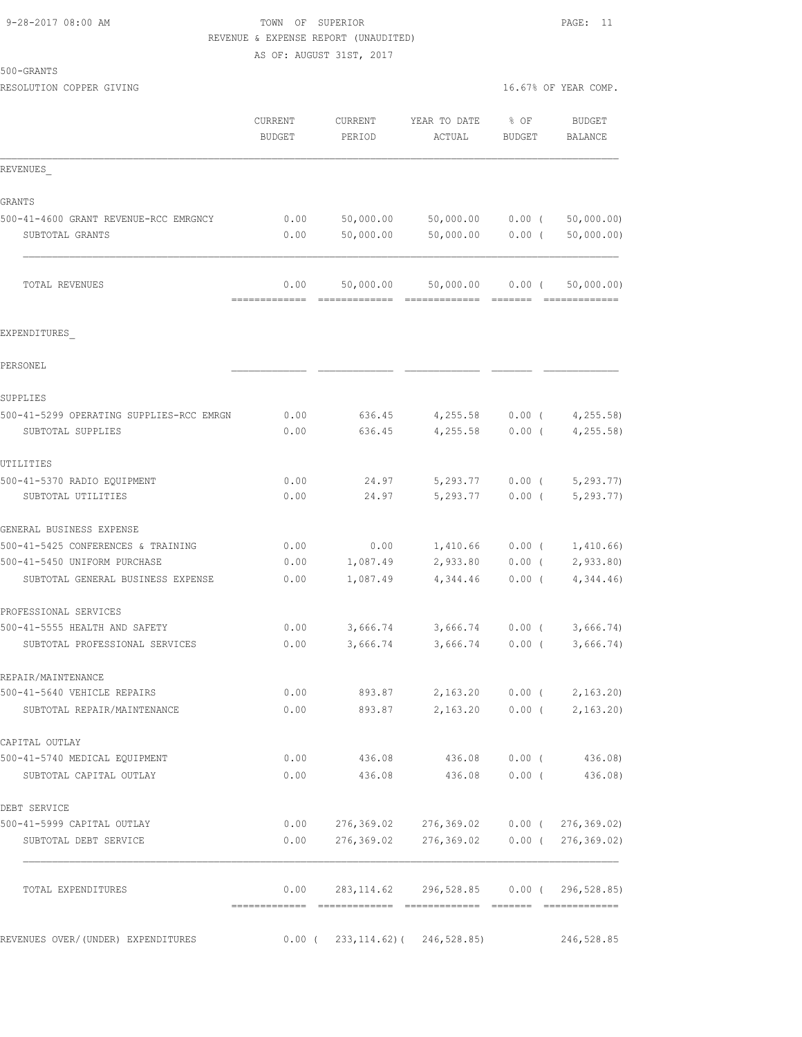9-28-2017 08:00 AM

TOWN OF SUPERIOR

REVENUE & EXPENSE REPORT (UNAUDITED)

AS OF: AUGUST 31ST, 2017

500-GRANTS

RESOLUTION COPPER GIVING

16.67% OF YEAR COMP.

| | CURRENT BUDGET | CURRENT PERIOD | YEAR TO DATE ACTUAL | % OF BUDGET | BUDGET BALANCE |
|---|---|---|---|---|---|
| REVENUES_ | | | | | |
| GRANTS | | | | | |
| 500-41-4600 GRANT REVENUE-RCC EMRGNCY | 0.00 | 50,000.00 | 50,000.00 | 0.00 | ( 50,000.00) |
| SUBTOTAL GRANTS | 0.00 | 50,000.00 | 50,000.00 | 0.00 | ( 50,000.00) |
| TOTAL REVENUES | 0.00 | 50,000.00 | 50,000.00 | 0.00 | ( 50,000.00) |
| EXPENDITURES_ | | | | | |
| PERSONEL | | | | | |
| SUPPLIES | | | | | |
| 500-41-5299 OPERATING SUPPLIES-RCC EMRGN | 0.00 | 636.45 | 4,255.58 | 0.00 | ( 4,255.58) |
| SUBTOTAL SUPPLIES | 0.00 | 636.45 | 4,255.58 | 0.00 | ( 4,255.58) |
| UTILITIES | | | | | |
| 500-41-5370 RADIO EQUIPMENT | 0.00 | 24.97 | 5,293.77 | 0.00 | ( 5,293.77) |
| SUBTOTAL UTILITIES | 0.00 | 24.97 | 5,293.77 | 0.00 | ( 5,293.77) |
| GENERAL BUSINESS EXPENSE | | | | | |
| 500-41-5425 CONFERENCES & TRAINING | 0.00 | 0.00 | 1,410.66 | 0.00 | ( 1,410.66) |
| 500-41-5450 UNIFORM PURCHASE | 0.00 | 1,087.49 | 2,933.80 | 0.00 | ( 2,933.80) |
| SUBTOTAL GENERAL BUSINESS EXPENSE | 0.00 | 1,087.49 | 4,344.46 | 0.00 | ( 4,344.46) |
| PROFESSIONAL SERVICES | | | | | |
| 500-41-5555 HEALTH AND SAFETY | 0.00 | 3,666.74 | 3,666.74 | 0.00 | ( 3,666.74) |
| SUBTOTAL PROFESSIONAL SERVICES | 0.00 | 3,666.74 | 3,666.74 | 0.00 | ( 3,666.74) |
| REPAIR/MAINTENANCE | | | | | |
| 500-41-5640 VEHICLE REPAIRS | 0.00 | 893.87 | 2,163.20 | 0.00 | ( 2,163.20) |
| SUBTOTAL REPAIR/MAINTENANCE | 0.00 | 893.87 | 2,163.20 | 0.00 | ( 2,163.20) |
| CAPITAL OUTLAY | | | | | |
| 500-41-5740 MEDICAL EQUIPMENT | 0.00 | 436.08 | 436.08 | 0.00 | ( 436.08) |
| SUBTOTAL CAPITAL OUTLAY | 0.00 | 436.08 | 436.08 | 0.00 | ( 436.08) |
| DEBT SERVICE | | | | | |
| 500-41-5999 CAPITAL OUTLAY | 0.00 | 276,369.02 | 276,369.02 | 0.00 | ( 276,369.02) |
| SUBTOTAL DEBT SERVICE | 0.00 | 276,369.02 | 276,369.02 | 0.00 | ( 276,369.02) |
| TOTAL EXPENDITURES | 0.00 | 283,114.62 | 296,528.85 | 0.00 | ( 296,528.85) |
| REVENUES OVER/(UNDER) EXPENDITURES | 0.00 | ( 233,114.62) | ( 246,528.85) | | 246,528.85 |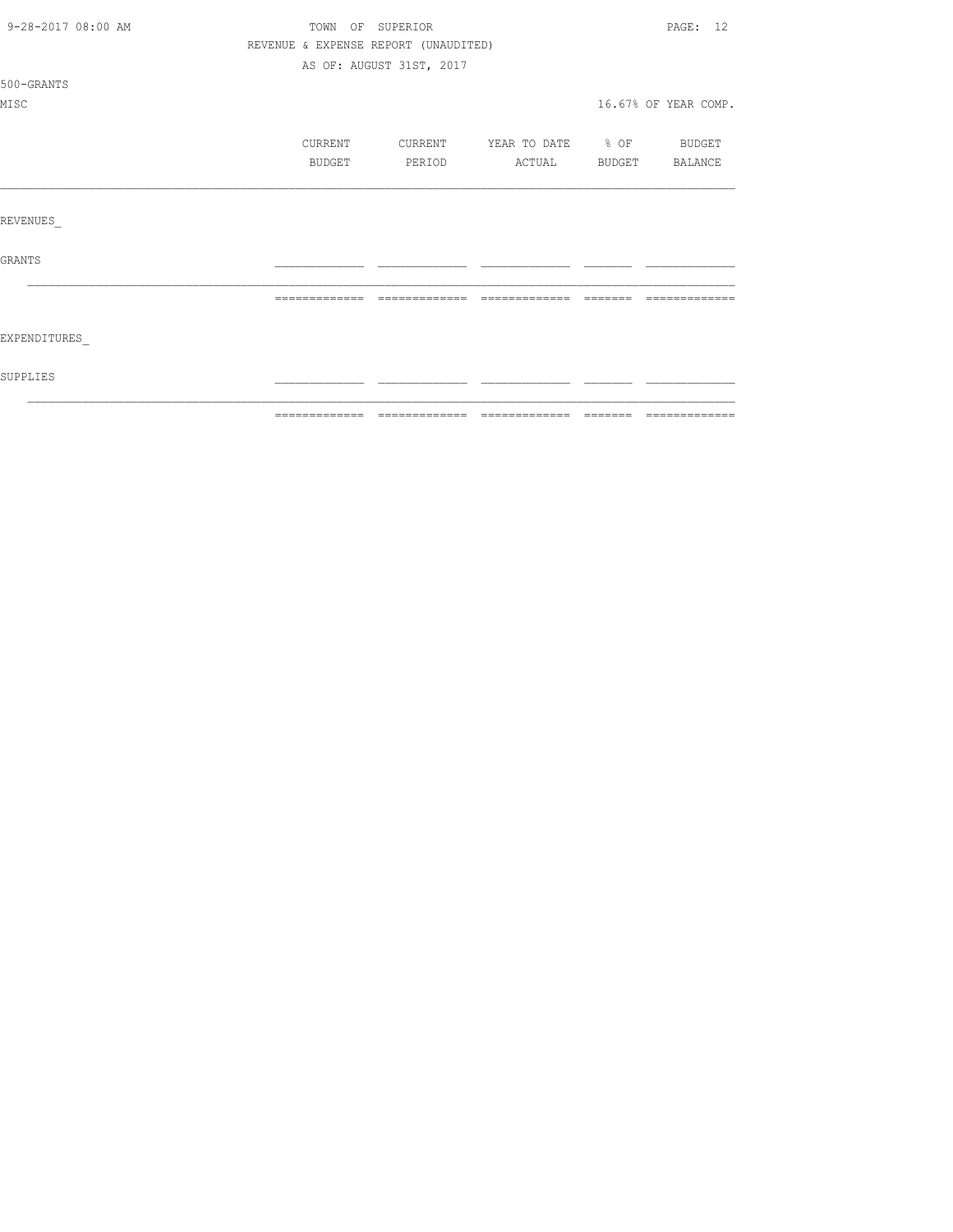TOWN OF SUPERIOR

REVENUE & EXPENSE REPORT (UNAUDITED)

AS OF: AUGUST 31ST, 2017

500-GRANTS

MISC 16.67% OF YEAR COMP.

| | CURRENT BUDGET | CURRENT PERIOD | YEAR TO DATE ACTUAL | % OF BUDGET | BUDGET BALANCE |
|---|---|---|---|---|---|
| REVENUES_ | | | | | |
| GRANTS | | | | | |
| | | | | | |
| EXPENDITURES_ | | | | | |
| SUPPLIES | | | | | |
| | | | | | |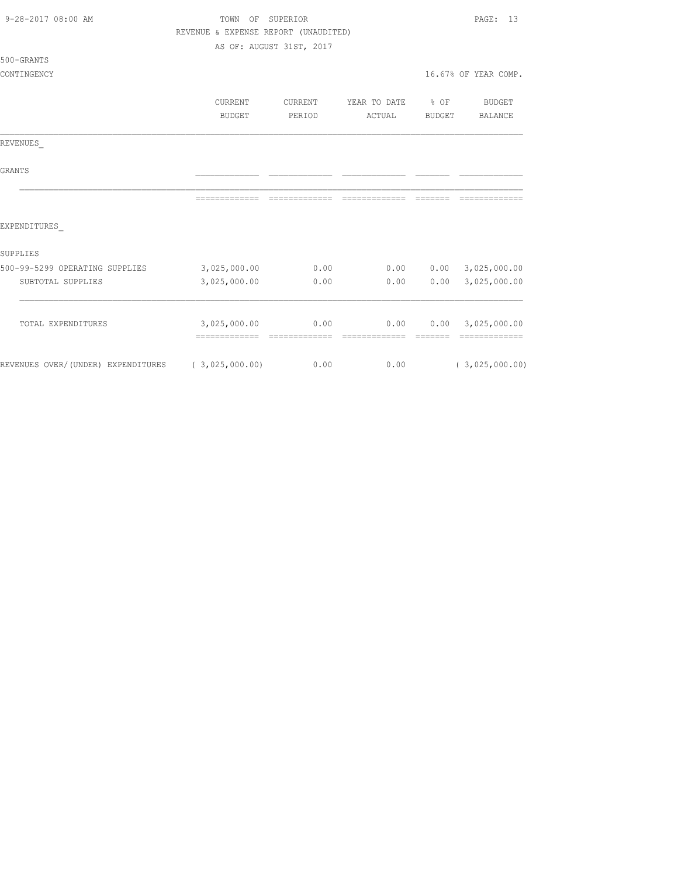TOWN OF SUPERIOR

REVENUE & EXPENSE REPORT (UNAUDITED)

AS OF: AUGUST 31ST, 2017

500-GRANTS

CONTINGENCY

16.67% OF YEAR COMP.

| | CURRENT BUDGET | CURRENT PERIOD | YEAR TO DATE ACTUAL | % OF BUDGET | BUDGET BALANCE |
|---|---|---|---|---|---|
| REVENUES_ | | | | | |
| GRANTS | | | | | |
| EXPENDITURES_ | | | | | |
| SUPPLIES | | | | | |
| 500-99-5299 OPERATING SUPPLIES | 3,025,000.00 | 0.00 | 0.00 | 0.00 | 3,025,000.00 |
| SUBTOTAL SUPPLIES | 3,025,000.00 | 0.00 | 0.00 | 0.00 | 3,025,000.00 |
| TOTAL EXPENDITURES | 3,025,000.00 | 0.00 | 0.00 | 0.00 | 3,025,000.00 |
| REVENUES OVER/(UNDER) EXPENDITURES | ( 3,025,000.00) | 0.00 | 0.00 | | ( 3,025,000.00) |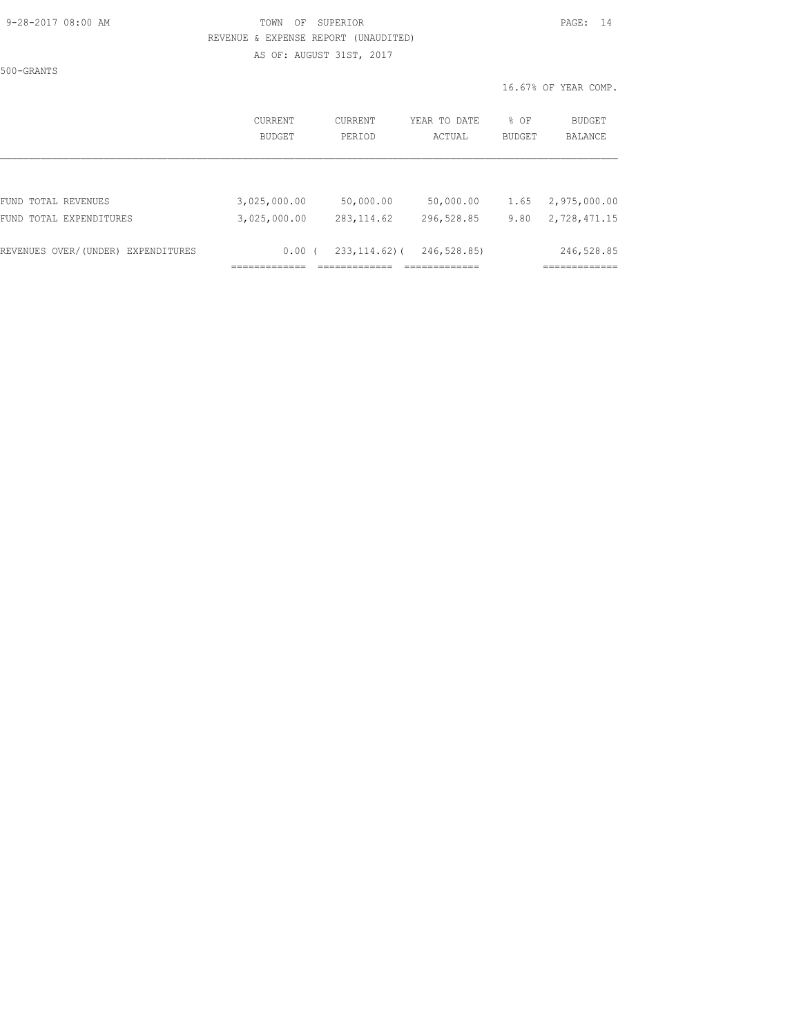TOWN OF SUPERIOR
REVENUE & EXPENSE REPORT (UNAUDITED)
AS OF: AUGUST 31ST, 2017

500-GRANTS

16.67% OF YEAR COMP.

| | CURRENT BUDGET | CURRENT PERIOD | YEAR TO DATE ACTUAL | % OF BUDGET | BUDGET BALANCE |
|---|---|---|---|---|---|
| FUND TOTAL REVENUES | 3,025,000.00 | 50,000.00 | 50,000.00 | 1.65 | 2,975,000.00 |
| FUND TOTAL EXPENDITURES | 3,025,000.00 | 283,114.62 | 296,528.85 | 9.80 | 2,728,471.15 |
| REVENUES OVER/(UNDER) EXPENDITURES | 0.00 | ( 233,114.62) | ( 246,528.85) | | 246,528.85 |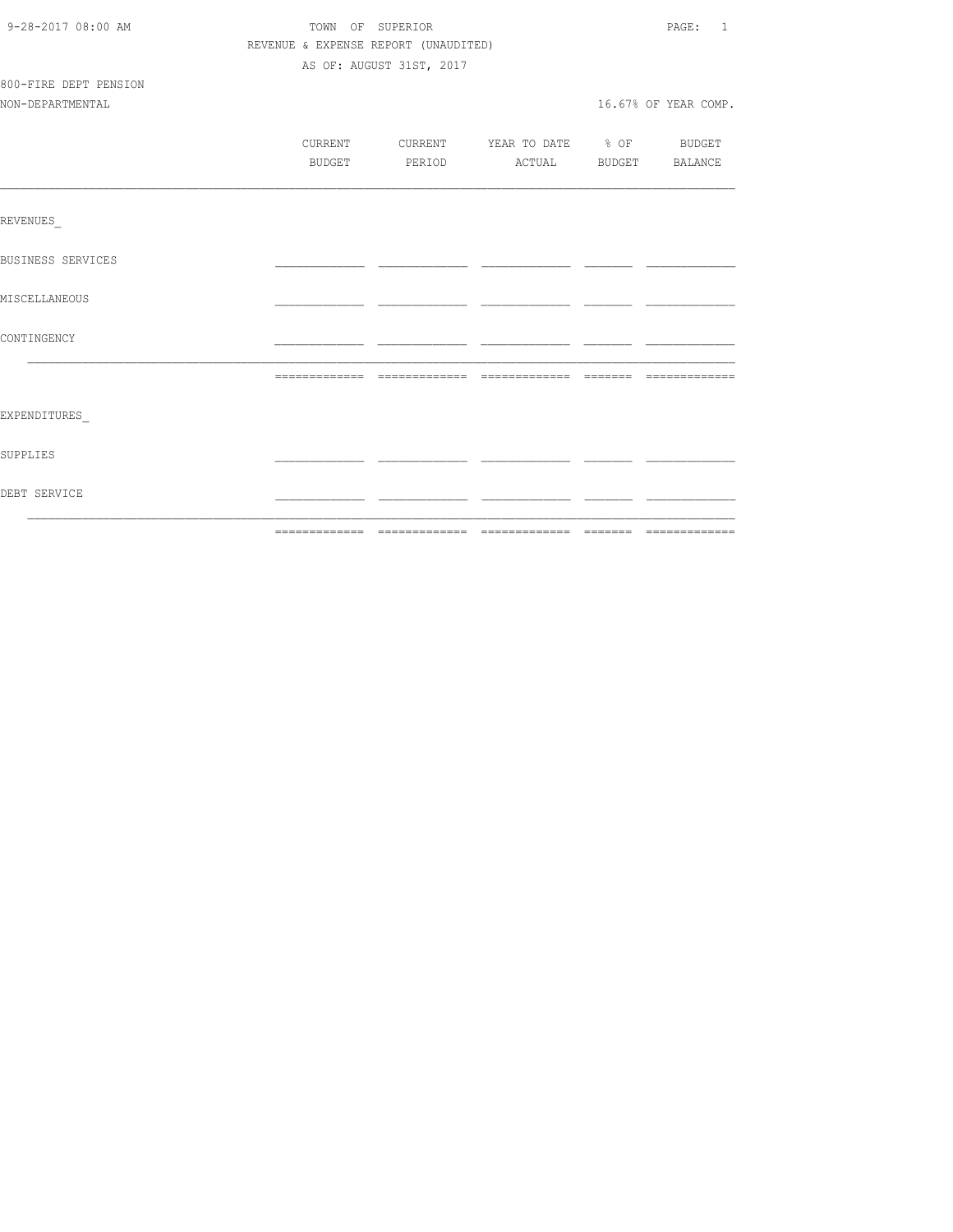TOWN OF SUPERIOR

REVENUE & EXPENSE REPORT (UNAUDITED)

AS OF: AUGUST 31ST, 2017

800-FIRE DEPT PENSION

NON-DEPARTMENTAL

16.67% OF YEAR COMP.

| | CURRENT BUDGET | CURRENT PERIOD | YEAR TO DATE ACTUAL | % OF BUDGET | BUDGET BALANCE |
|---|---|---|---|---|---|
| REVENUES_ | | | | | |
| BUSINESS SERVICES | | | | | |
| MISCELLANEOUS | | | | | |
| CONTINGENCY | | | | | |
| | | | | | |
| EXPENDITURES_ | | | | | |
| SUPPLIES | | | | | |
| DEBT SERVICE | | | | | |
| | | | | | |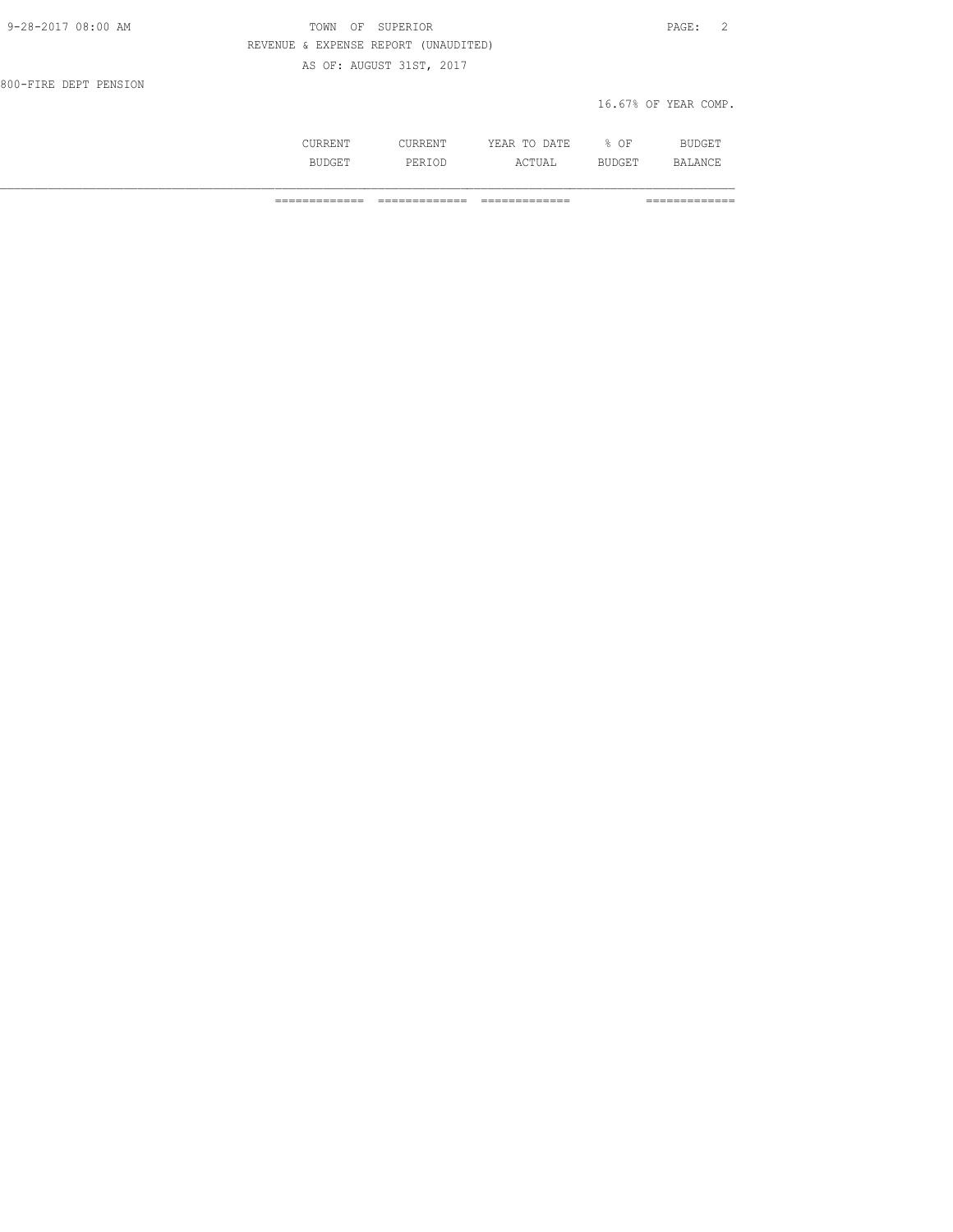REVENUE & EXPENSE REPORT (UNAUDITED)

AS OF: AUGUST 31ST, 2017

800-FIRE DEPT PENSION

16.67% OF YEAR COMP.

| | CURRENT BUDGET | CURRENT PERIOD | YEAR TO DATE ACTUAL | % OF BUDGET | BUDGET BALANCE |
|---|---|---|---|---|---|
| | ============= | ============= | ============= | | ============= |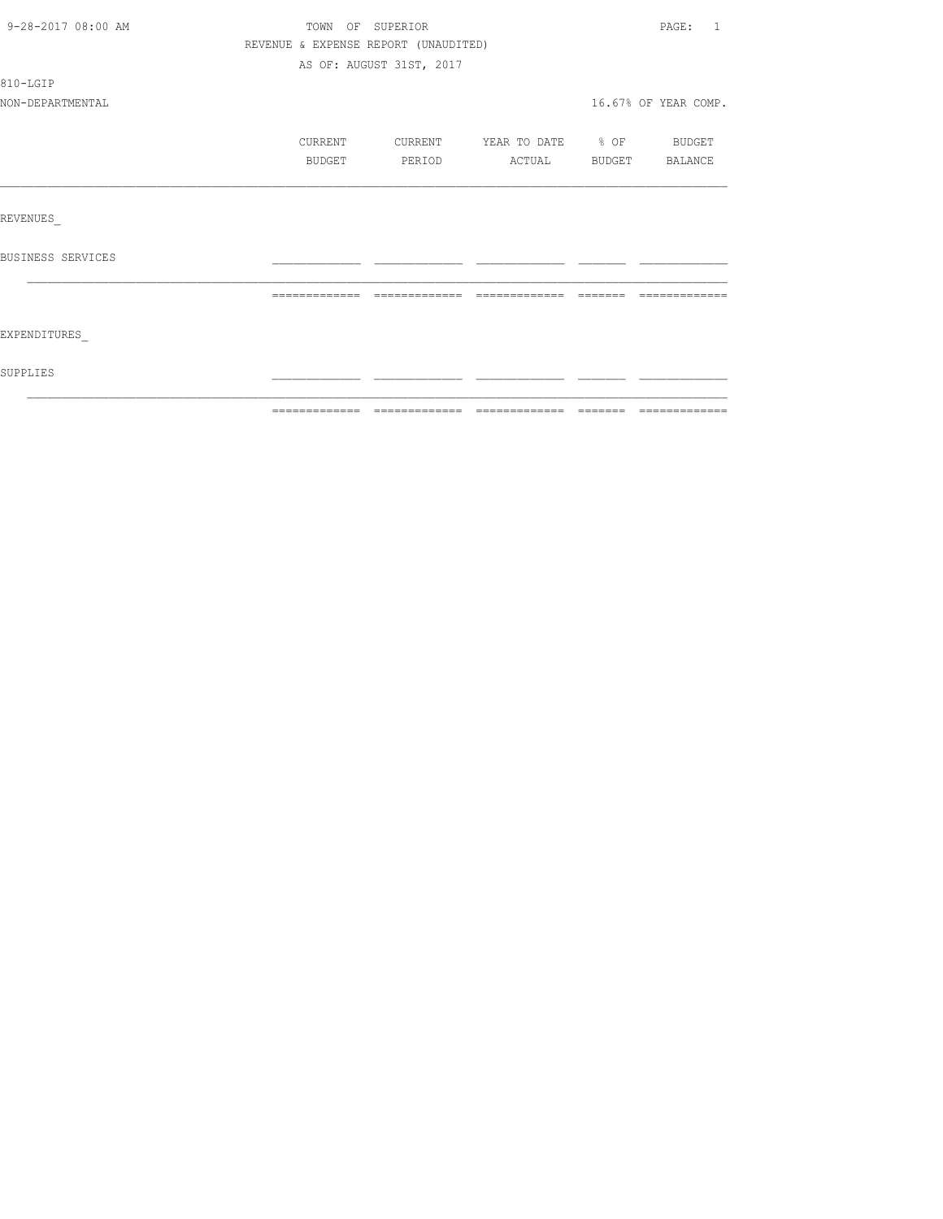TOWN OF SUPERIOR
REVENUE & EXPENSE REPORT (UNAUDITED)
AS OF: AUGUST 31ST, 2017

810-LGIP
NON-DEPARTMENTAL

16.67% OF YEAR COMP.

| | CURRENT BUDGET | CURRENT PERIOD | YEAR TO DATE ACTUAL | % OF BUDGET | BUDGET BALANCE |
|---|---|---|---|---|---|
| REVENUES_ | | | | | |
| BUSINESS SERVICES | | | | | |
| EXPENDITURES_ | | | | | |
| SUPPLIES | | | | | |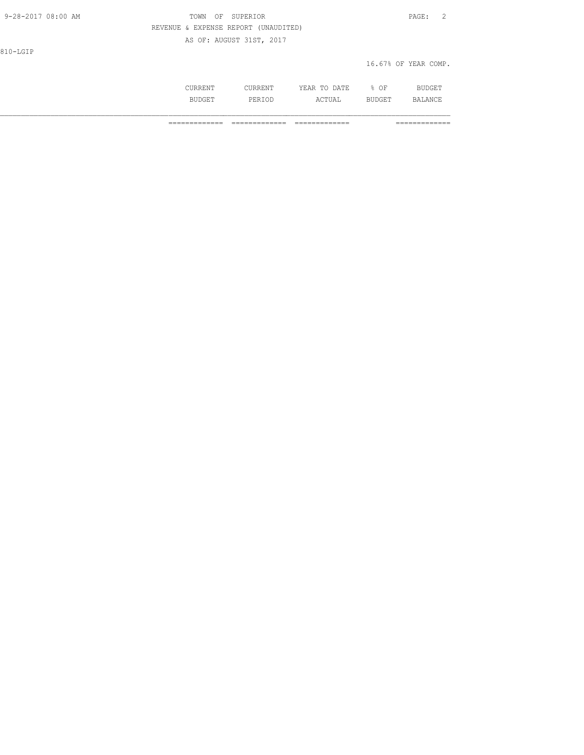TOWN OF SUPERIOR

REVENUE & EXPENSE REPORT (UNAUDITED)

AS OF: AUGUST 31ST, 2017

810-LGIP

16.67% OF YEAR COMP.

| | CURRENT BUDGET | CURRENT PERIOD | YEAR TO DATE ACTUAL | % OF BUDGET | BUDGET BALANCE |
|---|---|---|---|---|---|
| | ============= | ============= | ============= | | ============= |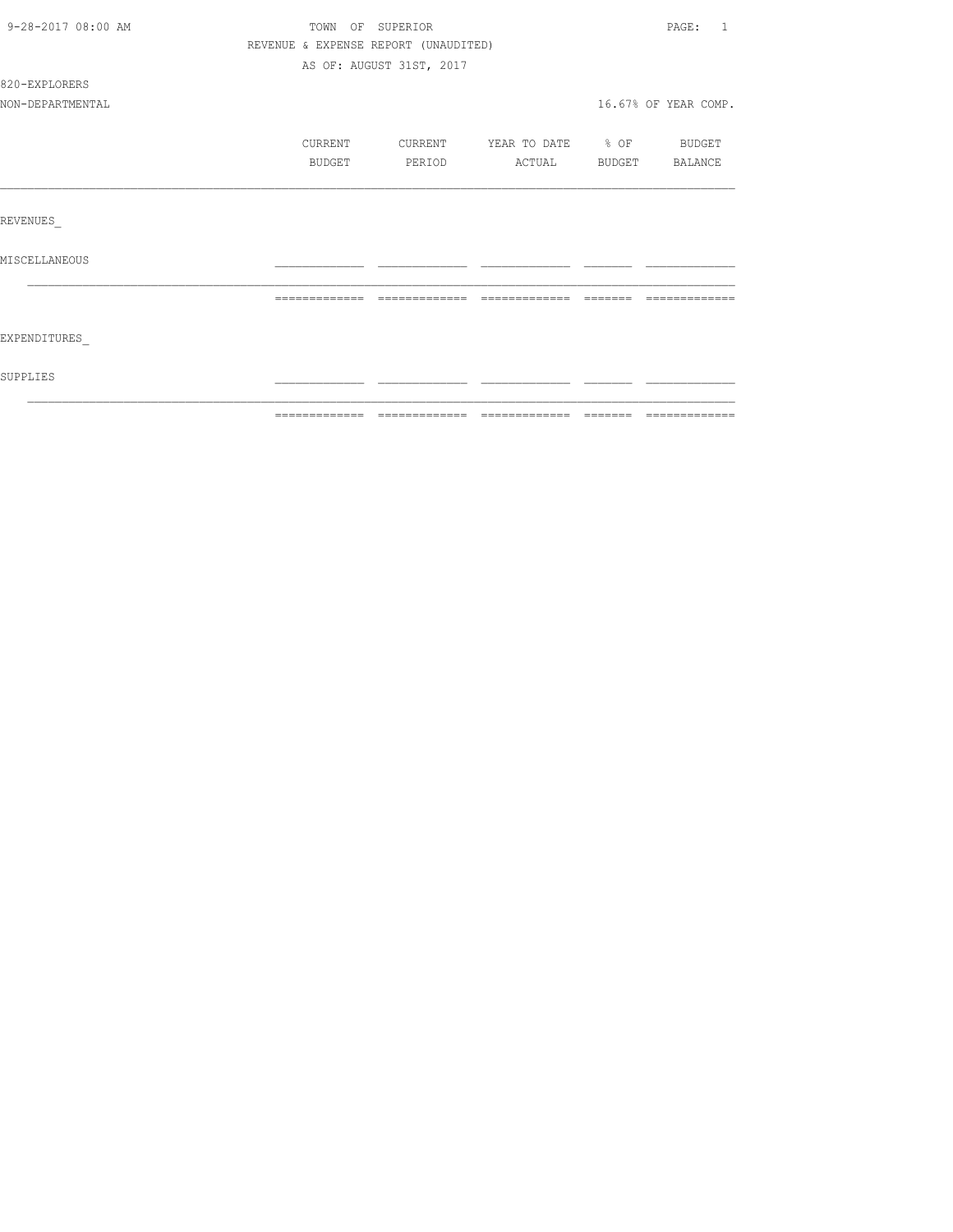TOWN OF SUPERIOR

REVENUE & EXPENSE REPORT (UNAUDITED)

AS OF: AUGUST 31ST, 2017

820-EXPLORERS

NON-DEPARTMENTAL

16.67% OF YEAR COMP.

| | CURRENT BUDGET | CURRENT PERIOD | YEAR TO DATE ACTUAL | % OF BUDGET | BUDGET BALANCE |
|---|---|---|---|---|---|
| REVENUES_ | | | | | |
| MISCELLANEOUS | | | | | |
| EXPENDITURES_ | | | | | |
| SUPPLIES | | | | | |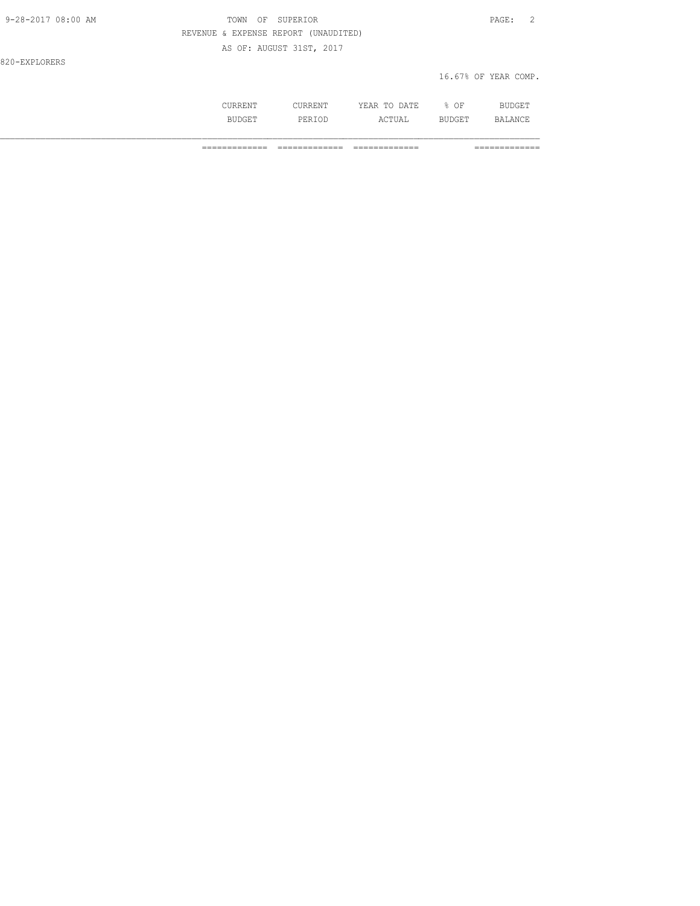# TOWN OF SUPERIOR

REVENUE & EXPENSE REPORT (UNAUDITED)

AS OF: AUGUST 31ST, 2017

820-EXPLORERS

16.67% OF YEAR COMP.

| | CURRENT BUDGET | CURRENT PERIOD | YEAR TO DATE ACTUAL | % OF BUDGET | BUDGET BALANCE |
|---|---|---|---|---|---|
| | ============= | ============= | ============= | | ============= |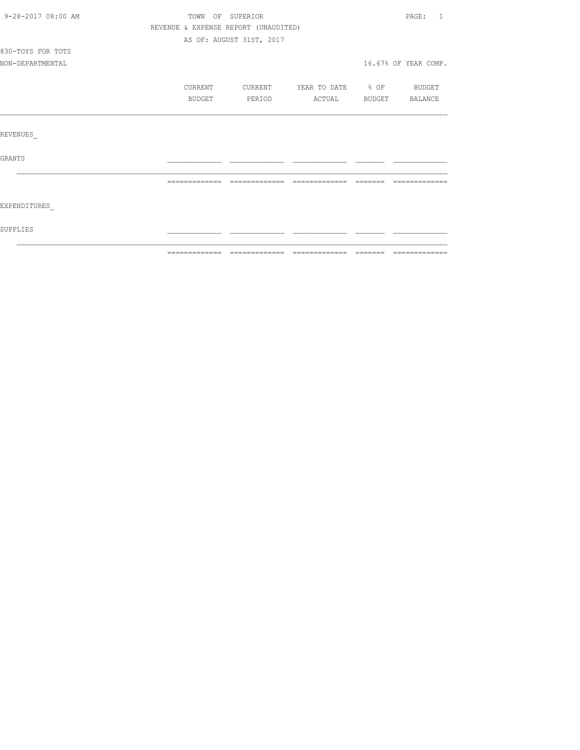TOWN OF SUPERIOR
REVENUE & EXPENSE REPORT (UNAUDITED)
AS OF: AUGUST 31ST, 2017

830-TOYS FOR TOTS
NON-DEPARTMENTAL

16.67% OF YEAR COMP.

| | CURRENT BUDGET | CURRENT PERIOD | YEAR TO DATE ACTUAL | % OF BUDGET | BUDGET BALANCE |
|---|---|---|---|---|---|
| REVENUES_ | | | | | |
| GRANTS | | | | | |
| EXPENDITURES_ | | | | | |
| SUPPLIES | | | | | |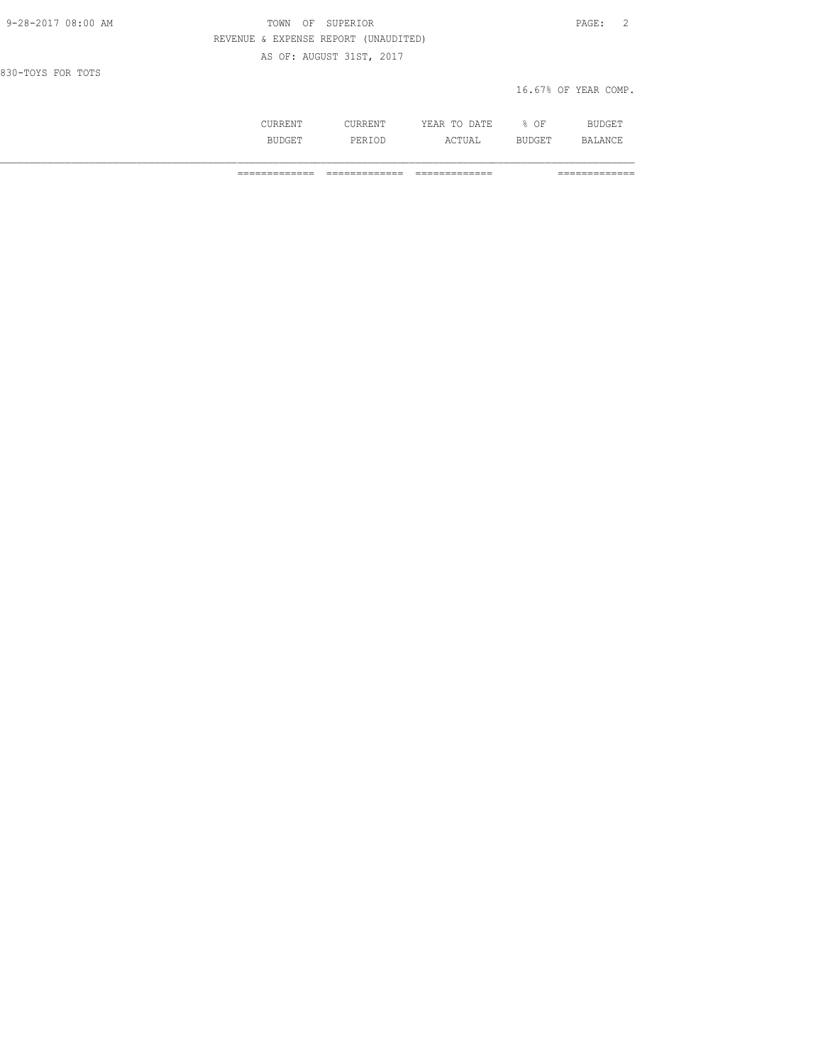TOWN OF SUPERIOR

REVENUE & EXPENSE REPORT (UNAUDITED)

AS OF: AUGUST 31ST, 2017

830-TOYS FOR TOTS

16.67% OF YEAR COMP.

| | CURRENT BUDGET | CURRENT PERIOD | YEAR TO DATE ACTUAL | % OF BUDGET | BUDGET BALANCE |
|---|---|---|---|---|---|
| | ============= | ============= | ============= | | ============= |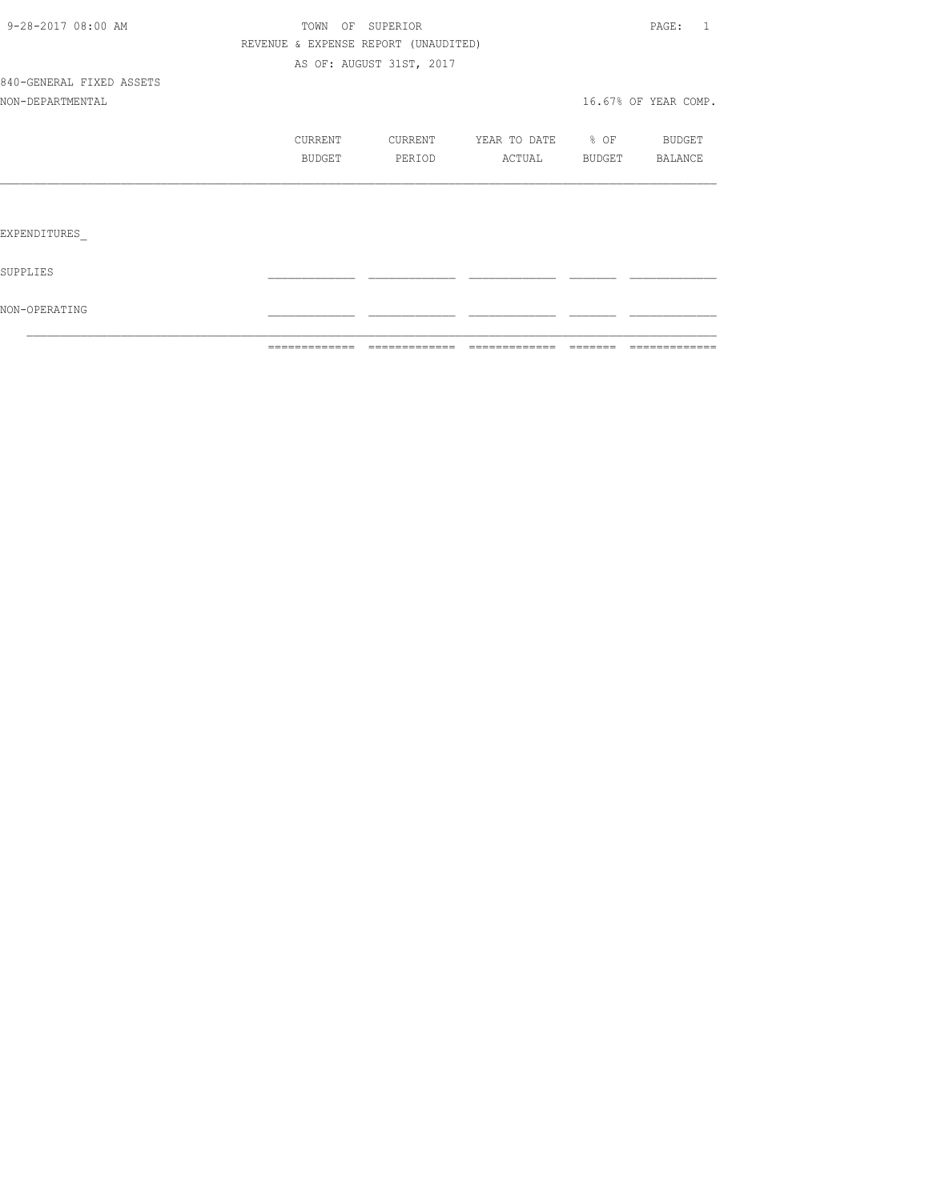TOWN OF SUPERIOR

REVENUE & EXPENSE REPORT (UNAUDITED)

AS OF: AUGUST 31ST, 2017

840-GENERAL FIXED ASSETS

NON-DEPARTMENTAL

16.67% OF YEAR COMP.

| | CURRENT BUDGET | CURRENT PERIOD | YEAR TO DATE ACTUAL | % OF BUDGET | BUDGET BALANCE |
|---|---|---|---|---|---|
| EXPENDITURES_ | | | | | |
| SUPPLIES | | | | | |
| NON-OPERATING | | | | | |
| | | | | | |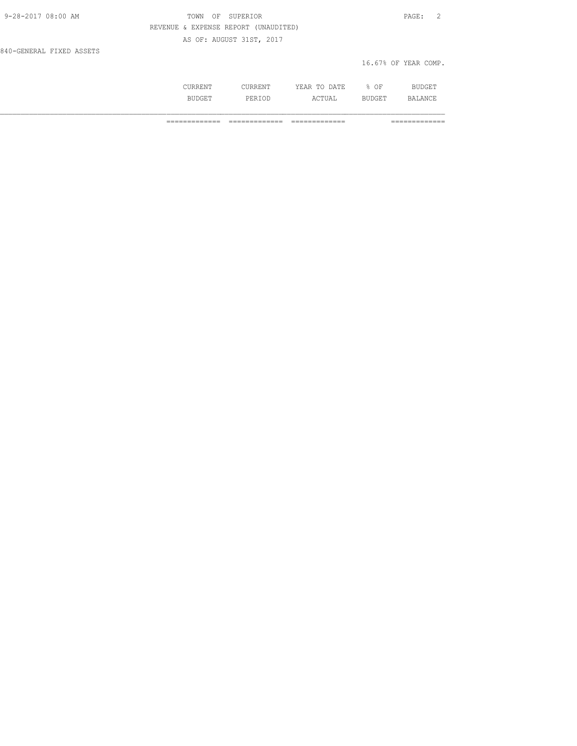TOWN OF SUPERIOR

REVENUE & EXPENSE REPORT (UNAUDITED)

AS OF: AUGUST 31ST, 2017

840-GENERAL FIXED ASSETS

16.67% OF YEAR COMP.

| | CURRENT BUDGET | CURRENT PERIOD | YEAR TO DATE ACTUAL | % OF BUDGET | BUDGET BALANCE |
|---|---|---|---|---|---|
| | ============= | ============= | ============= | | ============= |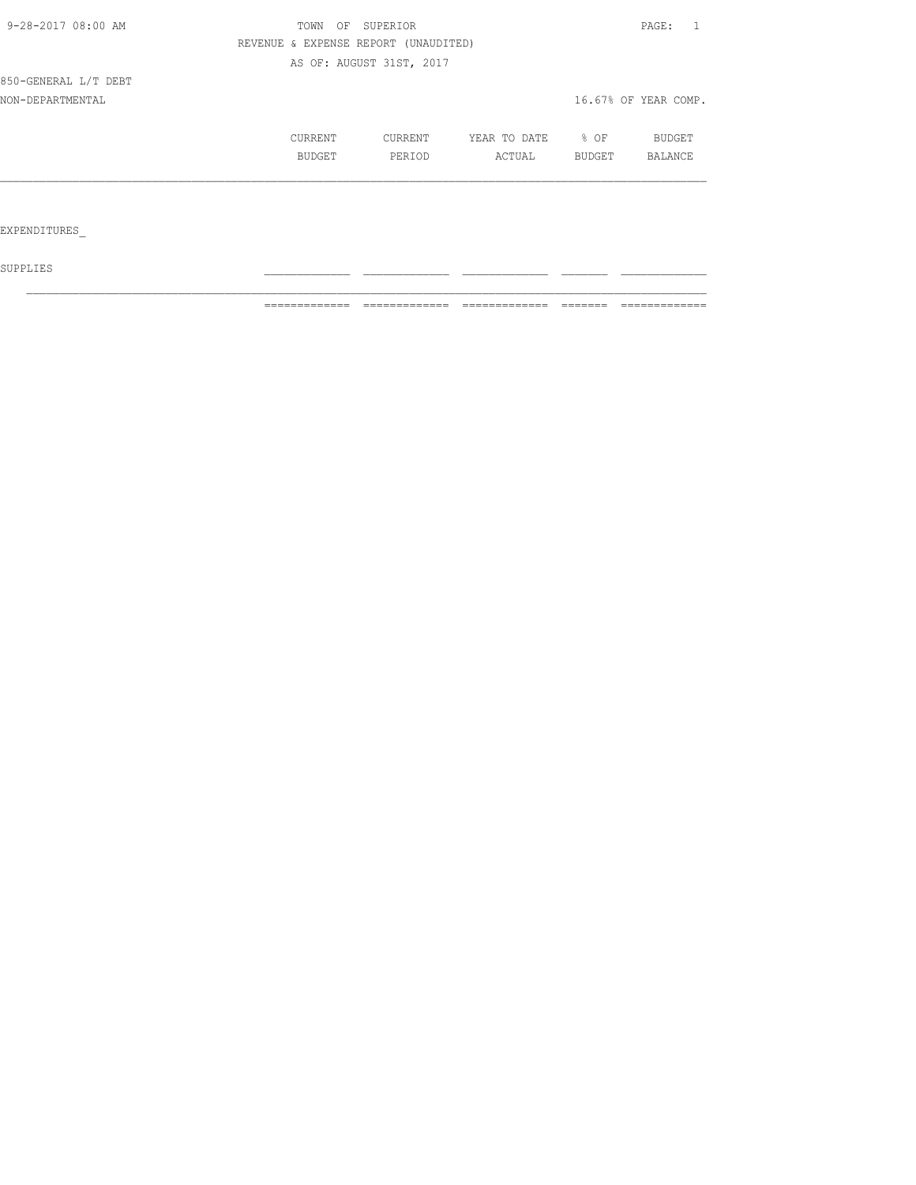TOWN OF SUPERIOR

REVENUE & EXPENSE REPORT (UNAUDITED)

AS OF: AUGUST 31ST, 2017

850-GENERAL L/T DEBT

NON-DEPARTMENTAL

16.67% OF YEAR COMP.

| | CURRENT BUDGET | CURRENT PERIOD | YEAR TO DATE ACTUAL | % OF BUDGET | BUDGET BALANCE |
|---|---|---|---|---|---|
| EXPENDITURES_ | | | | | |
| SUPPLIES | | | | | |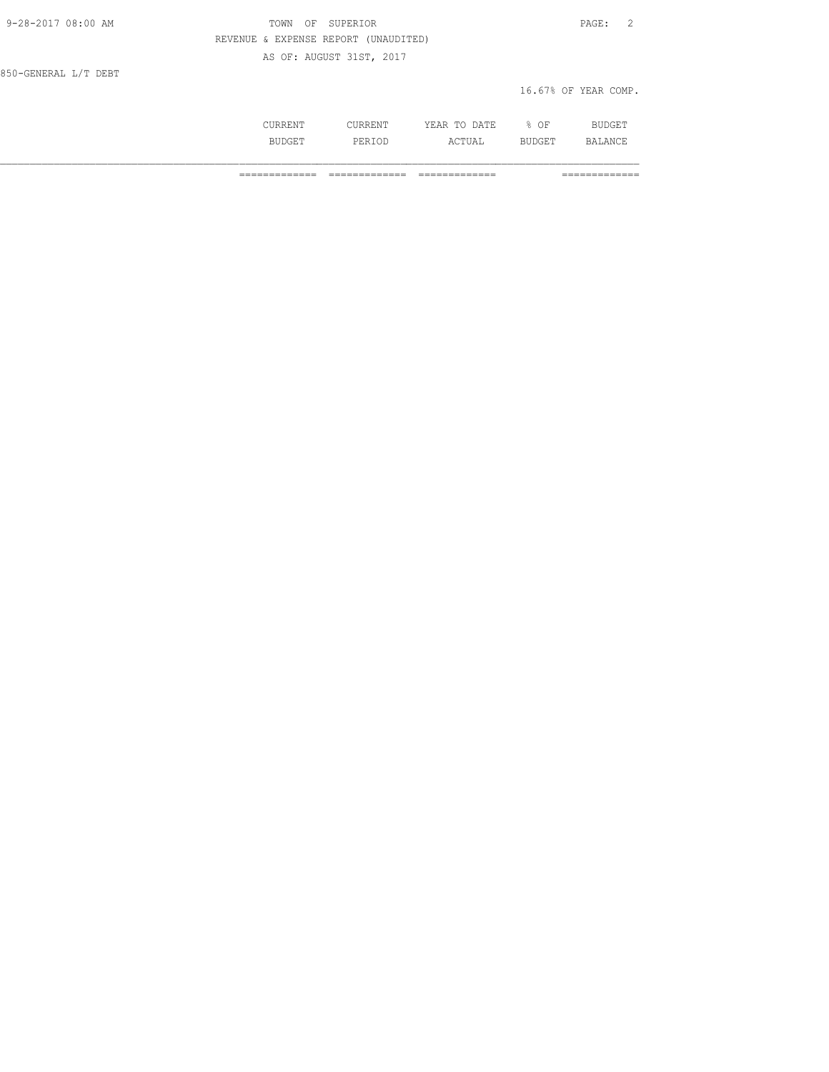850-GENERAL L/T DEBT

16.67% OF YEAR COMP.

| | CURRENT BUDGET | CURRENT PERIOD | YEAR TO DATE ACTUAL | % OF BUDGET | BUDGET BALANCE |
|---|---|---|---|---|---|
| | ============= | ============= | ============= | | ============= |